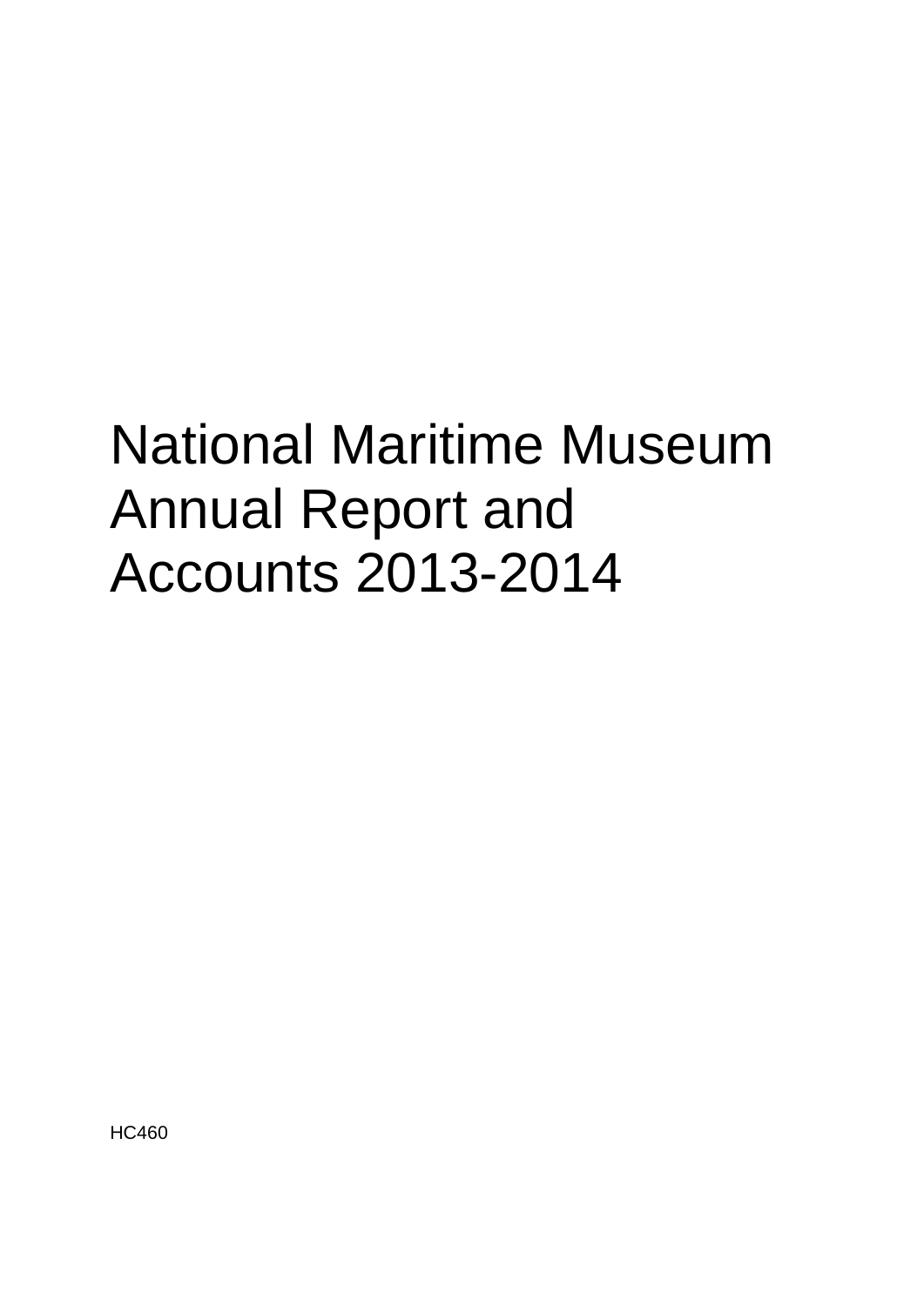# National Maritime Museum Annual Report and Accounts 2013-2014

HC460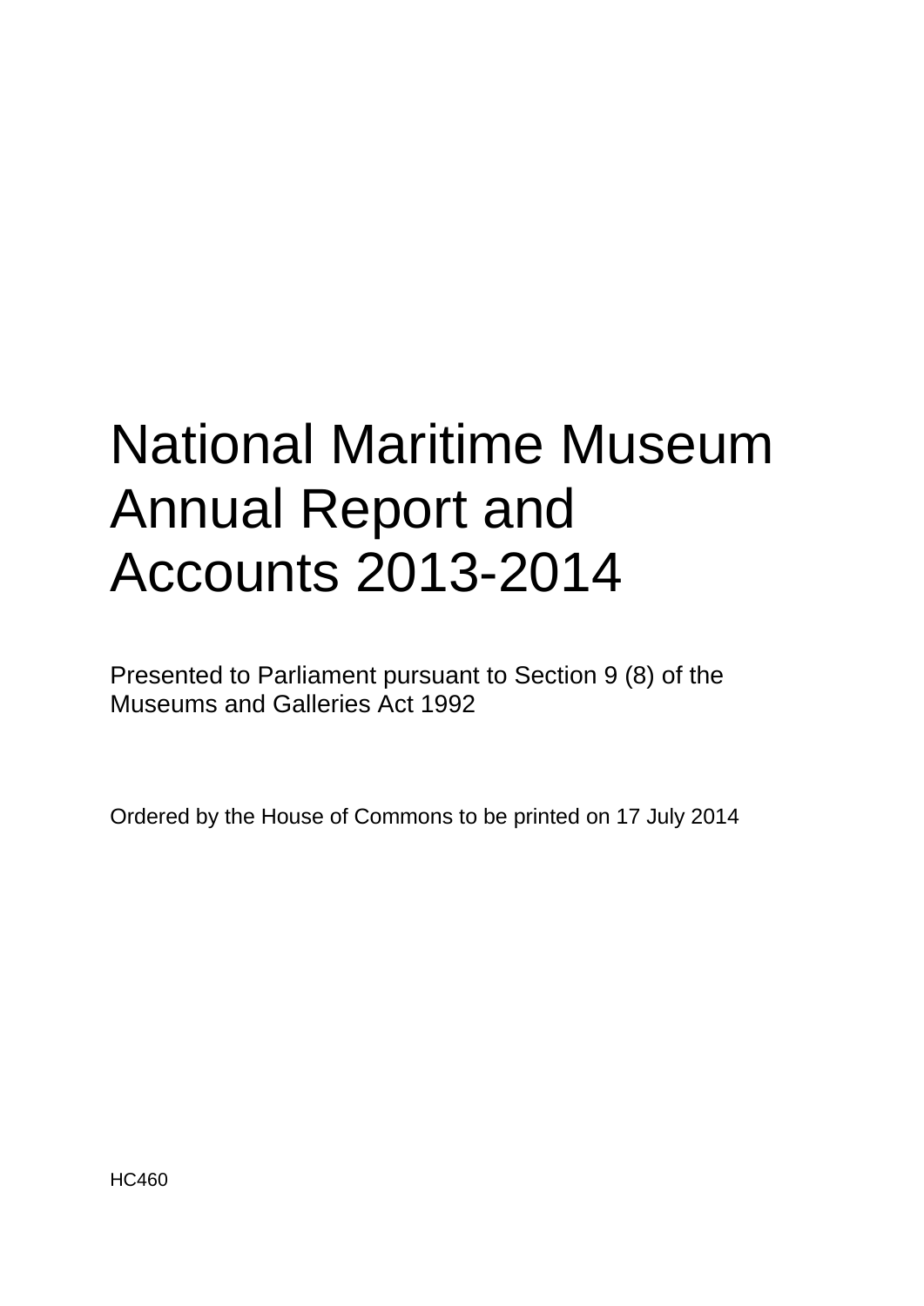# National Maritime Museum Annual Report and Accounts 2013-2014

Presented to Parliament pursuant to Section 9 (8) of the Museums and Galleries Act 1992

Ordered by the House of Commons to be printed on 17 July 2014

HC460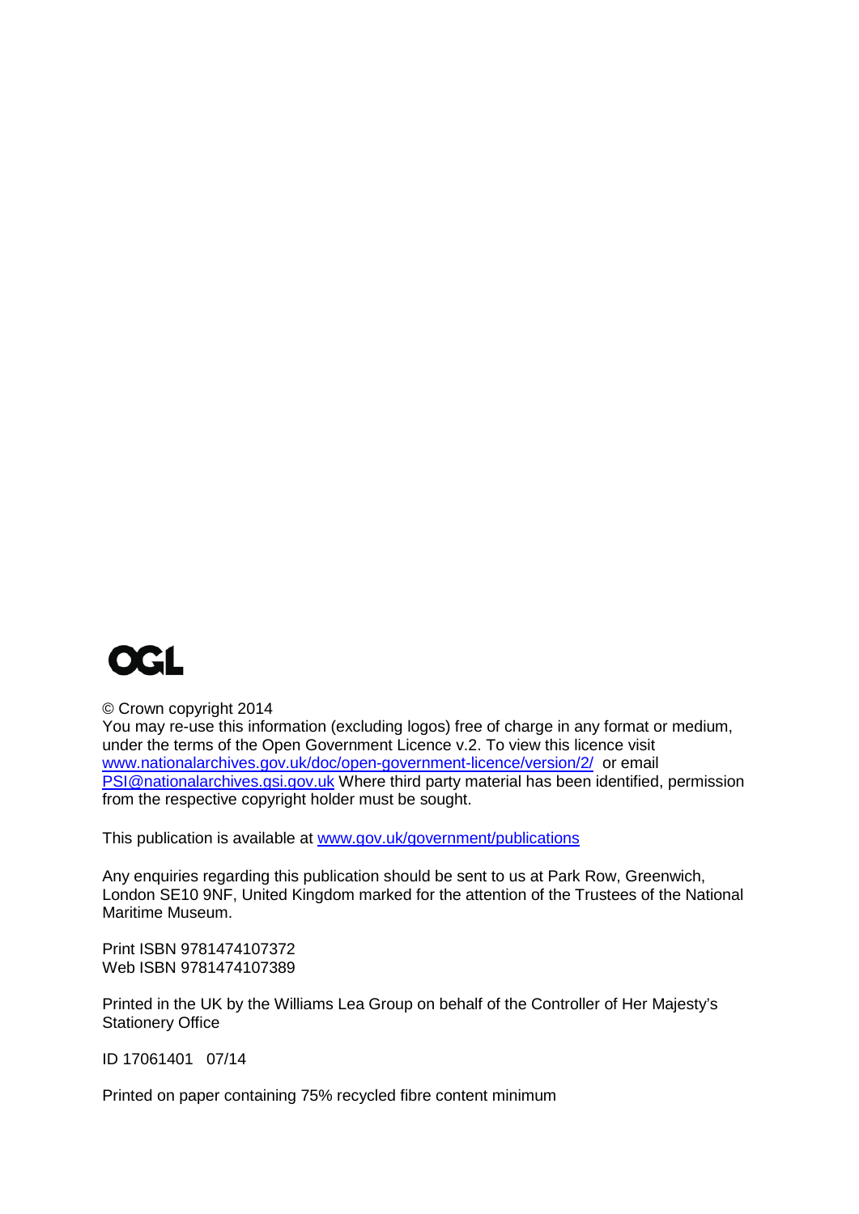OGL

© Crown copyright 2014

You may re-use this information (excluding logos) free of charge in any format or medium, under the terms of the Open Government Licence v.2. To view this licence visit www.nationalarchives.gov.uk/doc/open-government-licence/version/2/ or email PSI@nationalarchives.gsi.gov.uk Where third party material has been identified, permission from the respective copyright holder must be sought.

This publication is available at www.gov.uk/government/publications

Any enquiries regarding this publication should be sent to us at Park Row, Greenwich, London SE10 9NF, United Kingdom marked for the attention of the Trustees of the National Maritime Museum.

Print ISBN 9781474107372
Web ISBN 9781474107389

Printed in the UK by the Williams Lea Group on behalf of the Controller of Her Majesty's Stationery Office

ID 17061401 07/14

Printed on paper containing 75% recycled fibre content minimum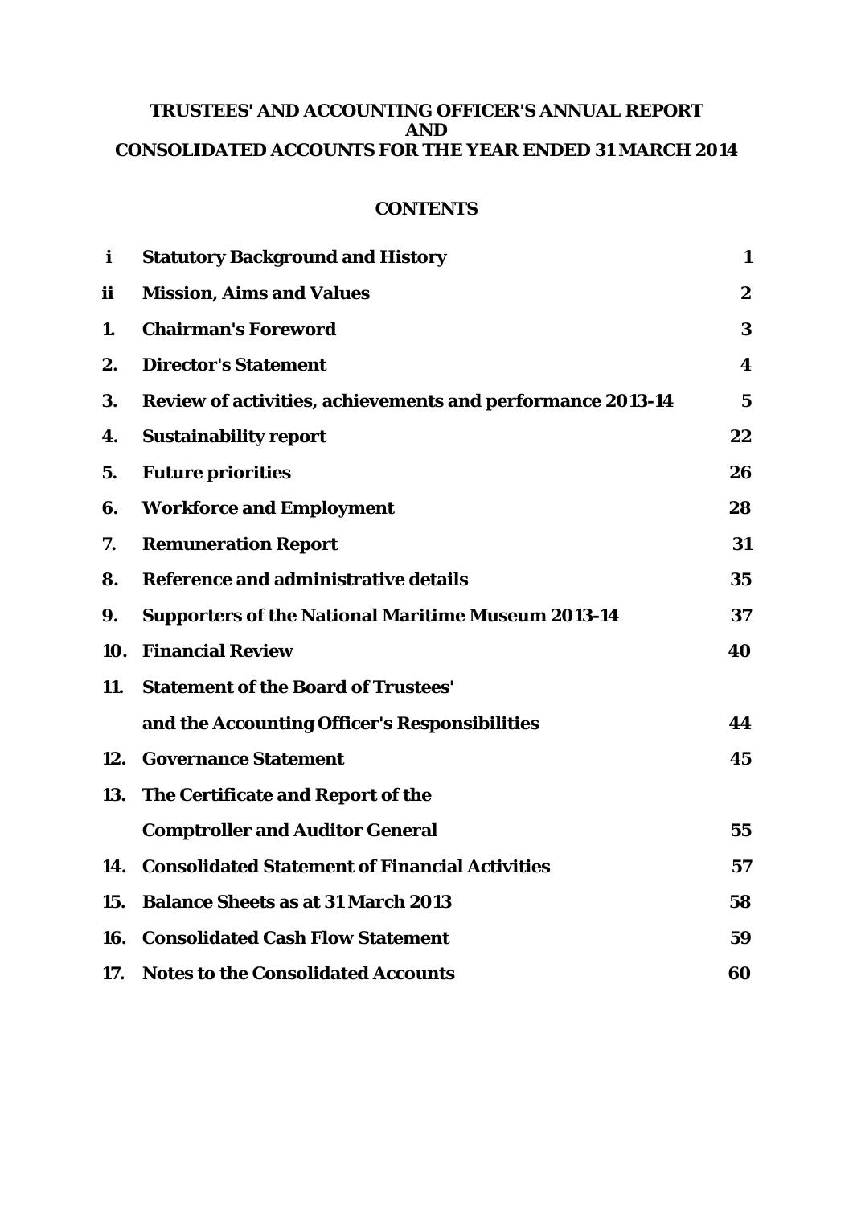# TRUSTEES' AND ACCOUNTING OFFICER'S ANNUAL REPORT AND CONSOLIDATED ACCOUNTS FOR THE YEAR ENDED 31 MARCH 2014

## CONTENTS

| | | |
|---|---|---|
| **i** | **Statutory Background and History** | **1** |
| **ii** | **Mission, Aims and Values** | **2** |
| **1.** | **Chairman's Foreword** | **3** |
| **2.** | **Director's Statement** | **4** |
| **3.** | **Review of activities, achievements and performance 2013-14** | **5** |
| **4.** | **Sustainability report** | **22** |
| **5.** | **Future priorities** | **26** |
| **6.** | **Workforce and Employment** | **28** |
| **7.** | **Remuneration Report** | **31** |
| **8.** | **Reference and administrative details** | **35** |
| **9.** | **Supporters of the National Maritime Museum 2013-14** | **37** |
| **10.** | **Financial Review** | **40** |
| **11.** | **Statement of the Board of Trustees' and the Accounting Officer's Responsibilities** | **44** |
| **12.** | **Governance Statement** | **45** |
| **13.** | **The Certificate and Report of the Comptroller and Auditor General** | **55** |
| **14.** | **Consolidated Statement of Financial Activities** | **57** |
| **15.** | **Balance Sheets as at 31 March 2013** | **58** |
| **16.** | **Consolidated Cash Flow Statement** | **59** |
| **17.** | **Notes to the Consolidated Accounts** | **60** |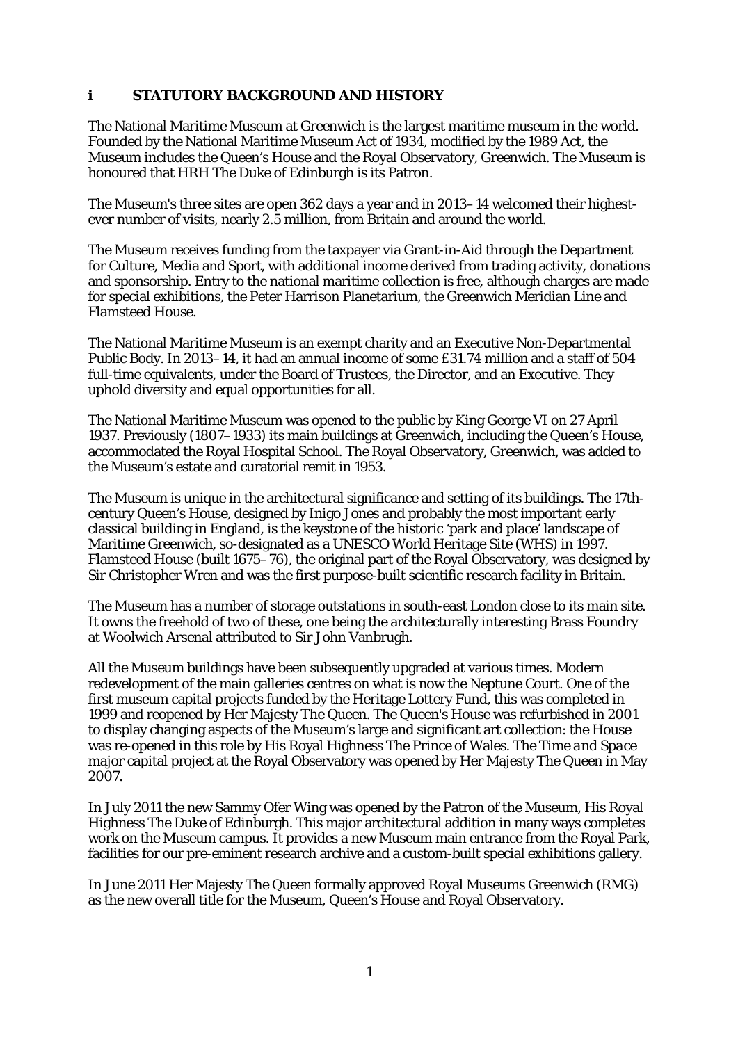## i STATUTORY BACKGROUND AND HISTORY

The National Maritime Museum at Greenwich is the largest maritime museum in the world. Founded by the National Maritime Museum Act of 1934, modified by the 1989 Act, the Museum includes the Queen's House and the Royal Observatory, Greenwich. The Museum is honoured that HRH The Duke of Edinburgh is its Patron.

The Museum's three sites are open 362 days a year and in 2013–14 welcomed their highest-ever number of visits, nearly 2.5 million, from Britain and around the world.

The Museum receives funding from the taxpayer via Grant-in-Aid through the Department for Culture, Media and Sport, with additional income derived from trading activity, donations and sponsorship. Entry to the national maritime collection is free, although charges are made for special exhibitions, the Peter Harrison Planetarium, the Greenwich Meridian Line and Flamsteed House.

The National Maritime Museum is an exempt charity and an Executive Non-Departmental Public Body. In 2013–14, it had an annual income of some £31.74 million and a staff of 504 full-time equivalents, under the Board of Trustees, the Director, and an Executive. They uphold diversity and equal opportunities for all.

The National Maritime Museum was opened to the public by King George VI on 27 April 1937. Previously (1807–1933) its main buildings at Greenwich, including the Queen's House, accommodated the Royal Hospital School. The Royal Observatory, Greenwich, was added to the Museum's estate and curatorial remit in 1953.

The Museum is unique in the architectural significance and setting of its buildings. The 17th-century Queen's House, designed by Inigo Jones and probably the most important early classical building in England, is the keystone of the historic 'park and place' landscape of Maritime Greenwich, so-designated as a UNESCO World Heritage Site (WHS) in 1997. Flamsteed House (built 1675–76), the original part of the Royal Observatory, was designed by Sir Christopher Wren and was the first purpose-built scientific research facility in Britain.

The Museum has a number of storage outstations in south-east London close to its main site. It owns the freehold of two of these, one being the architecturally interesting Brass Foundry at Woolwich Arsenal attributed to Sir John Vanbrugh.

All the Museum buildings have been subsequently upgraded at various times. Modern redevelopment of the main galleries centres on what is now the Neptune Court. One of the first museum capital projects funded by the Heritage Lottery Fund, this was completed in 1999 and reopened by Her Majesty The Queen. The Queen's House was refurbished in 2001 to display changing aspects of the Museum's large and significant art collection: the House was re-opened in this role by His Royal Highness The Prince of Wales. The *Time and Space* major capital project at the Royal Observatory was opened by Her Majesty The Queen in May 2007.

In July 2011 the new Sammy Ofer Wing was opened by the Patron of the Museum, His Royal Highness The Duke of Edinburgh. This major architectural addition in many ways completes work on the Museum campus. It provides a new Museum main entrance from the Royal Park, facilities for our pre-eminent research archive and a custom-built special exhibitions gallery.

In June 2011 Her Majesty The Queen formally approved Royal Museums Greenwich (RMG) as the new overall title for the Museum, Queen's House and Royal Observatory.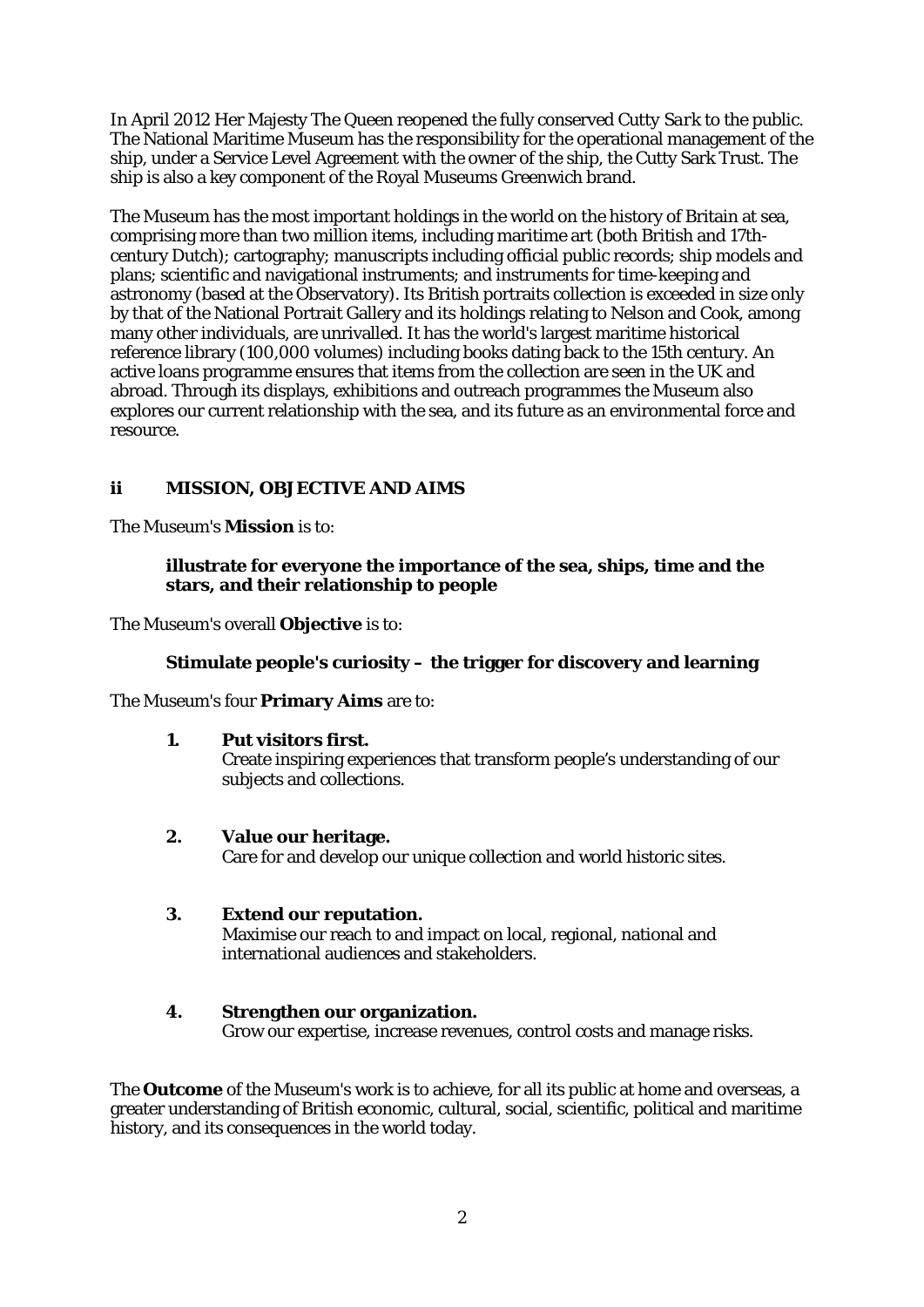In April 2012 Her Majesty The Queen reopened the fully conserved *Cutty Sark* to the public. The National Maritime Museum has the responsibility for the operational management of the ship, under a Service Level Agreement with the owner of the ship, the Cutty Sark Trust. The ship is also a key component of the Royal Museums Greenwich brand.

The Museum has the most important holdings in the world on the history of Britain at sea, comprising more than two million items, including maritime art (both British and 17th-century Dutch); cartography; manuscripts including official public records; ship models and plans; scientific and navigational instruments; and instruments for time-keeping and astronomy (based at the Observatory). Its British portraits collection is exceeded in size only by that of the National Portrait Gallery and its holdings relating to Nelson and Cook, among many other individuals, are unrivalled. It has the world's largest maritime historical reference library (100,000 volumes) including books dating back to the 15th century. An active loans programme ensures that items from the collection are seen in the UK and abroad. Through its displays, exhibitions and outreach programmes the Museum also explores our current relationship with the sea, and its future as an environmental force and resource.

## ii MISSION, OBJECTIVE AND AIMS

The Museum's **Mission** is to:

> **illustrate for everyone the importance of the sea, ships, time and the stars, and their relationship to people**

The Museum's overall **Objective** is to:

> **Stimulate people's curiosity – the trigger for discovery and learning**

The Museum's four **Primary Aims** are to:

1. **Put visitors first.**
   Create inspiring experiences that transform people's understanding of our subjects and collections.

2. **Value our heritage.**
   Care for and develop our unique collection and world historic sites.

3. **Extend our reputation.**
   Maximise our reach to and impact on local, regional, national and international audiences and stakeholders.

4. **Strengthen our organization.**
   Grow our expertise, increase revenues, control costs and manage risks.

The **Outcome** of the Museum's work is to achieve, for all its public at home and overseas, a greater understanding of British economic, cultural, social, scientific, political and maritime history, and its consequences in the world today.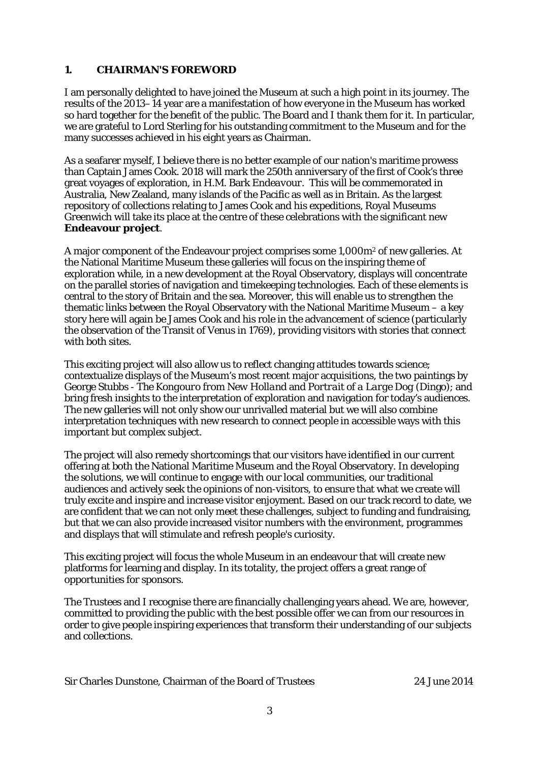## 1. CHAIRMAN'S FOREWORD

I am personally delighted to have joined the Museum at such a high point in its journey. The results of the 2013–14 year are a manifestation of how everyone in the Museum has worked so hard together for the benefit of the public. The Board and I thank them for it. In particular, we are grateful to Lord Sterling for his outstanding commitment to the Museum and for the many successes achieved in his eight years as Chairman.

As a seafarer myself, I believe there is no better example of our nation's maritime prowess than Captain James Cook. 2018 will mark the 250th anniversary of the first of Cook's three great voyages of exploration, in H.M. Bark *Endeavour*. This will be commemorated in Australia, New Zealand, many islands of the Pacific as well as in Britain. As the largest repository of collections relating to James Cook and his expeditions, Royal Museums Greenwich will take its place at the centre of these celebrations with the significant new **Endeavour project**.

A major component of the Endeavour project comprises some 1,000m$^2$ of new galleries. At the National Maritime Museum these galleries will focus on the inspiring theme of exploration while, in a new development at the Royal Observatory, displays will concentrate on the parallel stories of navigation and timekeeping technologies. Each of these elements is central to the story of Britain and the sea. Moreover, this will enable us to strengthen the thematic links between the Royal Observatory with the National Maritime Museum – a key story here will again be James Cook and his role in the advancement of science (particularly the observation of the Transit of Venus in 1769), providing visitors with stories that connect with both sites.

This exciting project will also allow us to reflect changing attitudes towards science; contextualize displays of the Museum's most recent major acquisitions, the two paintings by George Stubbs - *The Kongouro from New Holland* and *Portrait of a Large Dog (Dingo)*; and bring fresh insights to the interpretation of exploration and navigation for today's audiences. The new galleries will not only show our unrivalled material but we will also combine interpretation techniques with new research to connect people in accessible ways with this important but complex subject.

The project will also remedy shortcomings that our visitors have identified in our current offering at both the National Maritime Museum and the Royal Observatory. In developing the solutions, we will continue to engage with our local communities, our traditional audiences and actively seek the opinions of non-visitors, to ensure that what we create will truly excite and inspire and increase visitor enjoyment. Based on our track record to date, we are confident that we can not only meet these challenges, subject to funding and fundraising, but that we can also provide increased visitor numbers with the environment, programmes and displays that will stimulate and refresh people's curiosity.

This exciting project will focus the whole Museum in an endeavour that will create new platforms for learning and display. In its totality, the project offers a great range of opportunities for sponsors.

The Trustees and I recognise there are financially challenging years ahead. We are, however, committed to providing the public with the best possible offer we can from our resources in order to give people inspiring experiences that transform their understanding of our subjects and collections.

Sir Charles Dunstone, Chairman of the Board of Trustees 24 June 2014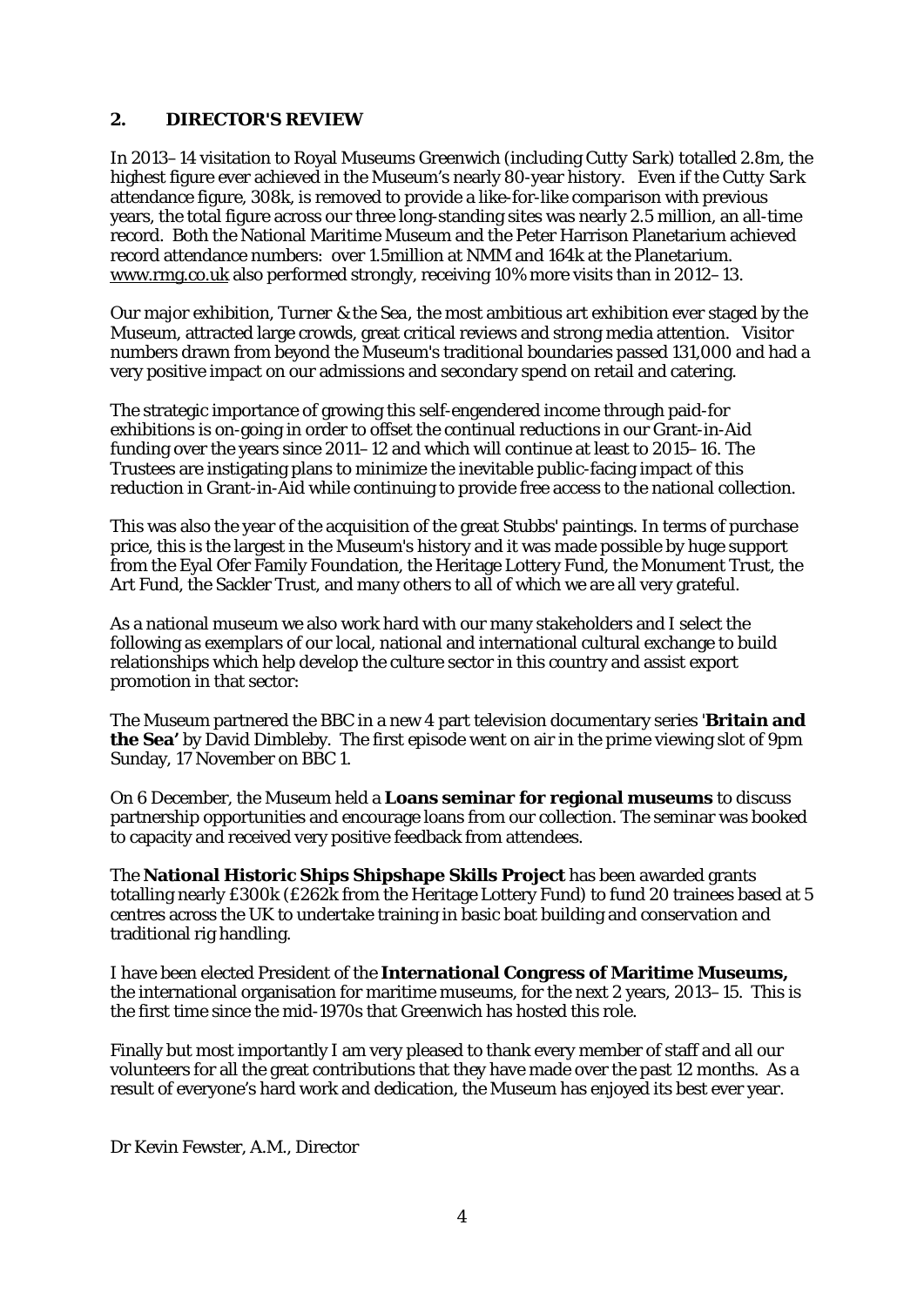## 2. DIRECTOR'S REVIEW

In 2013–14 visitation to Royal Museums Greenwich (including *Cutty Sark*) totalled 2.8m, the highest figure ever achieved in the Museum's nearly 80-year history. Even if the *Cutty Sark* attendance figure, 308k, is removed to provide a like-for-like comparison with previous years, the total figure across our three long-standing sites was nearly 2.5 million, an all-time record. Both the National Maritime Museum and the Peter Harrison Planetarium achieved record attendance numbers: over 1.5million at NMM and 164k at the Planetarium. www.rmg.co.uk also performed strongly, receiving 10% more visits than in 2012–13.

Our major exhibition, *Turner & the Sea*, the most ambitious art exhibition ever staged by the Museum, attracted large crowds, great critical reviews and strong media attention. Visitor numbers drawn from beyond the Museum's traditional boundaries passed 131,000 and had a very positive impact on our admissions and secondary spend on retail and catering.

The strategic importance of growing this self-engendered income through paid-for exhibitions is on-going in order to offset the continual reductions in our Grant-in-Aid funding over the years since 2011–12 and which will continue at least to 2015–16. The Trustees are instigating plans to minimize the inevitable public-facing impact of this reduction in Grant-in-Aid while continuing to provide free access to the national collection.

This was also the year of the acquisition of the great Stubbs' paintings. In terms of purchase price, this is the largest in the Museum's history and it was made possible by huge support from the Eyal Ofer Family Foundation, the Heritage Lottery Fund, the Monument Trust, the Art Fund, the Sackler Trust, and many others to all of which we are all very grateful.

As a national museum we also work hard with our many stakeholders and I select the following as exemplars of our local, national and international cultural exchange to build relationships which help develop the culture sector in this country and assist export promotion in that sector:

The Museum partnered the BBC in a new 4 part television documentary series '**Britain and the Sea'** by David Dimbleby. The first episode went on air in the prime viewing slot of 9pm Sunday, 17 November on BBC 1.

On 6 December, the Museum held a **Loans seminar for regional museums** to discuss partnership opportunities and encourage loans from our collection. The seminar was booked to capacity and received very positive feedback from attendees.

The **National Historic Ships Shipshape Skills Project** has been awarded grants totalling nearly £300k (£262k from the Heritage Lottery Fund) to fund 20 trainees based at 5 centres across the UK to undertake training in basic boat building and conservation and traditional rig handling.

I have been elected President of the **International Congress of Maritime Museums,** the international organisation for maritime museums, for the next 2 years, 2013–15. This is the first time since the mid-1970s that Greenwich has hosted this role.

Finally but most importantly I am very pleased to thank every member of staff and all our volunteers for all the great contributions that they have made over the past 12 months. As a result of everyone's hard work and dedication, the Museum has enjoyed its best ever year.

Dr Kevin Fewster, A.M., Director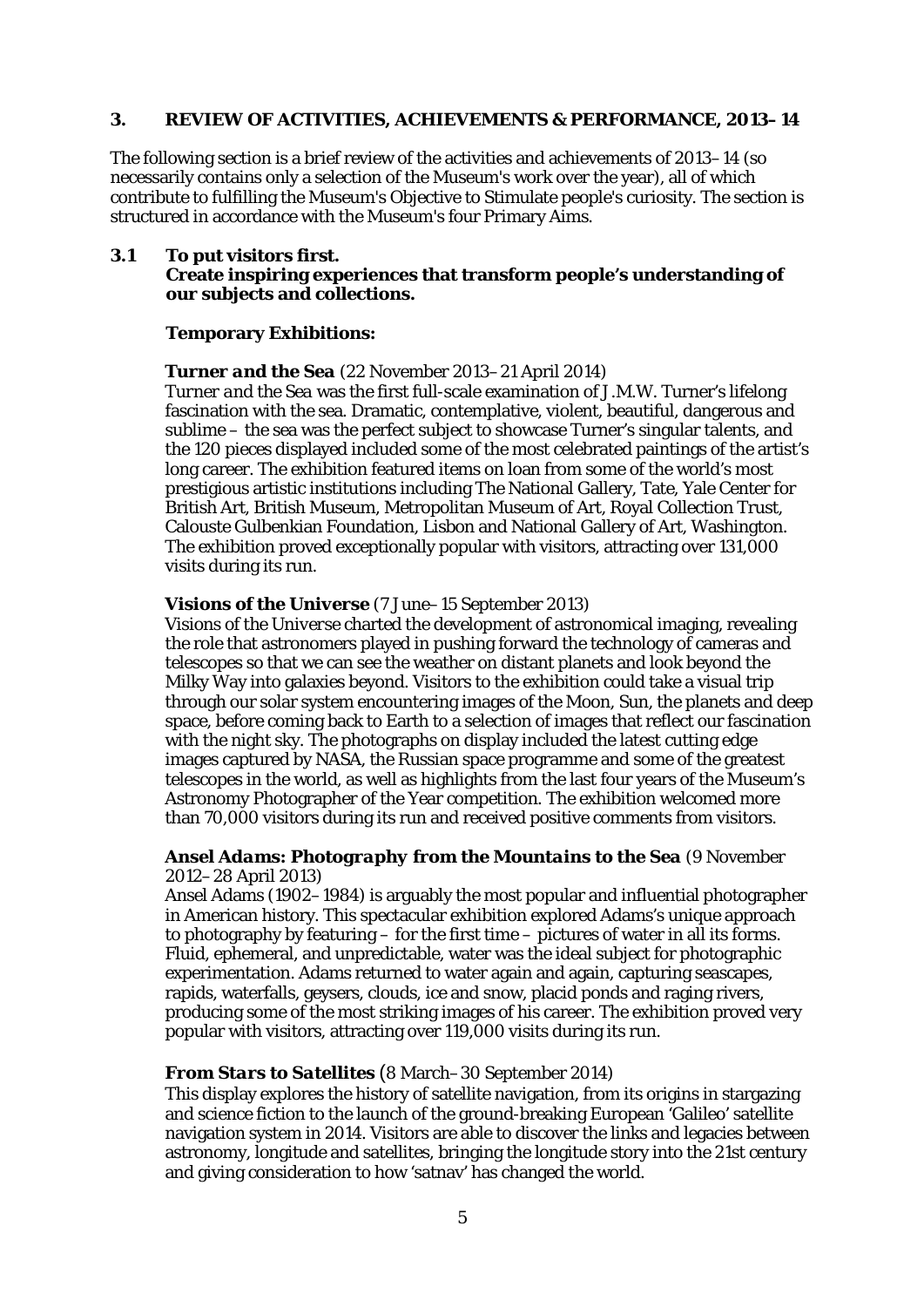## 3. REVIEW OF ACTIVITIES, ACHIEVEMENTS & PERFORMANCE, 2013–14

The following section is a brief review of the activities and achievements of 2013–14 (so necessarily contains only a selection of the Museum's work over the year), all of which contribute to fulfilling the Museum's Objective to Stimulate people's curiosity. The section is structured in accordance with the Museum's four Primary Aims.

### 3.1 *To put visitors first.* Create inspiring experiences that transform people's understanding of our subjects and collections.

**Temporary Exhibitions:**

***Turner and the Sea*** (22 November 2013–21 April 2014)
*Turner and the Sea* was the first full-scale examination of J.M.W. Turner's lifelong fascination with the sea. Dramatic, contemplative, violent, beautiful, dangerous and sublime – the sea was the perfect subject to showcase Turner's singular talents, and the 120 pieces displayed included some of the most celebrated paintings of the artist's long career. The exhibition featured items on loan from some of the world's most prestigious artistic institutions including The National Gallery, Tate, Yale Center for British Art, British Museum, Metropolitan Museum of Art, Royal Collection Trust, Calouste Gulbenkian Foundation, Lisbon and National Gallery of Art, Washington. The exhibition proved exceptionally popular with visitors, attracting over 131,000 visits during its run.

***Visions of the Universe*** (7 June–15 September 2013)
*Visions of the Universe* charted the development of astronomical imaging, revealing the role that astronomers played in pushing forward the technology of cameras and telescopes so that we can see the weather on distant planets and look beyond the Milky Way into galaxies beyond. Visitors to the exhibition could take a visual trip through our solar system encountering images of the Moon, Sun, the planets and deep space, before coming back to Earth to a selection of images that reflect our fascination with the night sky. The photographs on display included the latest cutting edge images captured by NASA, the Russian space programme and some of the greatest telescopes in the world, as well as highlights from the last four years of the Museum's Astronomy Photographer of the Year competition. The exhibition welcomed more than 70,000 visitors during its run and received positive comments from visitors.

***Ansel Adams: Photography from the Mountains to the Sea*** (9 November 2012–28 April 2013)
Ansel Adams (1902–1984) is arguably the most popular and influential photographer in American history. This spectacular exhibition explored Adams's unique approach to photography by featuring – for the first time – pictures of water in all its forms. Fluid, ephemeral, and unpredictable, water was the ideal subject for photographic experimentation. Adams returned to water again and again, capturing seascapes, rapids, waterfalls, geysers, clouds, ice and snow, placid ponds and raging rivers, producing some of the most striking images of his career. The exhibition proved very popular with visitors, attracting over 119,000 visits during its run.

***From Stars to Satellites*** (8 March–30 September 2014)
This display explores the history of satellite navigation, from its origins in stargazing and science fiction to the launch of the ground-breaking European 'Galileo' satellite navigation system in 2014. Visitors are able to discover the links and legacies between astronomy, longitude and satellites, bringing the longitude story into the 21st century and giving consideration to how 'satnav' has changed the world.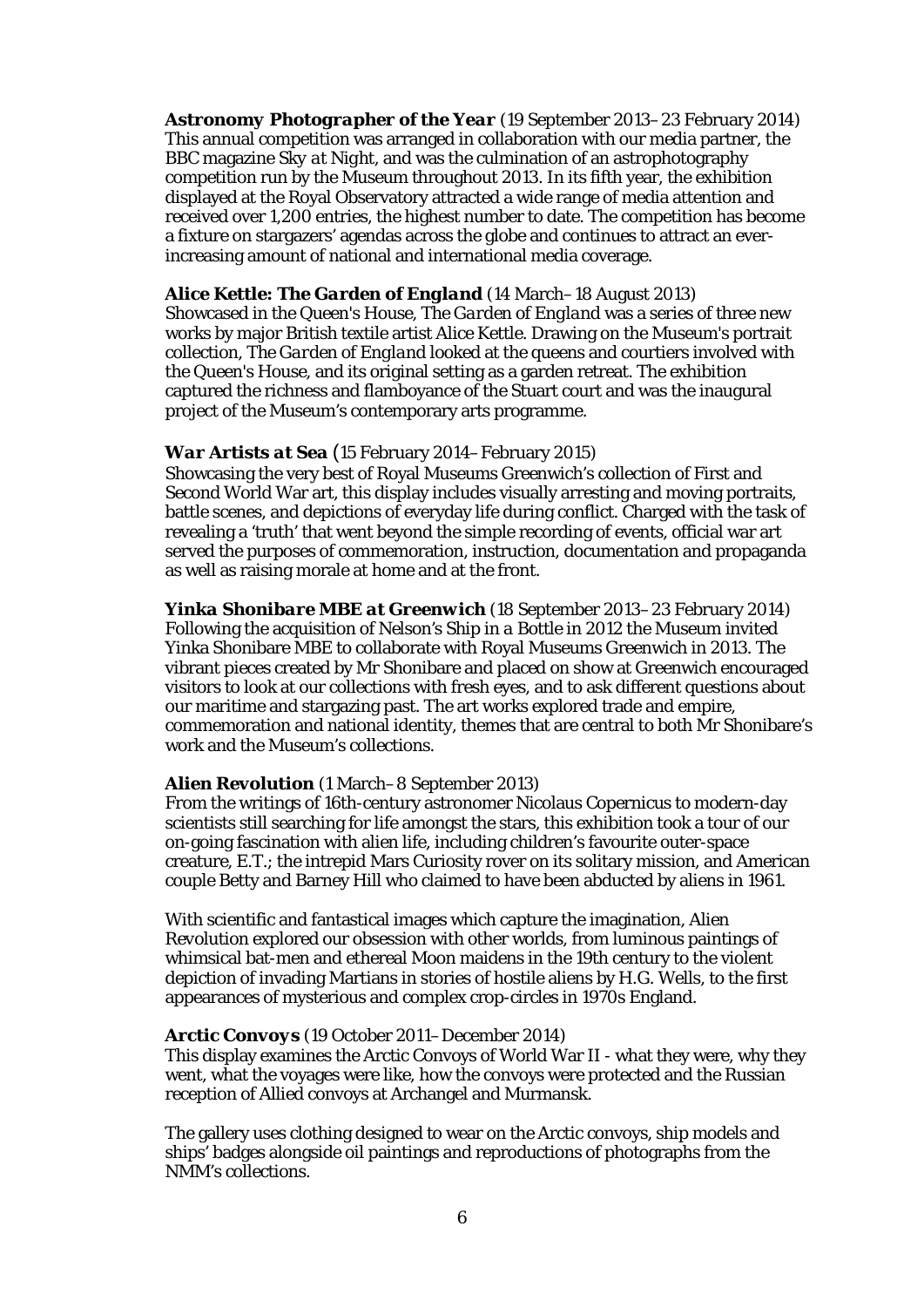***Astronomy Photographer of the Year*** (19 September 2013–23 February 2014)
This annual competition was arranged in collaboration with our media partner, the BBC magazine *Sky at Night*, and was the culmination of an astrophotography competition run by the Museum throughout 2013. In its fifth year, the exhibition displayed at the Royal Observatory attracted a wide range of media attention and received over 1,200 entries, the highest number to date. The competition has become a fixture on stargazers' agendas across the globe and continues to attract an ever-increasing amount of national and international media coverage.

***Alice Kettle: The Garden of England*** (14 March–18 August 2013)
Showcased in the Queen's House, *The Garden of England* was a series of three new works by major British textile artist Alice Kettle. Drawing on the Museum's portrait collection, *The Garden of England* looked at the queens and courtiers involved with the Queen's House, and its original setting as a garden retreat. The exhibition captured the richness and flamboyance of the Stuart court and was the inaugural project of the Museum's contemporary arts programme.

***War Artists at Sea*** (15 February 2014–February 2015)
Showcasing the very best of Royal Museums Greenwich's collection of First and Second World War art, this display includes visually arresting and moving portraits, battle scenes, and depictions of everyday life during conflict. Charged with the task of revealing a 'truth' that went beyond the simple recording of events, official war art served the purposes of commemoration, instruction, documentation and propaganda as well as raising morale at home and at the front.

***Yinka Shonibare MBE at Greenwich*** (18 September 2013–23 February 2014)
Following the acquisition of *Nelson's Ship in a Bottle* in 2012 the Museum invited Yinka Shonibare MBE to collaborate with Royal Museums Greenwich in 2013. The vibrant pieces created by Mr Shonibare and placed on show at Greenwich encouraged visitors to look at our collections with fresh eyes, and to ask different questions about our maritime and stargazing past. The art works explored trade and empire, commemoration and national identity, themes that are central to both Mr Shonibare's work and the Museum's collections.

***Alien Revolution*** (1 March–8 September 2013)
From the writings of 16th-century astronomer Nicolaus Copernicus to modern-day scientists still searching for life amongst the stars, this exhibition took a tour of our on-going fascination with alien life, including children's favourite outer-space creature, E.T.; the intrepid Mars Curiosity rover on its solitary mission, and American couple Betty and Barney Hill who claimed to have been abducted by aliens in 1961.

With scientific and fantastical images which capture the imagination, Alien Revolution explored our obsession with other worlds, from luminous paintings of whimsical bat-men and ethereal Moon maidens in the 19th century to the violent depiction of invading Martians in stories of hostile aliens by H.G. Wells, to the first appearances of mysterious and complex crop-circles in 1970s England.

***Arctic Convoys*** (19 October 2011–December 2014)
This display examines the Arctic Convoys of World War II - what they were, why they went, what the voyages were like, how the convoys were protected and the Russian reception of Allied convoys at Archangel and Murmansk.

The gallery uses clothing designed to wear on the Arctic convoys, ship models and ships' badges alongside oil paintings and reproductions of photographs from the NMM's collections.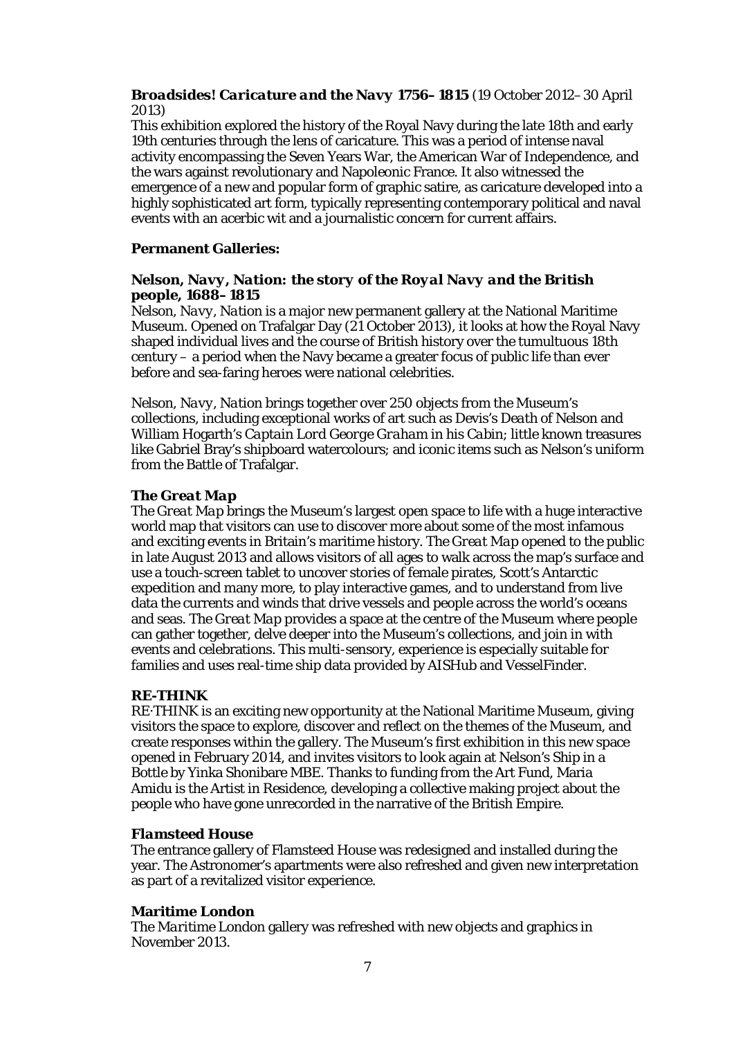***Broadsides! Caricature and the Navy 1756–1815*** (19 October 2012–30 April 2013)

This exhibition explored the history of the Royal Navy during the late 18th and early 19th centuries through the lens of caricature. This was a period of intense naval activity encompassing the Seven Years War, the American War of Independence, and the wars against revolutionary and Napoleonic France. It also witnessed the emergence of a new and popular form of graphic satire, as caricature developed into a highly sophisticated art form, typically representing contemporary political and naval events with an acerbic wit and a journalistic concern for current affairs.

**Permanent Galleries:**

***Nelson, Navy, Nation: the story of the Royal Navy and the British people, 1688–1815***

*Nelson, Navy, Nation* is a major new permanent gallery at the National Maritime Museum. Opened on Trafalgar Day (21 October 2013), it looks at how the Royal Navy shaped individual lives and the course of British history over the tumultuous 18th century – a period when the Navy became a greater focus of public life than ever before and sea-faring heroes were national celebrities.

*Nelson, Navy, Nation* brings together over 250 objects from the Museum's collections, including exceptional works of art such as Devis's *Death of Nelson* and William Hogarth's *Captain Lord George Graham in his Cabin*; little known treasures like Gabriel Bray's shipboard watercolours; and iconic items such as Nelson's uniform from the Battle of Trafalgar.

***The Great Map***

*The Great Map* brings the Museum's largest open space to life with a huge interactive world map that visitors can use to discover more about some of the most infamous and exciting events in Britain's maritime history. *The Great Map* opened to the public in late August 2013 and allows visitors of all ages to walk across the map's surface and use a touch-screen tablet to uncover stories of female pirates, Scott's Antarctic expedition and many more, to play interactive games, and to understand from live data the currents and winds that drive vessels and people across the world's oceans and seas. *The Great Map* provides a space at the centre of the Museum where people can gather together, delve deeper into the Museum's collections, and join in with events and celebrations. This multi-sensory, experience is especially suitable for families and uses real-time ship data provided by AISHub and VesselFinder.

***RE-THINK***

RE·THINK is an exciting new opportunity at the National Maritime Museum, giving visitors the space to explore, discover and reflect on the themes of the Museum, and create responses within the gallery. The Museum's first exhibition in this new space opened in February 2014, and invites visitors to look again at Nelson's Ship in a Bottle by Yinka Shonibare MBE. Thanks to funding from the Art Fund, Maria Amidu is the Artist in Residence, developing a collective making project about the people who have gone unrecorded in the narrative of the British Empire.

***Flamsteed House***

The entrance gallery of Flamsteed House was redesigned and installed during the year. The Astronomer's apartments were also refreshed and given new interpretation as part of a revitalized visitor experience.

***Maritime London***

The *Maritime London* gallery was refreshed with new objects and graphics in November 2013.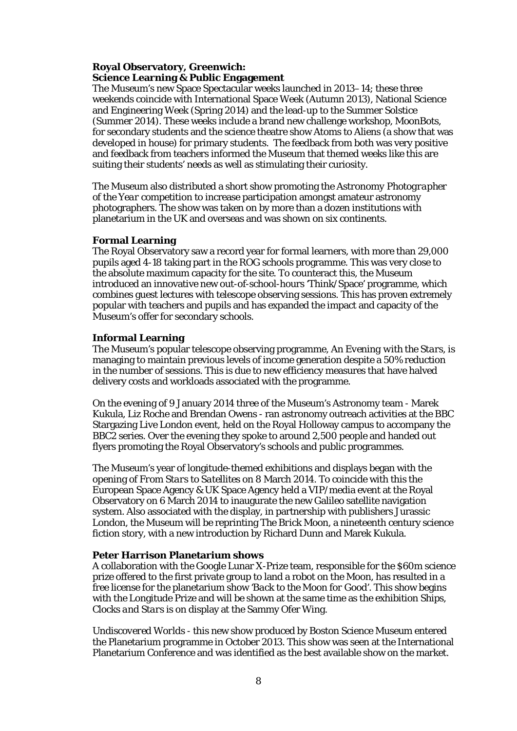**Royal Observatory, Greenwich: Science Learning & Public Engagement**

The Museum's new Space Spectacular weeks launched in 2013–14; these three weekends coincide with International Space Week (Autumn 2013), National Science and Engineering Week (Spring 2014) and the lead-up to the Summer Solstice (Summer 2014). These weeks include a brand new challenge workshop, MoonBots, for secondary students and the science theatre show Atoms to Aliens (a show that was developed in house) for primary students. The feedback from both was very positive and feedback from teachers informed the Museum that themed weeks like this are suiting their students' needs as well as stimulating their curiosity.

The Museum also distributed a short show promoting the *Astronomy Photographer of the Year* competition to increase participation amongst amateur astronomy photographers. The show was taken on by more than a dozen institutions with planetarium in the UK and overseas and was shown on six continents.

**Formal Learning**

The Royal Observatory saw a record year for formal learners, with more than 29,000 pupils aged 4-18 taking part in the ROG schools programme. This was very close to the absolute maximum capacity for the site. To counteract this, the Museum introduced an innovative new out-of-school-hours 'Think/Space' programme, which combines guest lectures with telescope observing sessions. This has proven extremely popular with teachers and pupils and has expanded the impact and capacity of the Museum's offer for secondary schools.

**Informal Learning**

The Museum's popular telescope observing programme, *An Evening with the Stars*, is managing to maintain previous levels of income generation despite a 50% reduction in the number of sessions. This is due to new efficiency measures that have halved delivery costs and workloads associated with the programme.

On the evening of 9 January 2014 three of the Museum's Astronomy team - Marek Kukula, Liz Roche and Brendan Owens - ran astronomy outreach activities at the BBC Stargazing Live London event, held on the Royal Holloway campus to accompany the BBC2 series. Over the evening they spoke to around 2,500 people and handed out flyers promoting the Royal Observatory's schools and public programmes.

The Museum's year of longitude-themed exhibitions and displays began with the opening of *From Stars to Satellites* on 8 March 2014. To coincide with this the European Space Agency & UK Space Agency held a VIP/media event at the Royal Observatory on 6 March 2014 to inaugurate the new Galileo satellite navigation system. Also associated with the display, in partnership with publishers Jurassic London, the Museum will be reprinting *The Brick Moon*, a nineteenth century science fiction story, with a new introduction by Richard Dunn and Marek Kukula.

**Peter Harrison Planetarium shows**

A collaboration with the Google Lunar X-Prize team, responsible for the $60m science prize offered to the first private group to land a robot on the Moon, has resulted in a free license for the planetarium show *'Back to the Moon for Good'*. This show begins with the Longitude Prize and will be shown at the same time as the exhibition *Ships, Clocks and Stars* is on display at the Sammy Ofer Wing.

*Undiscovered Worlds* - this new show produced by Boston Science Museum entered the Planetarium programme in October 2013. This show was seen at the International Planetarium Conference and was identified as the best available show on the market.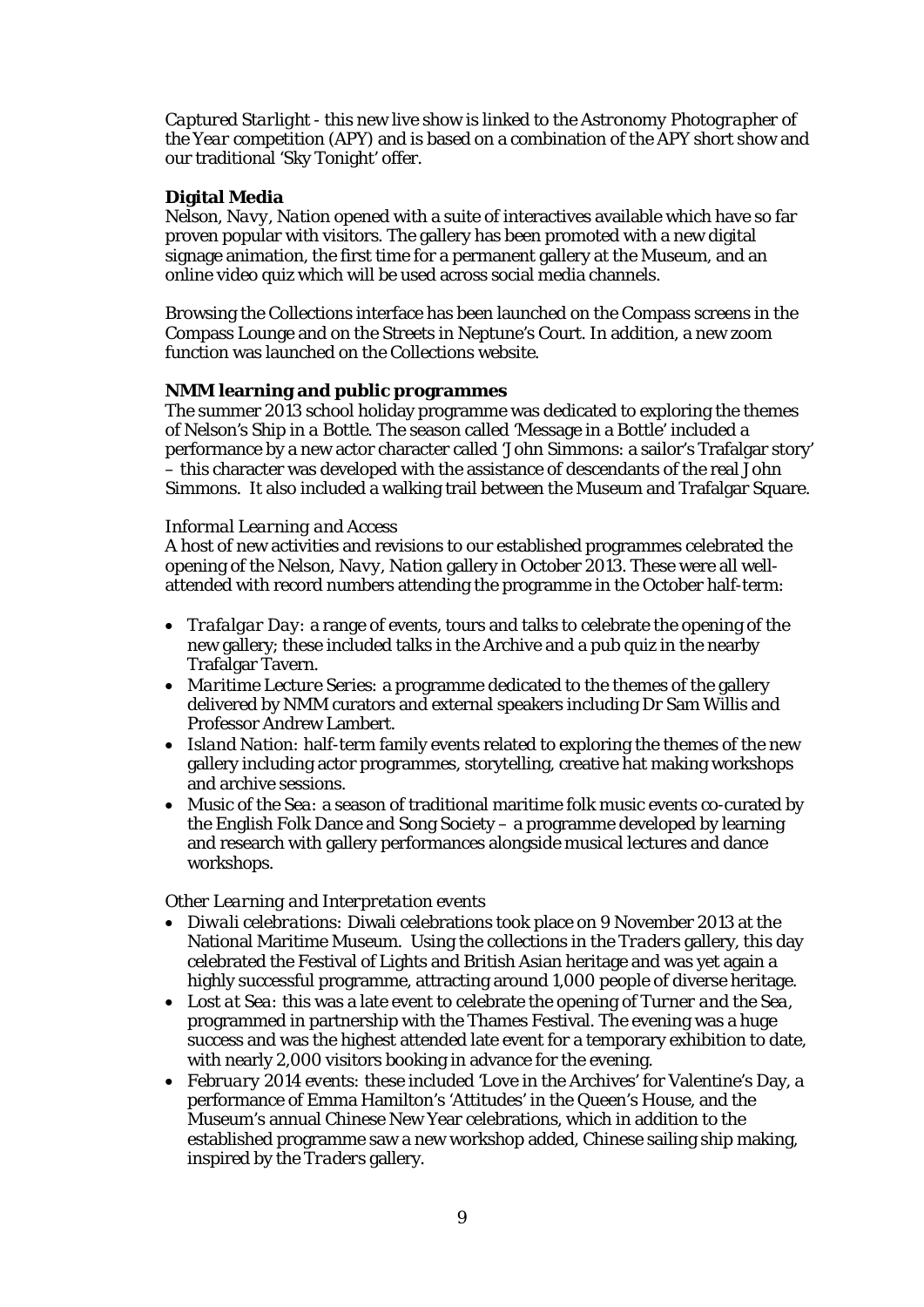*Captured Starlight* - this new live show is linked to the *Astronomy Photographer of the Year* competition (APY) and is based on a combination of the APY short show and our traditional 'Sky Tonight' offer.

**Digital Media**

*Nelson, Navy, Nation* opened with a suite of interactives available which have so far proven popular with visitors. The gallery has been promoted with a new digital signage animation, the first time for a permanent gallery at the Museum, and an online video quiz which will be used across social media channels.

Browsing the Collections interface has been launched on the Compass screens in the Compass Lounge and on the Streets in Neptune's Court. In addition, a new zoom function was launched on the Collections website.

**NMM learning and public programmes**

The summer 2013 school holiday programme was dedicated to exploring the themes of *Nelson's Ship in a Bottle*. The season called 'Message in a Bottle' included a performance by a new actor character called 'John Simmons: a sailor's Trafalgar story' – this character was developed with the assistance of descendants of the real John Simmons. It also included a walking trail between the Museum and Trafalgar Square.

*Informal Learning and Access*

A host of new activities and revisions to our established programmes celebrated the opening of the *Nelson, Navy, Nation* gallery in October 2013. These were all well-attended with record numbers attending the programme in the October half-term:

- *Trafalgar Day*: a range of events, tours and talks to celebrate the opening of the new gallery; these included talks in the Archive and a pub quiz in the nearby Trafalgar Tavern.
- *Maritime Lecture Series*: a programme dedicated to the themes of the gallery delivered by NMM curators and external speakers including Dr Sam Willis and Professor Andrew Lambert.
- *Island Nation*: half-term family events related to exploring the themes of the new gallery including actor programmes, storytelling, creative hat making workshops and archive sessions.
- *Music of the Sea*: a season of traditional maritime folk music events co-curated by the English Folk Dance and Song Society – a programme developed by learning and research with gallery performances alongside musical lectures and dance workshops.

*Other Learning and Interpretation events*

- *Diwali celebrations*: Diwali celebrations took place on 9 November 2013 at the National Maritime Museum. Using the collections in the *Traders* gallery, this day celebrated the Festival of Lights and British Asian heritage and was yet again a highly successful programme, attracting around 1,000 people of diverse heritage.
- *Lost at Sea*: this was a late event to celebrate the opening of *Turner and the Sea*, programmed in partnership with the Thames Festival. The evening was a huge success and was the highest attended late event for a temporary exhibition to date, with nearly 2,000 visitors booking in advance for the evening.
- *February 2014 events*: these included 'Love in the Archives' for Valentine's Day, a performance of Emma Hamilton's 'Attitudes' in the Queen's House, and the Museum's annual Chinese New Year celebrations, which in addition to the established programme saw a new workshop added, Chinese sailing ship making, inspired by the *Traders* gallery.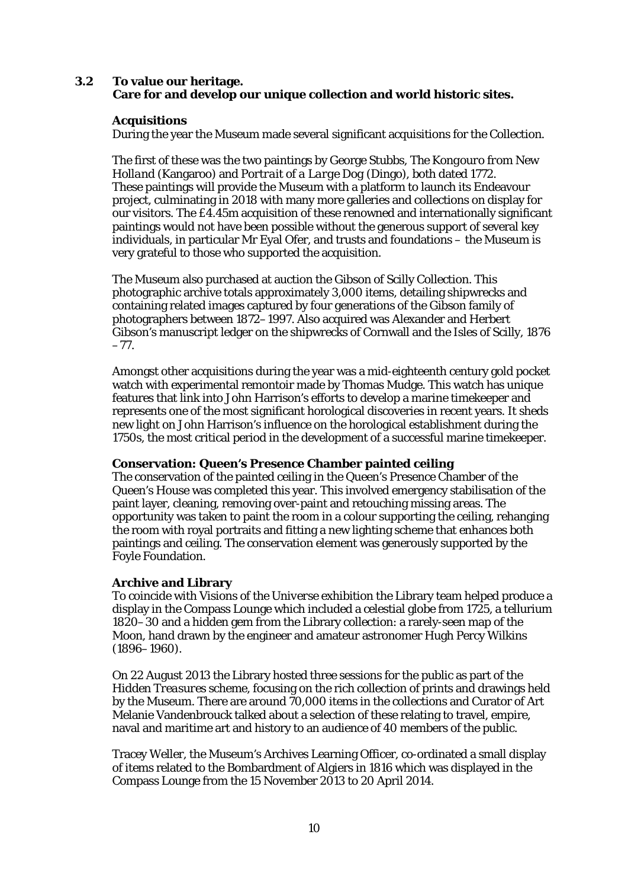### 3.2 To value our heritage.
**Care for and develop our unique collection and world historic sites.**

**Acquisitions**

During the year the Museum made several significant acquisitions for the Collection.

The first of these was the two paintings by George Stubbs, *The Kongouro from New Holland* (Kangaroo) and *Portrait of a Large Dog* (Dingo), both dated 1772. These paintings will provide the Museum with a platform to launch its Endeavour project, culminating in 2018 with many more galleries and collections on display for our visitors. The £4.45m acquisition of these renowned and internationally significant paintings would not have been possible without the generous support of several key individuals, in particular Mr Eyal Ofer, and trusts and foundations – the Museum is very grateful to those who supported the acquisition.

The Museum also purchased at auction the Gibson of Scilly Collection. This photographic archive totals approximately 3,000 items, detailing shipwrecks and containing related images captured by four generations of the Gibson family of photographers between 1872–1997. Also acquired was Alexander and Herbert Gibson's manuscript ledger on the shipwrecks of Cornwall and the Isles of Scilly, 1876 –77.

Amongst other acquisitions during the year was a mid-eighteenth century gold pocket watch with experimental remontoir made by Thomas Mudge. This watch has unique features that link into John Harrison's efforts to develop a marine timekeeper and represents one of the most significant horological discoveries in recent years. It sheds new light on John Harrison's influence on the horological establishment during the 1750s, the most critical period in the development of a successful marine timekeeper.

**Conservation: Queen's Presence Chamber painted ceiling**

The conservation of the painted ceiling in the Queen's Presence Chamber of the Queen's House was completed this year. This involved emergency stabilisation of the paint layer, cleaning, removing over-paint and retouching missing areas. The opportunity was taken to paint the room in a colour supporting the ceiling, rehanging the room with royal portraits and fitting a new lighting scheme that enhances both paintings and ceiling. The conservation element was generously supported by the Foyle Foundation.

**Archive and Library**

To coincide with Visions of the Universe exhibition the Library team helped produce a display in the Compass Lounge which included a celestial globe from 1725, a tellurium 1820–30 and a hidden gem from the Library collection: a rarely-seen map of the Moon, hand drawn by the engineer and amateur astronomer Hugh Percy Wilkins (1896–1960).

On 22 August 2013 the Library hosted three sessions for the public as part of the *Hidden Treasures* scheme, focusing on the rich collection of prints and drawings held by the Museum. There are around 70,000 items in the collections and Curator of Art Melanie Vandenbrouck talked about a selection of these relating to travel, empire, naval and maritime art and history to an audience of 40 members of the public.

Tracey Weller, the Museum's Archives Learning Officer, co-ordinated a small display of items related to the Bombardment of Algiers in 1816 which was displayed in the Compass Lounge from the 15 November 2013 to 20 April 2014.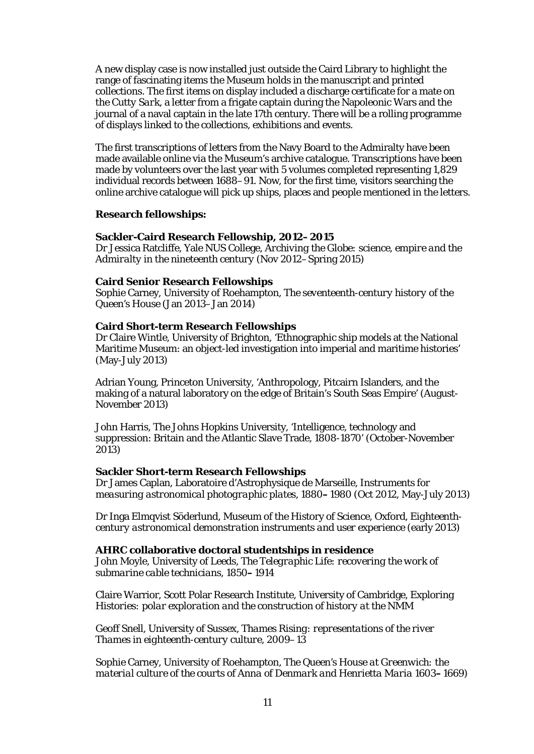A new display case is now installed just outside the Caird Library to highlight the range of fascinating items the Museum holds in the manuscript and printed collections. The first items on display included a discharge certificate for a mate on the *Cutty Sark*, a letter from a frigate captain during the Napoleonic Wars and the journal of a naval captain in the late 17th century. There will be a rolling programme of displays linked to the collections, exhibitions and events.

The first transcriptions of letters from the Navy Board to the Admiralty have been made available online via the Museum's archive catalogue. Transcriptions have been made by volunteers over the last year with 5 volumes completed representing 1,829 individual records between 1688–91. Now, for the first time, visitors searching the online archive catalogue will pick up ships, places and people mentioned in the letters.

**Research fellowships:**

**Sackler-Caird Research Fellowship, 2012–2015**
Dr Jessica Ratcliffe, Yale NUS College, *Archiving the Globe: science, empire and the Admiralty in the nineteenth century* (Nov 2012–Spring 2015)

**Caird Senior Research Fellowships**
Sophie Carney, University of Roehampton, *The seventeenth-century history of the Queen's House* (Jan 2013–Jan 2014)

**Caird Short-term Research Fellowships**
Dr Claire Wintle, University of Brighton, 'Ethnographic ship models at the National Maritime Museum: an object-led investigation into imperial and maritime histories' (May-July 2013)

Adrian Young, Princeton University, 'Anthropology, Pitcairn Islanders, and the making of a natural laboratory on the edge of Britain's South Seas Empire' (August-November 2013)

John Harris, The Johns Hopkins University, 'Intelligence, technology and suppression: Britain and the Atlantic Slave Trade, 1808-1870' (October-November 2013)

**Sackler Short-term Research Fellowships**
Dr James Caplan, Laboratoire d'Astrophysique de Marseille, *Instruments for measuring astronomical photographic plates, 1880–1980* (Oct 2012, May-July 2013)

Dr Inga Elmqvist Söderlund, Museum of the History of Science, Oxford, *Eighteenth-century astronomical demonstration instruments and user experience* (early 2013)

**AHRC collaborative doctoral studentships in residence**
John Moyle, University of Leeds, *The Telegraphic Life: recovering the work of submarine cable technicians, 1850–1914*

Claire Warrior, Scott Polar Research Institute, University of Cambridge, *Exploring Histories: polar exploration and the construction of history at the NMM*

Geoff Snell, University of Sussex, *Thames Rising: representations of the river Thames in eighteenth-century culture*, 2009–13

Sophie Carney, University of Roehampton, *The Queen's House at Greenwich: the material culture of the courts of Anna of Denmark and Henrietta Maria 1603–1669*)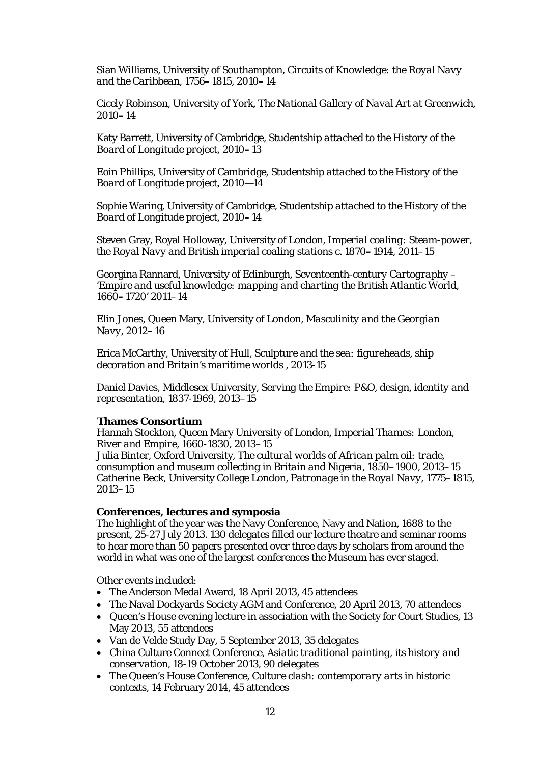Sian Williams, University of Southampton, *Circuits of Knowledge: the Royal Navy and the Caribbean, 1756–1815*, 2010–14

Cicely Robinson, University of York, *The National Gallery of Naval Art at Greenwich*, 2010–14

Katy Barrett, University of Cambridge, *Studentship attached to the History of the Board of Longitude project*, 2010–13

Eoin Phillips, University of Cambridge, *Studentship attached to the History of the Board of Longitude project*, 2010—14

Sophie Waring, University of Cambridge, *Studentship attached to the History of the Board of Longitude project*, 2010–14

Steven Gray, Royal Holloway, University of London, *Imperial coaling: Steam-power, the Royal Navy and British imperial coaling stations c. 1870–1914*, 2011–15

Georgina Rannard, University of Edinburgh, *Seventeenth-century Cartography – 'Empire and useful knowledge: mapping and charting the British Atlantic World, 1660–1720'* 2011–14

Elin Jones, Queen Mary, University of London, *Masculinity and the Georgian Navy*, 2012–16

Erica McCarthy, University of Hull, *Sculpture and the sea: figureheads, ship decoration and Britain's maritime worlds* , 2013-15

Daniel Davies, Middlesex University, *Serving the Empire: P&O, design, identity and representation*, 1837-1969, 2013–15

**Thames Consortium**
Hannah Stockton, Queen Mary University of London, *Imperial Thames: London, River and Empire, 1660-1830*, 2013–15
Julia Binter, Oxford University, *The cultural worlds of African palm oil: trade, consumption and museum collecting in Britain and Nigeria, 1850–1900*, 2013–15
Catherine Beck, University College London, *Patronage in the Royal Navy, 1775–1815*, 2013–15

**Conferences, lectures and symposia**
The highlight of the year was the Navy Conference, Navy and Nation, 1688 to the present, 25-27 July 2013. 130 delegates filled our lecture theatre and seminar rooms to hear more than 50 papers presented over three days by scholars from around the world in what was one of the largest conferences the Museum has ever staged.

Other events included:

- The Anderson Medal Award, 18 April 2013, 45 attendees
- The Naval Dockyards Society AGM and Conference, 20 April 2013, 70 attendees
- Queen's House evening lecture in association with the Society for Court Studies, 13 May 2013, 55 attendees
- Van de Velde Study Day, 5 September 2013, 35 delegates
- China Culture Connect Conference, *Asiatic traditional painting, its history and conservation*, 18-19 October 2013, 90 delegates
- The Queen's House Conference, *Culture clash: contemporary arts in historic contexts*, 14 February 2014, 45 attendees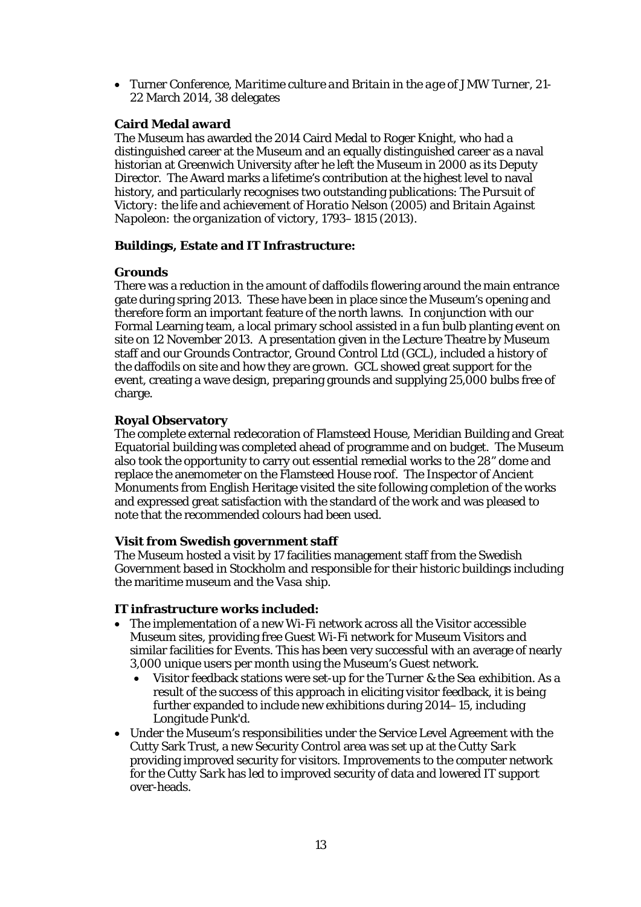- Turner Conference, *Maritime culture and Britain in the age of JMW Turner*, 21-22 March 2014, 38 delegates

**Caird Medal award**

The Museum has awarded the 2014 Caird Medal to Roger Knight, who had a distinguished career at the Museum and an equally distinguished career as a naval historian at Greenwich University after he left the Museum in 2000 as its Deputy Director. The Award marks a lifetime's contribution at the highest level to naval history, and particularly recognises two outstanding publications: *The Pursuit of Victory: the life and achievement of Horatio Nelson* (2005) and *Britain Against Napoleon: the organization of victory, 1793–1815* (2013).

**Buildings, Estate and IT Infrastructure:**

**Grounds**

There was a reduction in the amount of daffodils flowering around the main entrance gate during spring 2013. These have been in place since the Museum's opening and therefore form an important feature of the north lawns. In conjunction with our Formal Learning team, a local primary school assisted in a fun bulb planting event on site on 12 November 2013. A presentation given in the Lecture Theatre by Museum staff and our Grounds Contractor, Ground Control Ltd (GCL), included a history of the daffodils on site and how they are grown. GCL showed great support for the event, creating a wave design, preparing grounds and supplying 25,000 bulbs free of charge.

**Royal Observatory**

The complete external redecoration of Flamsteed House, Meridian Building and Great Equatorial building was completed ahead of programme and on budget. The Museum also took the opportunity to carry out essential remedial works to the 28" dome and replace the anemometer on the Flamsteed House roof. The Inspector of Ancient Monuments from English Heritage visited the site following completion of the works and expressed great satisfaction with the standard of the work and was pleased to note that the recommended colours had been used.

**Visit from Swedish government staff**

The Museum hosted a visit by 17 facilities management staff from the Swedish Government based in Stockholm and responsible for their historic buildings including the maritime museum and the *Vasa* ship.

**IT infrastructure works included:**

- The implementation of a new Wi-Fi network across all the Visitor accessible Museum sites, providing free Guest Wi-Fi network for Museum Visitors and similar facilities for Events. This has been very successful with an average of nearly 3,000 unique users per month using the Museum's Guest network.
  - Visitor feedback stations were set-up for the *Turner & the Sea* exhibition. As a result of the success of this approach in eliciting visitor feedback, it is being further expanded to include new exhibitions during 2014–15, including Longitude Punk'd.
- Under the Museum's responsibilities under the Service Level Agreement with the Cutty Sark Trust, a new Security Control area was set up at the *Cutty Sark* providing improved security for visitors. Improvements to the computer network for the *Cutty Sark* has led to improved security of data and lowered IT support over-heads.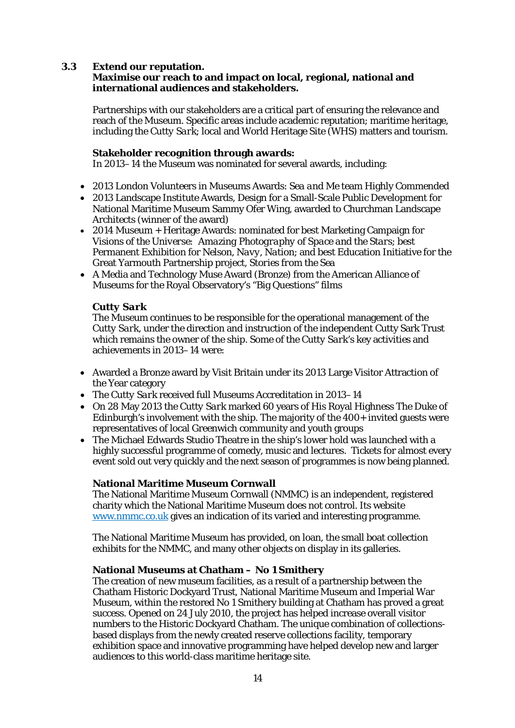### 3.3 Extend our reputation.

**Maximise our reach to and impact on local, regional, national and international audiences and stakeholders.**

Partnerships with our stakeholders are a critical part of ensuring the relevance and reach of the Museum. Specific areas include academic reputation; maritime heritage, including the *Cutty Sark*; local and World Heritage Site (WHS) matters and tourism.

**Stakeholder recognition through awards:**

In 2013–14 the Museum was nominated for several awards, including:

- 2013 London Volunteers in Museums Awards: *Sea and Me* team Highly Commended
- 2013 Landscape Institute Awards, Design for a Small-Scale Public Development for National Maritime Museum Sammy Ofer Wing, awarded to Churchman Landscape Architects (winner of the award)
- 2014 Museum + Heritage Awards: nominated for best Marketing Campaign for *Visions of the Universe: Amazing Photography of Space and the Stars*; best Permanent Exhibition for *Nelson, Navy, Nation*; and best Education Initiative for the Great Yarmouth Partnership project, *Stories from the Sea*
- A Media and Technology Muse Award (Bronze) from the American Alliance of Museums for the Royal Observatory's "Big Questions" films

***Cutty Sark***

The Museum continues to be responsible for the operational management of the *Cutty Sark*, under the direction and instruction of the independent Cutty Sark Trust which remains the owner of the ship. Some of the *Cutty Sark*'s key activities and achievements in 2013–14 were:

- Awarded a Bronze award by Visit Britain under its 2013 Large Visitor Attraction of the Year category
- The *Cutty Sark* received full Museums Accreditation in 2013–14
- On 28 May 2013 the *Cutty Sark* marked 60 years of His Royal Highness The Duke of Edinburgh's involvement with the ship. The majority of the 400+ invited guests were representatives of local Greenwich community and youth groups
- The Michael Edwards Studio Theatre in the ship's lower hold was launched with a highly successful programme of comedy, music and lectures. Tickets for almost every event sold out very quickly and the next season of programmes is now being planned.

**National Maritime Museum Cornwall**

The National Maritime Museum Cornwall (NMMC) is an independent, registered charity which the National Maritime Museum does not control. Its website www.nmmc.co.uk gives an indication of its varied and interesting programme.

The National Maritime Museum has provided, on loan, the small boat collection exhibits for the NMMC, and many other objects on display in its galleries.

**National Museums at Chatham – No 1 Smithery**

The creation of new museum facilities, as a result of a partnership between the Chatham Historic Dockyard Trust, National Maritime Museum and Imperial War Museum, within the restored No 1 Smithery building at Chatham has proved a great success. Opened on 24 July 2010, the project has helped increase overall visitor numbers to the Historic Dockyard Chatham. The unique combination of collections-based displays from the newly created reserve collections facility, temporary exhibition space and innovative programming have helped develop new and larger audiences to this world-class maritime heritage site.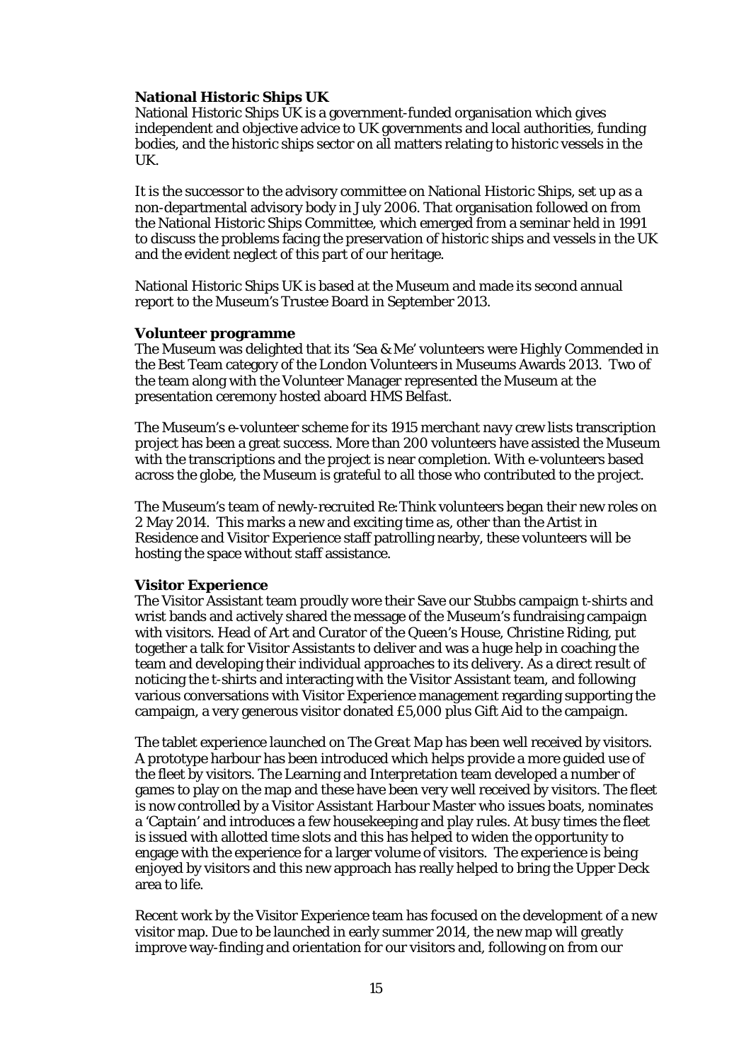**National Historic Ships UK**
National Historic Ships UK is a government-funded organisation which gives independent and objective advice to UK governments and local authorities, funding bodies, and the historic ships sector on all matters relating to historic vessels in the UK.

It is the successor to the advisory committee on National Historic Ships, set up as a non-departmental advisory body in July 2006. That organisation followed on from the National Historic Ships Committee, which emerged from a seminar held in 1991 to discuss the problems facing the preservation of historic ships and vessels in the UK and the evident neglect of this part of our heritage.

National Historic Ships UK is based at the Museum and made its second annual report to the Museum's Trustee Board in September 2013.

**Volunteer programme**
The Museum was delighted that its 'Sea & Me' volunteers were Highly Commended in the Best Team category of the London Volunteers in Museums Awards 2013. Two of the team along with the Volunteer Manager represented the Museum at the presentation ceremony hosted aboard HMS *Belfast*.

The Museum's e-volunteer scheme for its 1915 merchant navy crew lists transcription project has been a great success. More than 200 volunteers have assisted the Museum with the transcriptions and the project is near completion. With e-volunteers based across the globe, the Museum is grateful to all those who contributed to the project.

The Museum's team of newly-recruited Re:Think volunteers began their new roles on 2 May 2014. This marks a new and exciting time as, other than the Artist in Residence and Visitor Experience staff patrolling nearby, these volunteers will be hosting the space without staff assistance.

**Visitor Experience**
The Visitor Assistant team proudly wore their Save our Stubbs campaign t-shirts and wrist bands and actively shared the message of the Museum's fundraising campaign with visitors. Head of Art and Curator of the Queen's House, Christine Riding, put together a talk for Visitor Assistants to deliver and was a huge help in coaching the team and developing their individual approaches to its delivery. As a direct result of noticing the t-shirts and interacting with the Visitor Assistant team, and following various conversations with Visitor Experience management regarding supporting the campaign, a very generous visitor donated £5,000 plus Gift Aid to the campaign.

The tablet experience launched on *The Great Map* has been well received by visitors. A prototype harbour has been introduced which helps provide a more guided use of the fleet by visitors. The Learning and Interpretation team developed a number of games to play on the map and these have been very well received by visitors. The fleet is now controlled by a Visitor Assistant Harbour Master who issues boats, nominates a 'Captain' and introduces a few housekeeping and play rules. At busy times the fleet is issued with allotted time slots and this has helped to widen the opportunity to engage with the experience for a larger volume of visitors. The experience is being enjoyed by visitors and this new approach has really helped to bring the Upper Deck area to life.

Recent work by the Visitor Experience team has focused on the development of a new visitor map. Due to be launched in early summer 2014, the new map will greatly improve way-finding and orientation for our visitors and, following on from our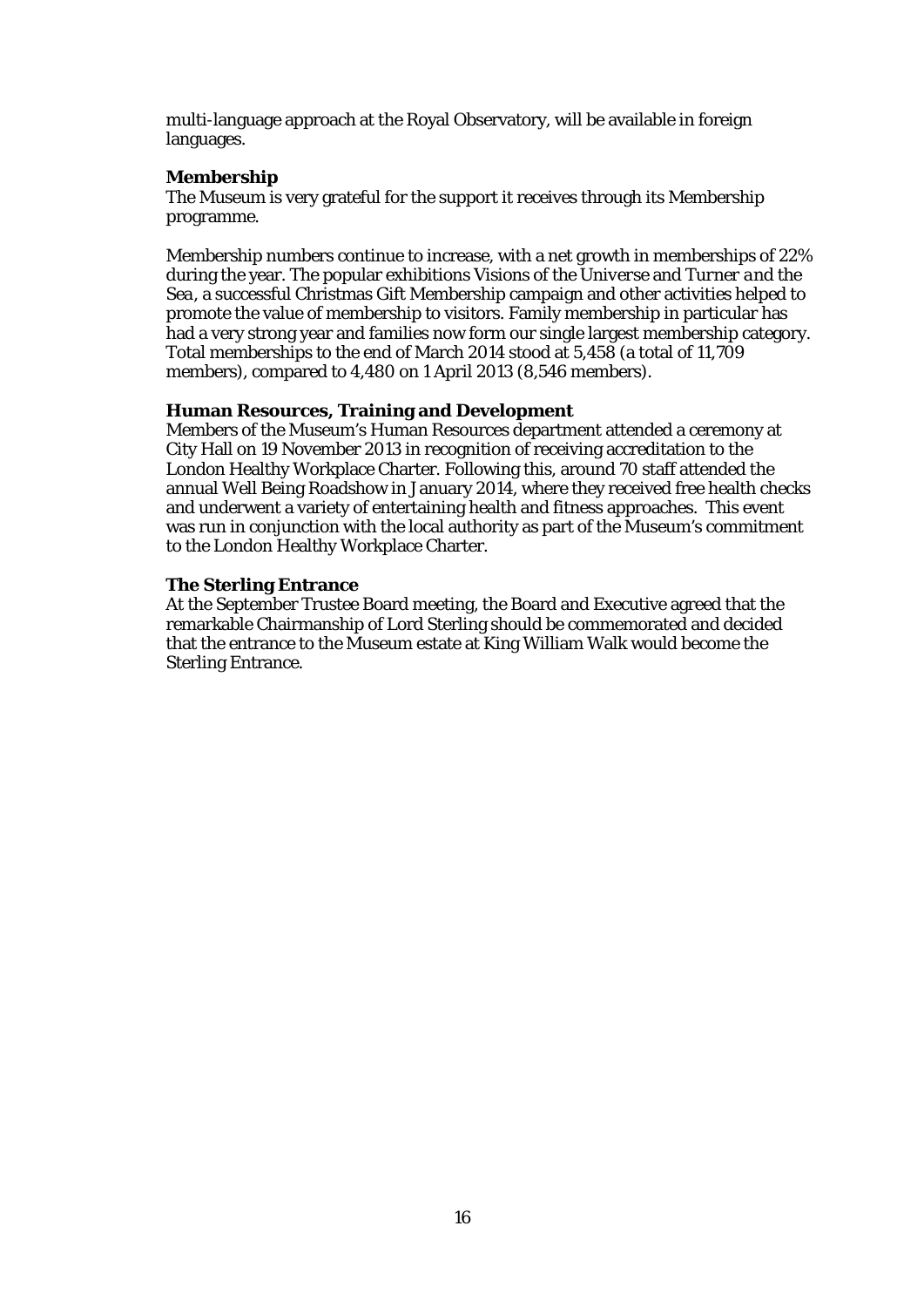multi-language approach at the Royal Observatory, will be available in foreign languages.

**Membership**
The Museum is very grateful for the support it receives through its Membership programme.

Membership numbers continue to increase, with a net growth in memberships of 22% during the year. The popular exhibitions *Visions of the Universe* and *Turner and the Sea*, a successful Christmas Gift Membership campaign and other activities helped to promote the value of membership to visitors. Family membership in particular has had a very strong year and families now form our single largest membership category. Total memberships to the end of March 2014 stood at 5,458 (a total of 11,709 members), compared to 4,480 on 1 April 2013 (8,546 members).

**Human Resources, Training and Development**
Members of the Museum's Human Resources department attended a ceremony at City Hall on 19 November 2013 in recognition of receiving accreditation to the London Healthy Workplace Charter. Following this, around 70 staff attended the annual Well Being Roadshow in January 2014, where they received free health checks and underwent a variety of entertaining health and fitness approaches. This event was run in conjunction with the local authority as part of the Museum's commitment to the London Healthy Workplace Charter.

**The Sterling Entrance**
At the September Trustee Board meeting, the Board and Executive agreed that the remarkable Chairmanship of Lord Sterling should be commemorated and decided that the entrance to the Museum estate at King William Walk would become the Sterling Entrance.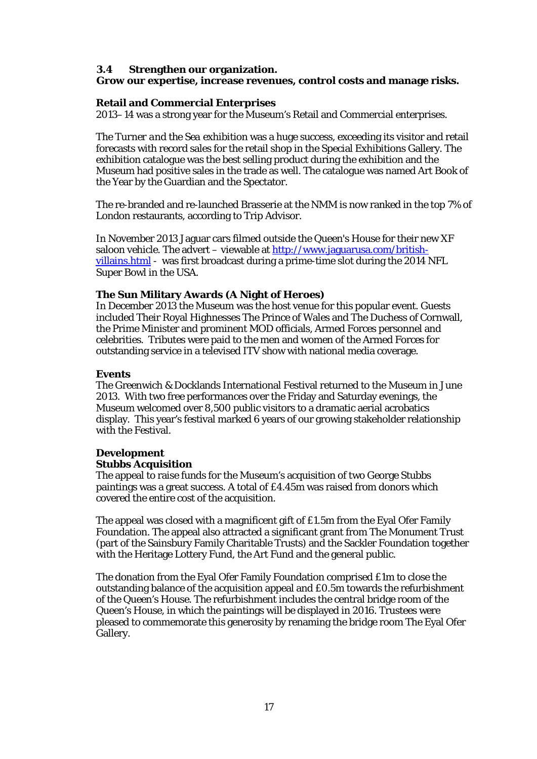### 3.4 Strengthen our organization.
**Grow our expertise, increase revenues, control costs and manage risks.**

**Retail and Commercial Enterprises**
2013–14 was a strong year for the Museum's Retail and Commercial enterprises.

The *Turner and the Sea* exhibition was a huge success, exceeding its visitor and retail forecasts with record sales for the retail shop in the Special Exhibitions Gallery. The exhibition catalogue was the best selling product during the exhibition and the Museum had positive sales in the trade as well. The catalogue was named Art Book of the Year by the Guardian and the Spectator.

The re-branded and re-launched Brasserie at the NMM is now ranked in the top 7% of London restaurants, according to Trip Advisor.

In November 2013 Jaguar cars filmed outside the Queen's House for their new XF saloon vehicle. The advert – viewable at [http://www.jaguarusa.com/british-villains.html](http://www.jaguarusa.com/british-villains.html) - was first broadcast during a prime-time slot during the 2014 NFL Super Bowl in the USA.

**The Sun Military Awards (A Night of Heroes)**
In December 2013 the Museum was the host venue for this popular event. Guests included Their Royal Highnesses The Prince of Wales and The Duchess of Cornwall, the Prime Minister and prominent MOD officials, Armed Forces personnel and celebrities. Tributes were paid to the men and women of the Armed Forces for outstanding service in a televised ITV show with national media coverage.

**Events**
The Greenwich & Docklands International Festival returned to the Museum in June 2013. With two free performances over the Friday and Saturday evenings, the Museum welcomed over 8,500 public visitors to a dramatic aerial acrobatics display. This year's festival marked 6 years of our growing stakeholder relationship with the Festival.

**Development**
**Stubbs Acquisition**
The appeal to raise funds for the Museum's acquisition of two George Stubbs paintings was a great success. A total of £4.45m was raised from donors which covered the entire cost of the acquisition.

The appeal was closed with a magnificent gift of £1.5m from the Eyal Ofer Family Foundation. The appeal also attracted a significant grant from The Monument Trust (part of the Sainsbury Family Charitable Trusts) and the Sackler Foundation together with the Heritage Lottery Fund, the Art Fund and the general public.

The donation from the Eyal Ofer Family Foundation comprised £1m to close the outstanding balance of the acquisition appeal and £0.5m towards the refurbishment of the Queen's House. The refurbishment includes the central bridge room of the Queen's House, in which the paintings will be displayed in 2016. Trustees were pleased to commemorate this generosity by renaming the bridge room The Eyal Ofer Gallery.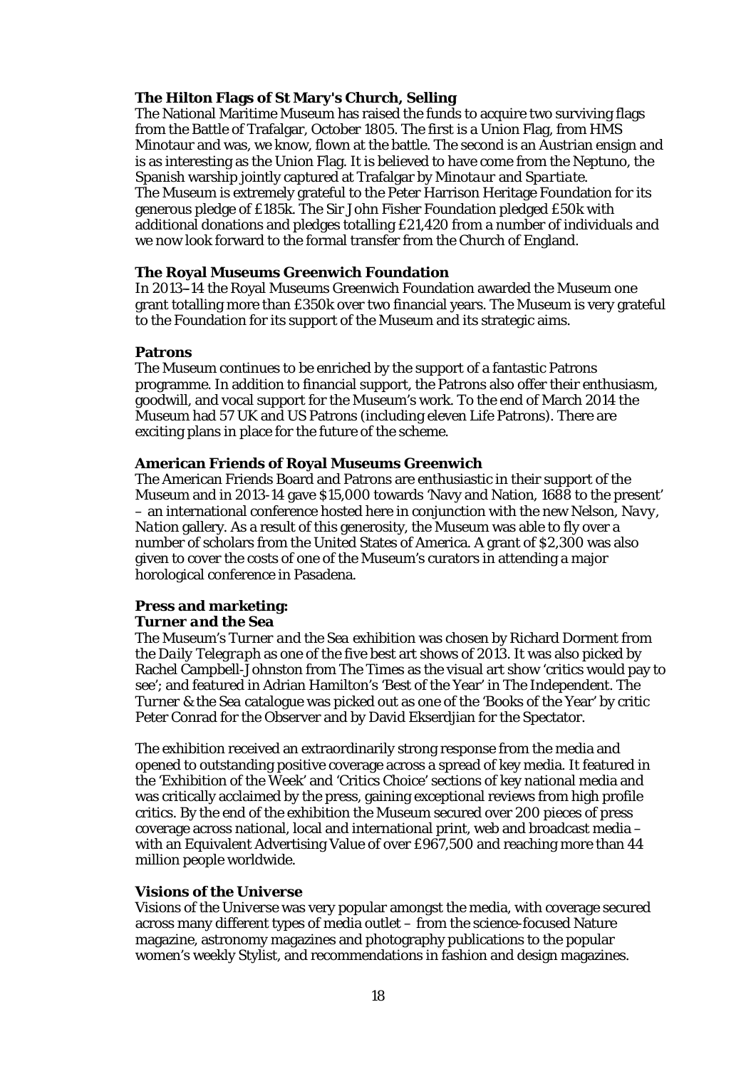**The Hilton Flags of St Mary's Church, Selling**

The National Maritime Museum has raised the funds to acquire two surviving flags from the Battle of Trafalgar, October 1805. The first is a Union Flag, from HMS Minotaur and was, we know, flown at the battle. The second is an Austrian ensign and is as interesting as the Union Flag. It is believed to have come from the Neptuno, the Spanish warship jointly captured at Trafalgar by *Minotaur* and *Spartiate*. The Museum is extremely grateful to the Peter Harrison Heritage Foundation for its generous pledge of £185k. The Sir John Fisher Foundation pledged £50k with additional donations and pledges totalling £21,420 from a number of individuals and we now look forward to the formal transfer from the Church of England.

**The Royal Museums Greenwich Foundation**

In 2013–14 the Royal Museums Greenwich Foundation awarded the Museum one grant totalling more than £350k over two financial years. The Museum is very grateful to the Foundation for its support of the Museum and its strategic aims.

**Patrons**

The Museum continues to be enriched by the support of a fantastic Patrons programme. In addition to financial support, the Patrons also offer their enthusiasm, goodwill, and vocal support for the Museum's work. To the end of March 2014 the Museum had 57 UK and US Patrons (including eleven Life Patrons). There are exciting plans in place for the future of the scheme.

**American Friends of Royal Museums Greenwich**

The American Friends Board and Patrons are enthusiastic in their support of the Museum and in 2013-14 gave $15,000 towards 'Navy and Nation, 1688 to the present' – an international conference hosted here in conjunction with the new Nelson, *Navy, Nation* gallery. As a result of this generosity, the Museum was able to fly over a number of scholars from the United States of America. A grant of $2,300 was also given to cover the costs of one of the Museum's curators in attending a major horological conference in Pasadena.

**Press and marketing:**

***Turner and the Sea***

The Museum's *Turner and the Sea* exhibition was chosen by Richard Dorment from the *Daily Telegraph* as one of the five best art shows of 2013. It was also picked by Rachel Campbell-Johnston from The Times as the visual art show 'critics would pay to see'; and featured in Adrian Hamilton's 'Best of the Year' in The Independent. The *Turner & the Sea* catalogue was picked out as one of the 'Books of the Year' by critic Peter Conrad for the Observer and by David Ekserdjian for the Spectator.

The exhibition received an extraordinarily strong response from the media and opened to outstanding positive coverage across a spread of key media. It featured in the 'Exhibition of the Week' and 'Critics Choice' sections of key national media and was critically acclaimed by the press, gaining exceptional reviews from high profile critics. By the end of the exhibition the Museum secured over 200 pieces of press coverage across national, local and international print, web and broadcast media – with an Equivalent Advertising Value of over £967,500 and reaching more than 44 million people worldwide.

**Visions of the Universe**

Visions of the Universe was very popular amongst the media, with coverage secured across many different types of media outlet – from the science-focused Nature magazine, astronomy magazines and photography publications to the popular women's weekly Stylist, and recommendations in fashion and design magazines.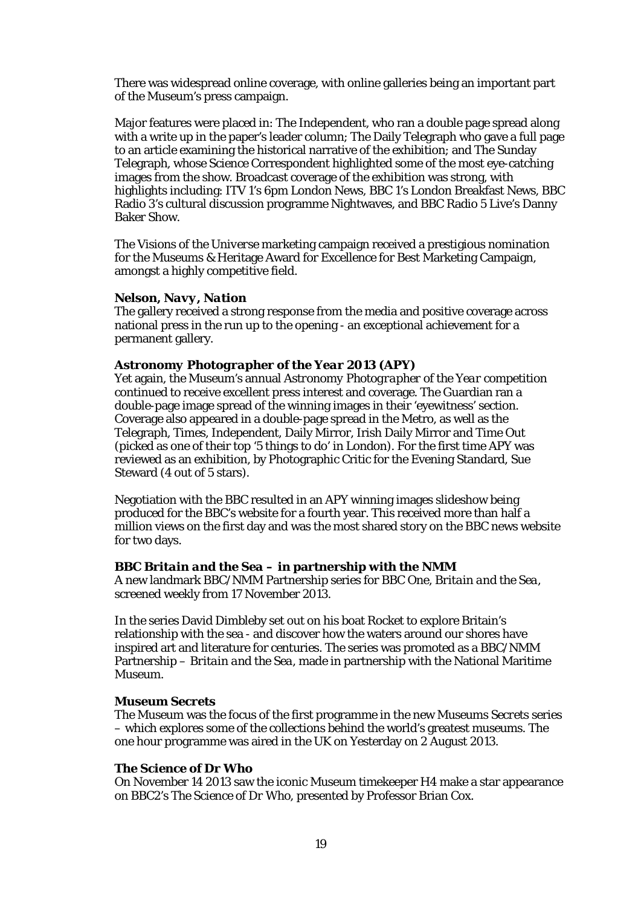There was widespread online coverage, with online galleries being an important part of the Museum's press campaign.

Major features were placed in: The Independent, who ran a double page spread along with a write up in the paper's leader column; The Daily Telegraph who gave a full page to an article examining the historical narrative of the exhibition; and The Sunday Telegraph, whose Science Correspondent highlighted some of the most eye-catching images from the show. Broadcast coverage of the exhibition was strong, with highlights including: ITV 1's 6pm London News, BBC 1's London Breakfast News, BBC Radio 3's cultural discussion programme Nightwaves, and BBC Radio 5 Live's Danny Baker Show.

The Visions of the Universe marketing campaign received a prestigious nomination for the Museums & Heritage Award for Excellence for Best Marketing Campaign, amongst a highly competitive field.

***Nelson, Navy, Nation***

The gallery received a strong response from the media and positive coverage across national press in the run up to the opening - an exceptional achievement for a permanent gallery.

***Astronomy Photographer of the Year 2013* (APY)**

Yet again, the Museum's annual *Astronomy Photographer of the Year* competition continued to receive excellent press interest and coverage. The Guardian ran a double-page image spread of the winning images in their 'eyewitness' section. Coverage also appeared in a double-page spread in the Metro, as well as the Telegraph, Times, Independent, Daily Mirror, Irish Daily Mirror and Time Out (picked as one of their top '5 things to do' in London). For the first time APY was reviewed as an exhibition, by Photographic Critic for the Evening Standard, Sue Steward (4 out of 5 stars).

Negotiation with the BBC resulted in an APY winning images slideshow being produced for the BBC's website for a fourth year. This received more than half a million views on the first day and was the most shared story on the BBC news website for two days.

**BBC *Britain and the Sea* – in partnership with the NMM**

A new landmark BBC/NMM Partnership series for BBC One, *Britain and the Sea*, screened weekly from 17 November 2013.

In the series David Dimbleby set out on his boat Rocket to explore Britain's relationship with the sea - and discover how the waters around our shores have inspired art and literature for centuries. The series was promoted as a BBC/NMM Partnership – *Britain and the Sea*, made in partnership with the National Maritime Museum.

**Museum Secrets**

The Museum was the focus of the first programme in the new *Museums Secrets* series – which explores some of the collections behind the world's greatest museums. The one hour programme was aired in the UK on Yesterday on 2 August 2013.

**The Science of Dr Who**

On November 14 2013 saw the iconic Museum timekeeper H4 make a star appearance on BBC2's The Science of Dr Who, presented by Professor Brian Cox.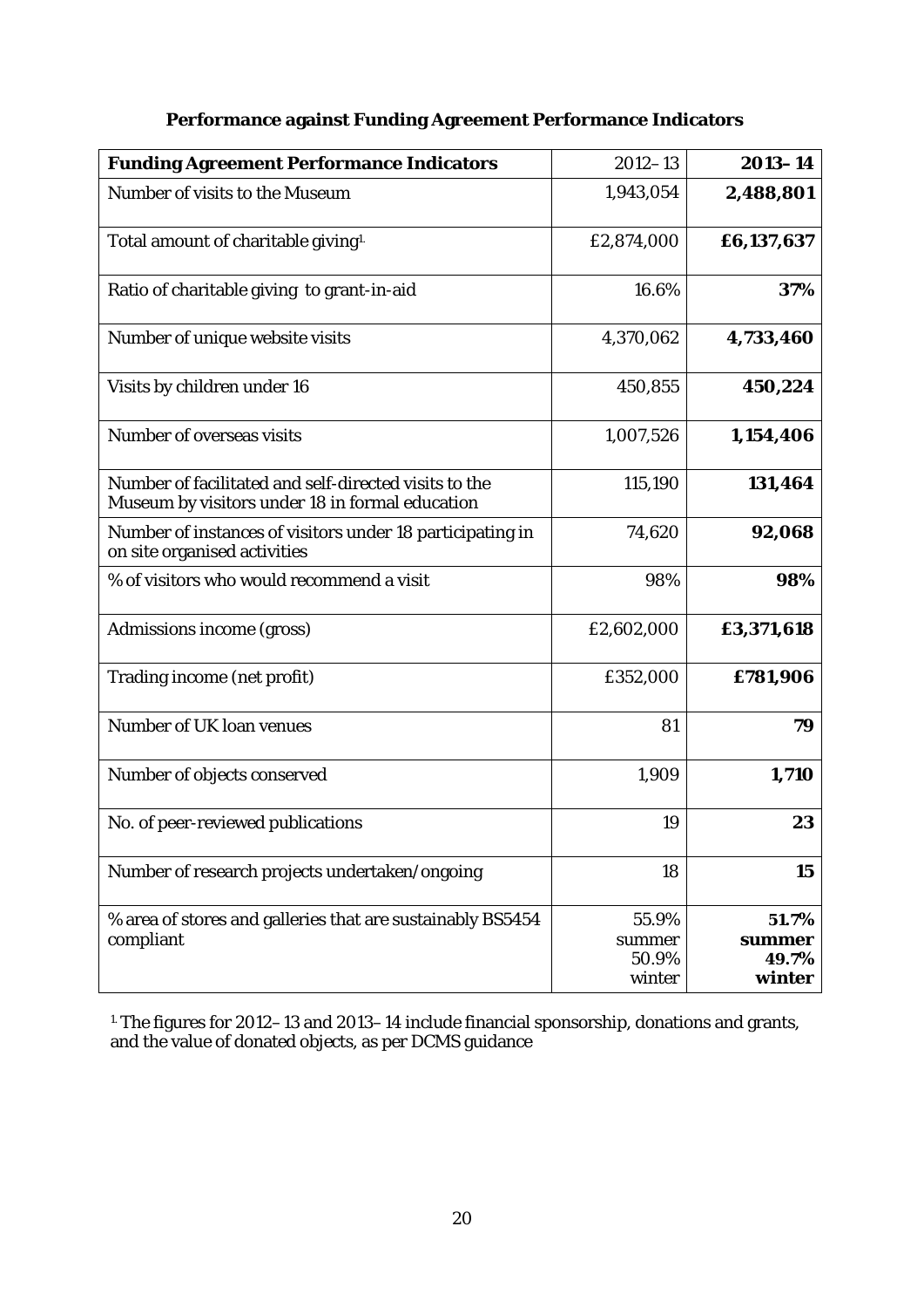## Performance against Funding Agreement Performance Indicators

| Funding Agreement Performance Indicators | 2012–13 | **2013–14** |
|---|---|---|
| Number of visits to the Museum | 1,943,054 | **2,488,801** |
| Total amount of charitable giving[1] | £2,874,000 | **£6,137,637** |
| Ratio of charitable giving to grant-in-aid | 16.6% | **37%** |
| Number of unique website visits | 4,370,062 | **4,733,460** |
| Visits by children under 16 | 450,855 | **450,224** |
| Number of overseas visits | 1,007,526 | **1,154,406** |
| Number of facilitated and self-directed visits to the Museum by visitors under 18 in formal education | 115,190 | **131,464** |
| Number of instances of visitors under 18 participating in on site organised activities | 74,620 | **92,068** |
| % of visitors who would recommend a visit | 98% | **98%** |
| Admissions income (gross) | £2,602,000 | **£3,371,618** |
| Trading income (net profit) | £352,000 | **£781,906** |
| Number of UK loan venues | 81 | **79** |
| Number of objects conserved | 1,909 | **1,710** |
| No. of peer-reviewed publications | 19 | **23** |
| Number of research projects undertaken/ongoing | 18 | **15** |
| % area of stores and galleries that are sustainably BS5454 compliant | 55.9% summer 50.9% winter | **51.7% summer 49.7% winter** |

[1] The figures for 2012–13 and 2013–14 include financial sponsorship, donations and grants, and the value of donated objects, as per DCMS guidance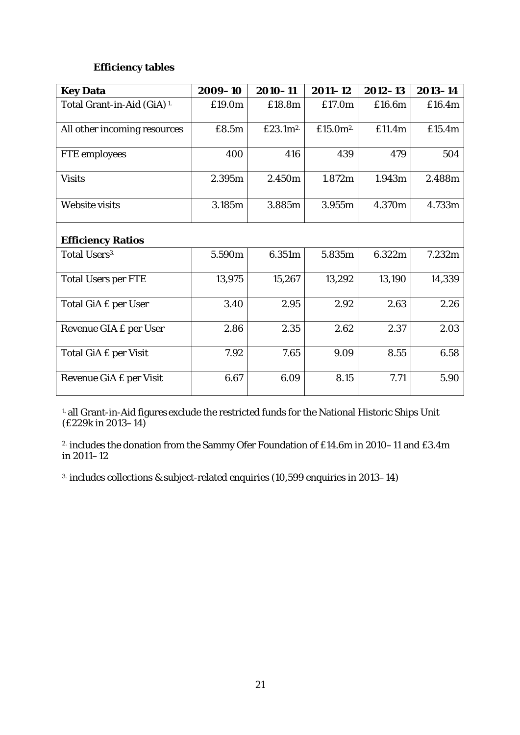**Efficiency tables**

| Key Data | 2009–10 | 2010–11 | 2011–12 | 2012–13 | 2013–14 |
|---|---|---|---|---|---|
| Total Grant-in-Aid (GiA) [1.] | £19.0m | £18.8m | £17.0m | £16.6m | £16.4m |
| All other incoming resources | £8.5m | £23.1m[2.] | £15.0m[2.] | £11.4m | £15.4m |
| FTE employees | 400 | 416 | 439 | 479 | 504 |
| Visits | 2.395m | 2.450m | 1.872m | 1.943m | 2.488m |
| Website visits | 3.185m | 3.885m | 3.955m | 4.370m | 4.733m |
| **Efficiency Ratios** | | | | | |
| Total Users[3.] | 5.590m | 6.351m | 5.835m | 6.322m | 7.232m |
| Total Users per FTE | 13,975 | 15,267 | 13,292 | 13,190 | 14,339 |
| Total GiA £ per User | 3.40 | 2.95 | 2.92 | 2.63 | 2.26 |
| Revenue GIA £ per User | 2.86 | 2.35 | 2.62 | 2.37 | 2.03 |
| Total GiA £ per Visit | 7.92 | 7.65 | 9.09 | 8.55 | 6.58 |
| Revenue GiA £ per Visit | 6.67 | 6.09 | 8.15 | 7.71 | 5.90 |

[1.] all Grant-in-Aid figures exclude the restricted funds for the National Historic Ships Unit (£229k in 2013–14)

[2.] includes the donation from the Sammy Ofer Foundation of £14.6m in 2010–11 and £3.4m in 2011–12

[3.] includes collections & subject-related enquiries (10,599 enquiries in 2013–14)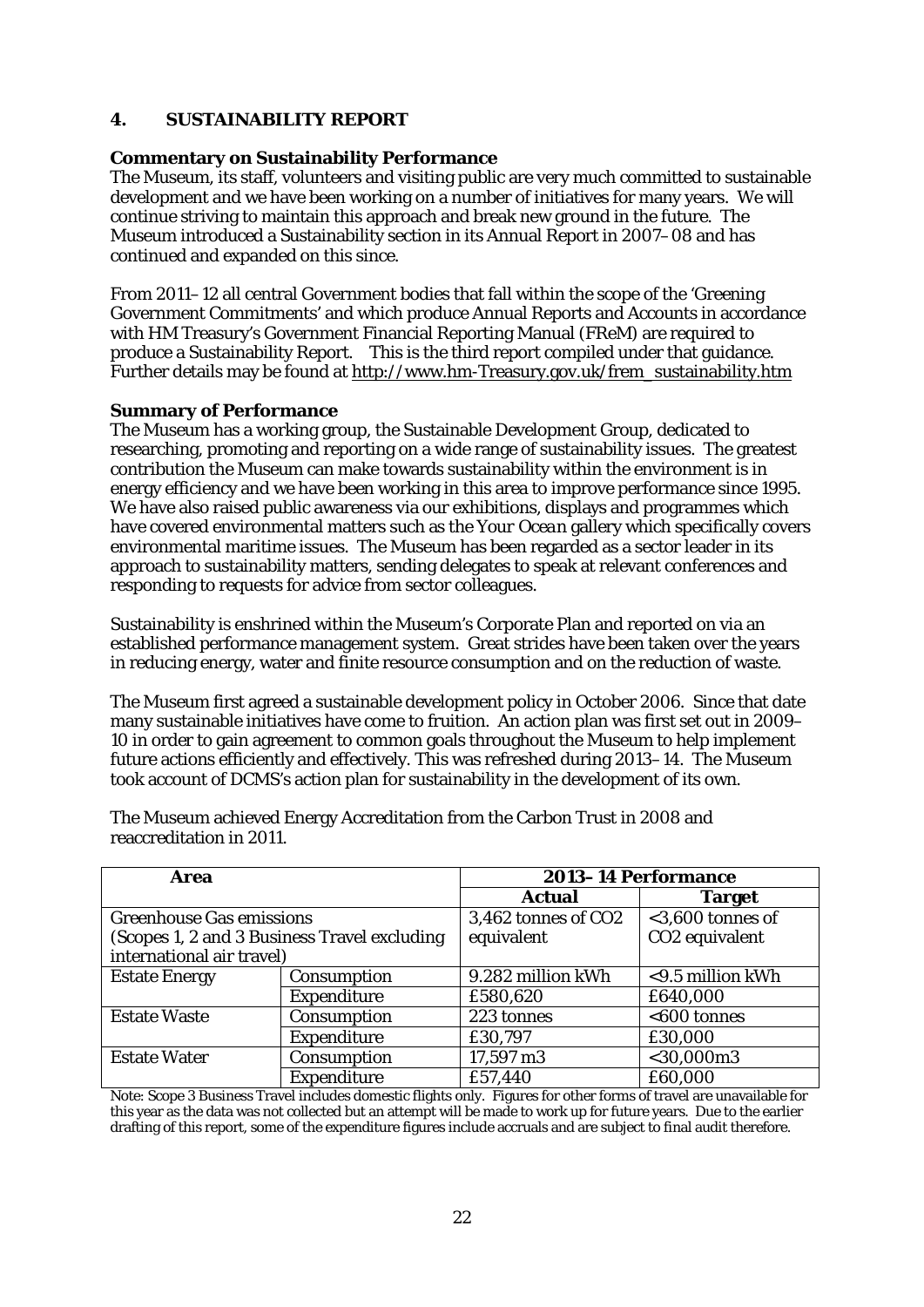## 4. SUSTAINABILITY REPORT

### Commentary on Sustainability Performance

The Museum, its staff, volunteers and visiting public are very much committed to sustainable development and we have been working on a number of initiatives for many years. We will continue striving to maintain this approach and break new ground in the future. The Museum introduced a Sustainability section in its Annual Report in 2007–08 and has continued and expanded on this since.

From 2011–12 all central Government bodies that fall within the scope of the 'Greening Government Commitments' and which produce Annual Reports and Accounts in accordance with HM Treasury's Government Financial Reporting Manual (FReM) are required to produce a Sustainability Report. This is the third report compiled under that guidance. Further details may be found at http://www.hm-Treasury.gov.uk/frem_sustainability.htm

### Summary of Performance

The Museum has a working group, the Sustainable Development Group, dedicated to researching, promoting and reporting on a wide range of sustainability issues. The greatest contribution the Museum can make towards sustainability within the environment is in energy efficiency and we have been working in this area to improve performance since 1995. We have also raised public awareness via our exhibitions, displays and programmes which have covered environmental matters such as the *Your Ocean* gallery which specifically covers environmental maritime issues. The Museum has been regarded as a sector leader in its approach to sustainability matters, sending delegates to speak at relevant conferences and responding to requests for advice from sector colleagues.

Sustainability is enshrined within the Museum's Corporate Plan and reported on via an established performance management system. Great strides have been taken over the years in reducing energy, water and finite resource consumption and on the reduction of waste.

The Museum first agreed a sustainable development policy in October 2006. Since that date many sustainable initiatives have come to fruition. An action plan was first set out in 2009–10 in order to gain agreement to common goals throughout the Museum to help implement future actions efficiently and effectively. This was refreshed during 2013–14. The Museum took account of DCMS's action plan for sustainability in the development of its own.

The Museum achieved Energy Accreditation from the Carbon Trust in 2008 and reaccreditation in 2011.

| Area | | 2013–14 Performance | |
|---|---|---|---|
| | | **Actual** | **Target** |
| Greenhouse Gas emissions (Scopes 1, 2 and 3 Business Travel excluding international air travel) | | 3,462 tonnes of $CO_2$ equivalent | <3,600 tonnes of $CO_2$ equivalent |
| Estate Energy | Consumption | 9.282 million kWh | <9.5 million kWh |
| | Expenditure | £580,620 | £640,000 |
| Estate Waste | Consumption | 223 tonnes | <600 tonnes |
| | Expenditure | £30,797 | £30,000 |
| Estate Water | Consumption | 17,597 $m^3$ | <30,000$m^3$ |
| | Expenditure | £57,440 | £60,000 |

Note: Scope 3 Business Travel includes domestic flights only. Figures for other forms of travel are unavailable for this year as the data was not collected but an attempt will be made to work up for future years. Due to the earlier drafting of this report, some of the expenditure figures include accruals and are subject to final audit therefore.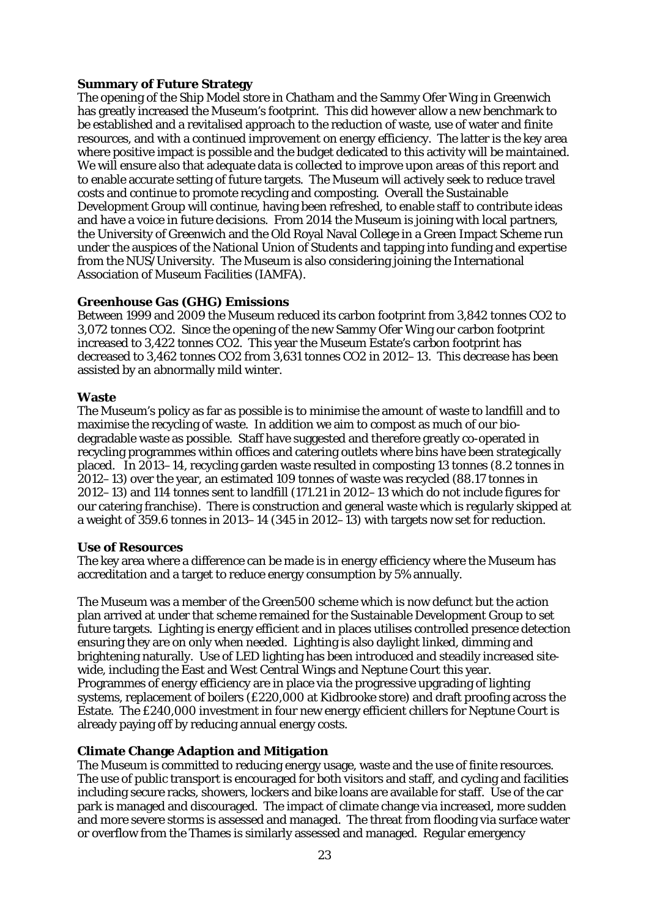**Summary of Future Strategy**

The opening of the Ship Model store in Chatham and the Sammy Ofer Wing in Greenwich has greatly increased the Museum's footprint. This did however allow a new benchmark to be established and a revitalised approach to the reduction of waste, use of water and finite resources, and with a continued improvement on energy efficiency. The latter is the key area where positive impact is possible and the budget dedicated to this activity will be maintained. We will ensure also that adequate data is collected to improve upon areas of this report and to enable accurate setting of future targets. The Museum will actively seek to reduce travel costs and continue to promote recycling and composting. Overall the Sustainable Development Group will continue, having been refreshed, to enable staff to contribute ideas and have a voice in future decisions. From 2014 the Museum is joining with local partners, the University of Greenwich and the Old Royal Naval College in a Green Impact Scheme run under the auspices of the National Union of Students and tapping into funding and expertise from the NUS/University. The Museum is also considering joining the International Association of Museum Facilities (IAMFA).

**Greenhouse Gas (GHG) Emissions**

Between 1999 and 2009 the Museum reduced its carbon footprint from 3,842 tonnes $CO_2$ to 3,072 tonnes $CO_2$. Since the opening of the new Sammy Ofer Wing our carbon footprint increased to 3,422 tonnes $CO_2$. This year the Museum Estate's carbon footprint has decreased to 3,462 tonnes $CO_2$ from 3,631 tonnes $CO_2$ in 2012–13. This decrease has been assisted by an abnormally mild winter.

**Waste**

The Museum's policy as far as possible is to minimise the amount of waste to landfill and to maximise the recycling of waste. In addition we aim to compost as much of our bio-degradable waste as possible. Staff have suggested and therefore greatly co-operated in recycling programmes within offices and catering outlets where bins have been strategically placed. In 2013–14, recycling garden waste resulted in composting 13 tonnes (8.2 tonnes in 2012–13) over the year, an estimated 109 tonnes of waste was recycled (88.17 tonnes in 2012–13) and 114 tonnes sent to landfill (171.21 in 2012–13 which do not include figures for our catering franchise). There is construction and general waste which is regularly skipped at a weight of 359.6 tonnes in 2013–14 (345 in 2012–13) with targets now set for reduction.

**Use of Resources**

The key area where a difference can be made is in energy efficiency where the Museum has accreditation and a target to reduce energy consumption by 5% annually.

The Museum was a member of the Green500 scheme which is now defunct but the action plan arrived at under that scheme remained for the Sustainable Development Group to set future targets. Lighting is energy efficient and in places utilises controlled presence detection ensuring they are on only when needed. Lighting is also daylight linked, dimming and brightening naturally. Use of LED lighting has been introduced and steadily increased site-wide, including the East and West Central Wings and Neptune Court this year. Programmes of energy efficiency are in place via the progressive upgrading of lighting systems, replacement of boilers (£220,000 at Kidbrooke store) and draft proofing across the Estate. The £240,000 investment in four new energy efficient chillers for Neptune Court is already paying off by reducing annual energy costs.

**Climate Change Adaption and Mitigation**

The Museum is committed to reducing energy usage, waste and the use of finite resources. The use of public transport is encouraged for both visitors and staff, and cycling and facilities including secure racks, showers, lockers and bike loans are available for staff. Use of the car park is managed and discouraged. The impact of climate change via increased, more sudden and more severe storms is assessed and managed. The threat from flooding via surface water or overflow from the Thames is similarly assessed and managed. Regular emergency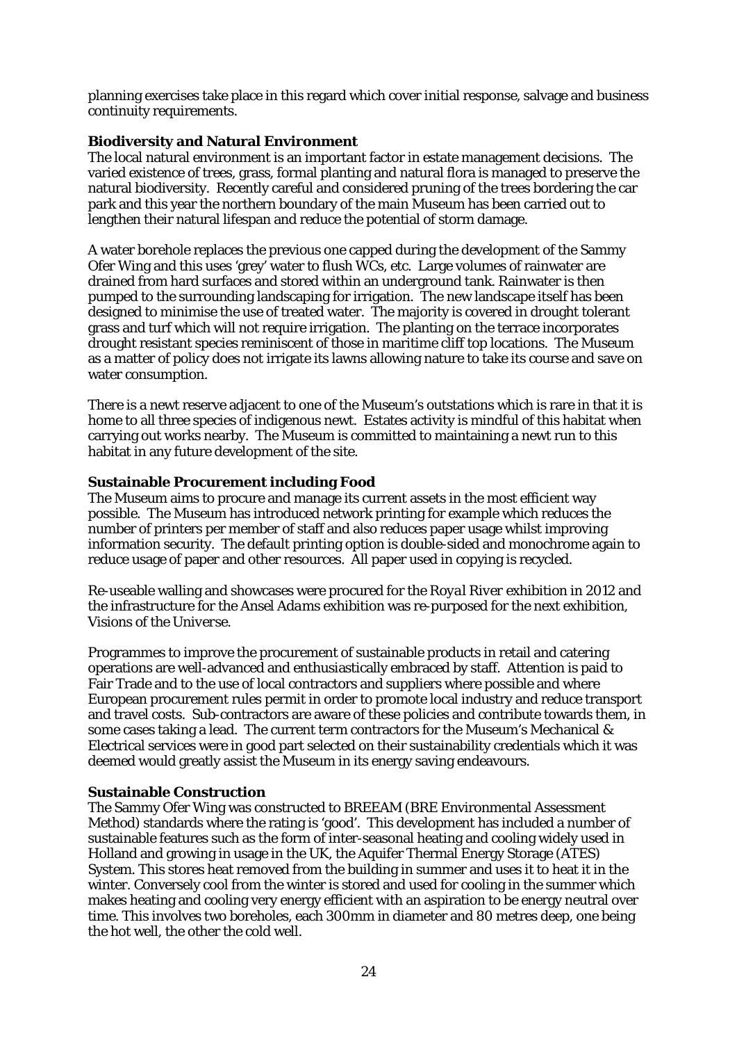planning exercises take place in this regard which cover initial response, salvage and business continuity requirements.

**Biodiversity and Natural Environment**

The local natural environment is an important factor in estate management decisions. The varied existence of trees, grass, formal planting and natural flora is managed to preserve the natural biodiversity. Recently careful and considered pruning of the trees bordering the car park and this year the northern boundary of the main Museum has been carried out to lengthen their natural lifespan and reduce the potential of storm damage.

A water borehole replaces the previous one capped during the development of the Sammy Ofer Wing and this uses 'grey' water to flush WCs, etc. Large volumes of rainwater are drained from hard surfaces and stored within an underground tank. Rainwater is then pumped to the surrounding landscaping for irrigation. The new landscape itself has been designed to minimise the use of treated water. The majority is covered in drought tolerant grass and turf which will not require irrigation. The planting on the terrace incorporates drought resistant species reminiscent of those in maritime cliff top locations. The Museum as a matter of policy does not irrigate its lawns allowing nature to take its course and save on water consumption.

There is a newt reserve adjacent to one of the Museum's outstations which is rare in that it is home to all three species of indigenous newt. Estates activity is mindful of this habitat when carrying out works nearby. The Museum is committed to maintaining a newt run to this habitat in any future development of the site.

**Sustainable Procurement including Food**

The Museum aims to procure and manage its current assets in the most efficient way possible. The Museum has introduced network printing for example which reduces the number of printers per member of staff and also reduces paper usage whilst improving information security. The default printing option is double-sided and monochrome again to reduce usage of paper and other resources. All paper used in copying is recycled.

Re-useable walling and showcases were procured for the *Royal River* exhibition in 2012 and the infrastructure for the *Ansel Adams* exhibition was re-purposed for the next exhibition, *Visions of the Universe*.

Programmes to improve the procurement of sustainable products in retail and catering operations are well-advanced and enthusiastically embraced by staff. Attention is paid to Fair Trade and to the use of local contractors and suppliers where possible and where European procurement rules permit in order to promote local industry and reduce transport and travel costs. Sub-contractors are aware of these policies and contribute towards them, in some cases taking a lead. The current term contractors for the Museum's Mechanical & Electrical services were in good part selected on their sustainability credentials which it was deemed would greatly assist the Museum in its energy saving endeavours.

**Sustainable Construction**

The Sammy Ofer Wing was constructed to BREEAM (BRE Environmental Assessment Method) standards where the rating is 'good'. This development has included a number of sustainable features such as the form of inter-seasonal heating and cooling widely used in Holland and growing in usage in the UK, the Aquifer Thermal Energy Storage (ATES) System. This stores heat removed from the building in summer and uses it to heat it in the winter. Conversely cool from the winter is stored and used for cooling in the summer which makes heating and cooling very energy efficient with an aspiration to be energy neutral over time. This involves two boreholes, each 300mm in diameter and 80 metres deep, one being the hot well, the other the cold well.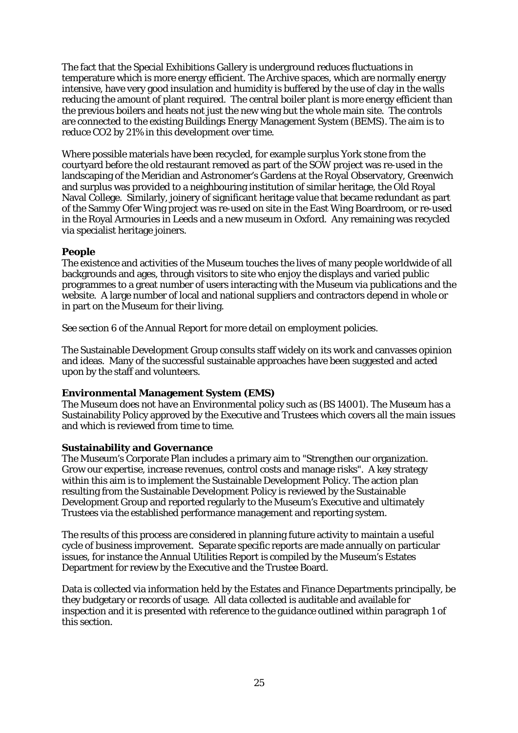The fact that the Special Exhibitions Gallery is underground reduces fluctuations in temperature which is more energy efficient. The Archive spaces, which are normally energy intensive, have very good insulation and humidity is buffered by the use of clay in the walls reducing the amount of plant required. The central boiler plant is more energy efficient than the previous boilers and heats not just the new wing but the whole main site. The controls are connected to the existing Buildings Energy Management System (BEMS). The aim is to reduce $CO_2$ by 21% in this development over time.

Where possible materials have been recycled, for example surplus York stone from the courtyard before the old restaurant removed as part of the SOW project was re-used in the landscaping of the Meridian and Astronomer's Gardens at the Royal Observatory, Greenwich and surplus was provided to a neighbouring institution of similar heritage, the Old Royal Naval College. Similarly, joinery of significant heritage value that became redundant as part of the Sammy Ofer Wing project was re-used on site in the East Wing Boardroom, or re-used in the Royal Armouries in Leeds and a new museum in Oxford. Any remaining was recycled via specialist heritage joiners.

**People**

The existence and activities of the Museum touches the lives of many people worldwide of all backgrounds and ages, through visitors to site who enjoy the displays and varied public programmes to a great number of users interacting with the Museum via publications and the website. A large number of local and national suppliers and contractors depend in whole or in part on the Museum for their living.

See section 6 of the Annual Report for more detail on employment policies.

The Sustainable Development Group consults staff widely on its work and canvasses opinion and ideas. Many of the successful sustainable approaches have been suggested and acted upon by the staff and volunteers.

**Environmental Management System (EMS)**

The Museum does not have an Environmental policy such as (BS 14001). The Museum has a Sustainability Policy approved by the Executive and Trustees which covers all the main issues and which is reviewed from time to time.

**Sustainability and Governance**

The Museum's Corporate Plan includes a primary aim to "Strengthen our organization. Grow our expertise, increase revenues, control costs and manage risks". A key strategy within this aim is to implement the Sustainable Development Policy. The action plan resulting from the Sustainable Development Policy is reviewed by the Sustainable Development Group and reported regularly to the Museum's Executive and ultimately Trustees via the established performance management and reporting system.

The results of this process are considered in planning future activity to maintain a useful cycle of business improvement. Separate specific reports are made annually on particular issues, for instance the Annual Utilities Report is compiled by the Museum's Estates Department for review by the Executive and the Trustee Board.

Data is collected via information held by the Estates and Finance Departments principally, be they budgetary or records of usage. All data collected is auditable and available for inspection and it is presented with reference to the guidance outlined within paragraph 1 of this section.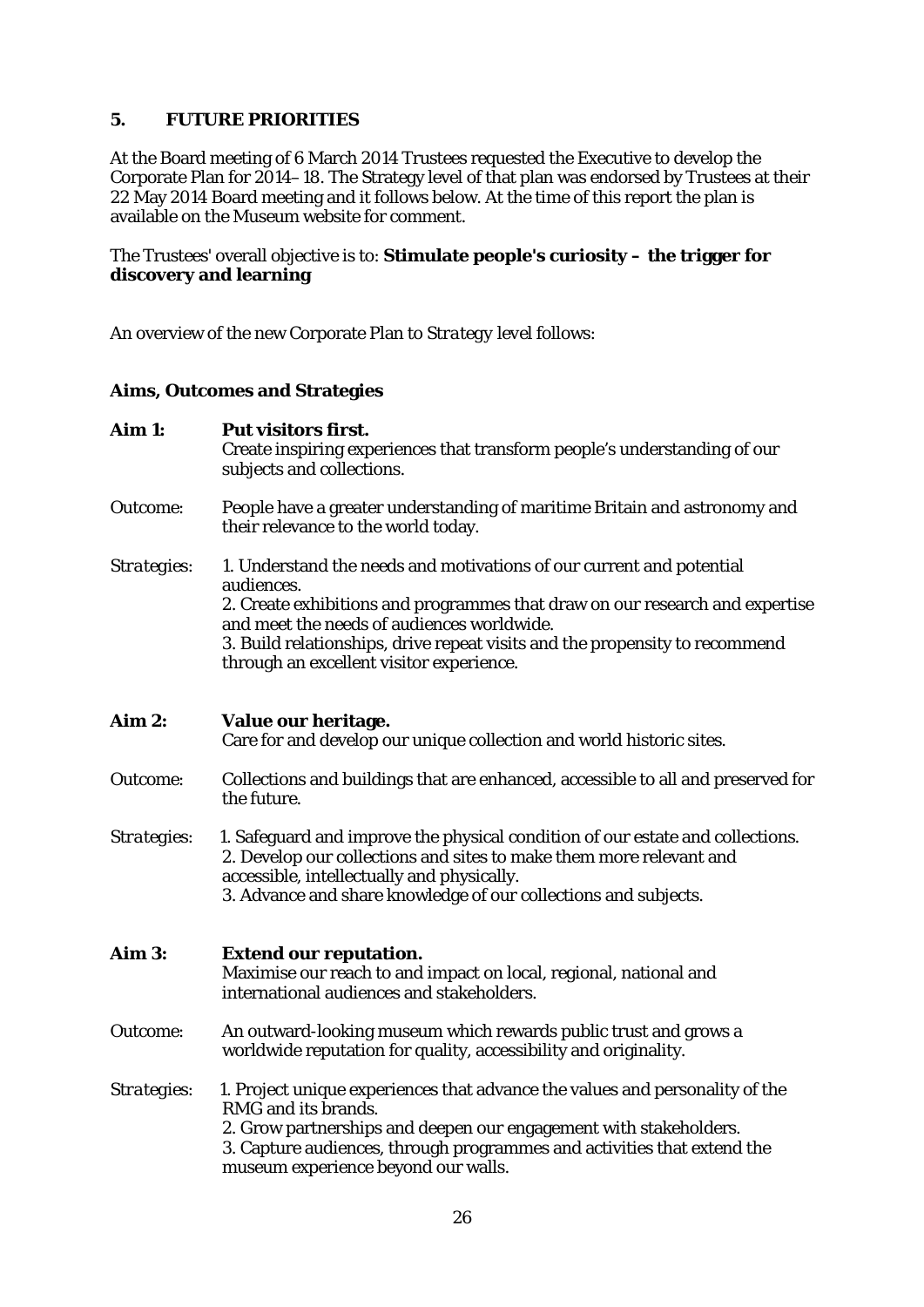## 5. FUTURE PRIORITIES

At the Board meeting of 6 March 2014 Trustees requested the Executive to develop the Corporate Plan for 2014–18. The Strategy level of that plan was endorsed by Trustees at their 22 May 2014 Board meeting and it follows below. At the time of this report the plan is available on the Museum website for comment.

The Trustees' overall objective is to: **Stimulate people's curiosity – the trigger for discovery and learning**

An overview of the new Corporate Plan to *Strategy* level follows:

### Aims, Outcomes and Strategies

**Aim 1:** **Put visitors first.**
Create inspiring experiences that transform people's understanding of our subjects and collections.

Outcome: People have a greater understanding of maritime Britain and astronomy and their relevance to the world today.

*Strategies:*
1. Understand the needs and motivations of our current and potential audiences.
2. Create exhibitions and programmes that draw on our research and expertise and meet the needs of audiences worldwide.
3. Build relationships, drive repeat visits and the propensity to recommend through an excellent visitor experience.

**Aim 2:** **Value our heritage.**
Care for and develop our unique collection and world historic sites.

Outcome: Collections and buildings that are enhanced, accessible to all and preserved for the future.

*Strategies:*
1. Safeguard and improve the physical condition of our estate and collections.
2. Develop our collections and sites to make them more relevant and accessible, intellectually and physically.
3. Advance and share knowledge of our collections and subjects.

**Aim 3:** **Extend our reputation.**
Maximise our reach to and impact on local, regional, national and international audiences and stakeholders.

Outcome: An outward-looking museum which rewards public trust and grows a worldwide reputation for quality, accessibility and originality.

*Strategies:*
1. Project unique experiences that advance the values and personality of the RMG and its brands.
2. Grow partnerships and deepen our engagement with stakeholders.
3. Capture audiences, through programmes and activities that extend the museum experience beyond our walls.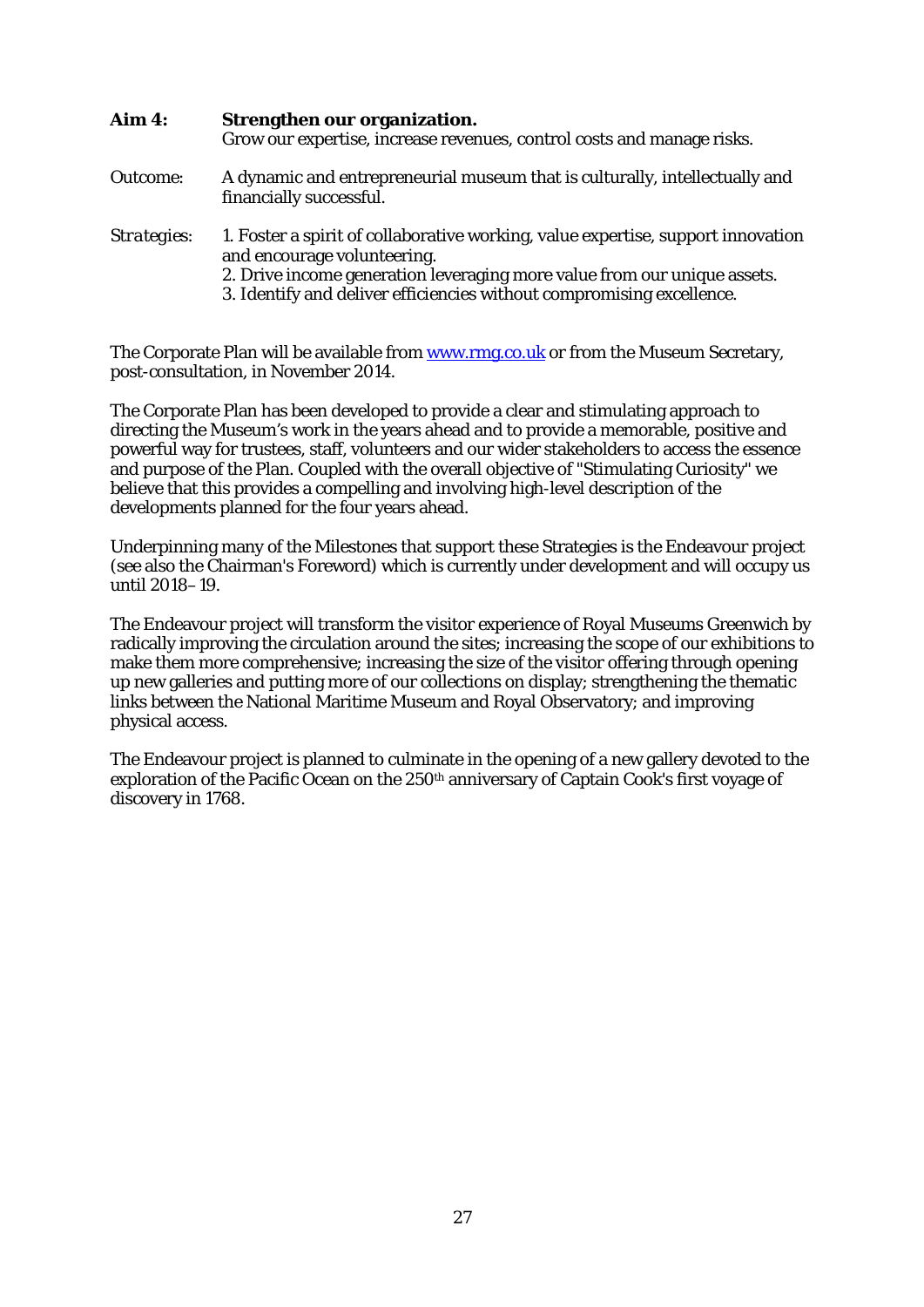**Aim 4:** **Strengthen our organization.**
Grow our expertise, increase revenues, control costs and manage risks.

Outcome: A dynamic and entrepreneurial museum that is culturally, intellectually and financially successful.

*Strategies:* 1. Foster a spirit of collaborative working, value expertise, support innovation and encourage volunteering.
2. Drive income generation leveraging more value from our unique assets.
3. Identify and deliver efficiencies without compromising excellence.

The Corporate Plan will be available from [www.rmg.co.uk](http://www.rmg.co.uk) or from the Museum Secretary, post-consultation, in November 2014.

The Corporate Plan has been developed to provide a clear and stimulating approach to directing the Museum's work in the years ahead and to provide a memorable, positive and powerful way for trustees, staff, volunteers and our wider stakeholders to access the essence and purpose of the Plan. Coupled with the overall objective of "Stimulating Curiosity" we believe that this provides a compelling and involving high-level description of the developments planned for the four years ahead.

Underpinning many of the Milestones that support these Strategies is the Endeavour project (see also the Chairman's Foreword) which is currently under development and will occupy us until 2018–19.

The Endeavour project will transform the visitor experience of Royal Museums Greenwich by radically improving the circulation around the sites; increasing the scope of our exhibitions to make them more comprehensive; increasing the size of the visitor offering through opening up new galleries and putting more of our collections on display; strengthening the thematic links between the National Maritime Museum and Royal Observatory; and improving physical access.

The Endeavour project is planned to culminate in the opening of a new gallery devoted to the exploration of the Pacific Ocean on the 250th anniversary of Captain Cook's first voyage of discovery in 1768.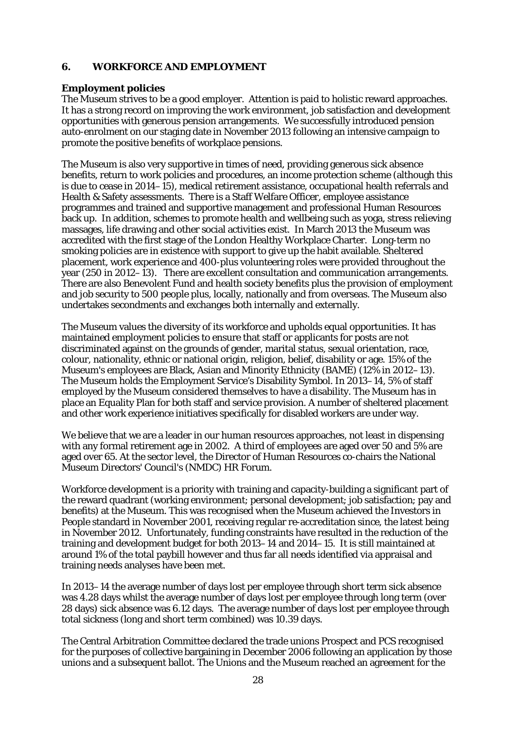## 6. WORKFORCE AND EMPLOYMENT

### Employment policies

The Museum strives to be a good employer. Attention is paid to holistic reward approaches. It has a strong record on improving the work environment, job satisfaction and development opportunities with generous pension arrangements. We successfully introduced pension auto-enrolment on our staging date in November 2013 following an intensive campaign to promote the positive benefits of workplace pensions.

The Museum is also very supportive in times of need, providing generous sick absence benefits, return to work policies and procedures, an income protection scheme (although this is due to cease in 2014–15), medical retirement assistance, occupational health referrals and Health & Safety assessments. There is a Staff Welfare Officer, employee assistance programmes and trained and supportive management and professional Human Resources back up. In addition, schemes to promote health and wellbeing such as yoga, stress relieving massages, life drawing and other social activities exist. In March 2013 the Museum was accredited with the first stage of the London Healthy Workplace Charter. Long-term no smoking policies are in existence with support to give up the habit available. Sheltered placement, work experience and 400-plus volunteering roles were provided throughout the year (250 in 2012–13). There are excellent consultation and communication arrangements. There are also Benevolent Fund and health society benefits plus the provision of employment and job security to 500 people plus, locally, nationally and from overseas. The Museum also undertakes secondments and exchanges both internally and externally.

The Museum values the diversity of its workforce and upholds equal opportunities. It has maintained employment policies to ensure that staff or applicants for posts are not discriminated against on the grounds of gender, marital status, sexual orientation, race, colour, nationality, ethnic or national origin, religion, belief, disability or age. 15% of the Museum's employees are Black, Asian and Minority Ethnicity (BAME) (12% in 2012–13). The Museum holds the Employment Service's Disability Symbol. In 2013–14, 5% of staff employed by the Museum considered themselves to have a disability. The Museum has in place an Equality Plan for both staff and service provision. A number of sheltered placement and other work experience initiatives specifically for disabled workers are under way.

We believe that we are a leader in our human resources approaches, not least in dispensing with any formal retirement age in 2002. A third of employees are aged over 50 and 5% are aged over 65. At the sector level, the Director of Human Resources co-chairs the National Museum Directors' Council's (NMDC) HR Forum.

Workforce development is a priority with training and capacity-building a significant part of the reward quadrant (working environment; personal development; job satisfaction; pay and benefits) at the Museum. This was recognised when the Museum achieved the Investors in People standard in November 2001, receiving regular re-accreditation since, the latest being in November 2012. Unfortunately, funding constraints have resulted in the reduction of the training and development budget for both 2013–14 and 2014–15. It is still maintained at around 1% of the total paybill however and thus far all needs identified via appraisal and training needs analyses have been met.

In 2013–14 the average number of days lost per employee through short term sick absence was 4.28 days whilst the average number of days lost per employee through long term (over 28 days) sick absence was 6.12 days. The average number of days lost per employee through total sickness (long and short term combined) was 10.39 days.

The Central Arbitration Committee declared the trade unions Prospect and PCS recognised for the purposes of collective bargaining in December 2006 following an application by those unions and a subsequent ballot. The Unions and the Museum reached an agreement for the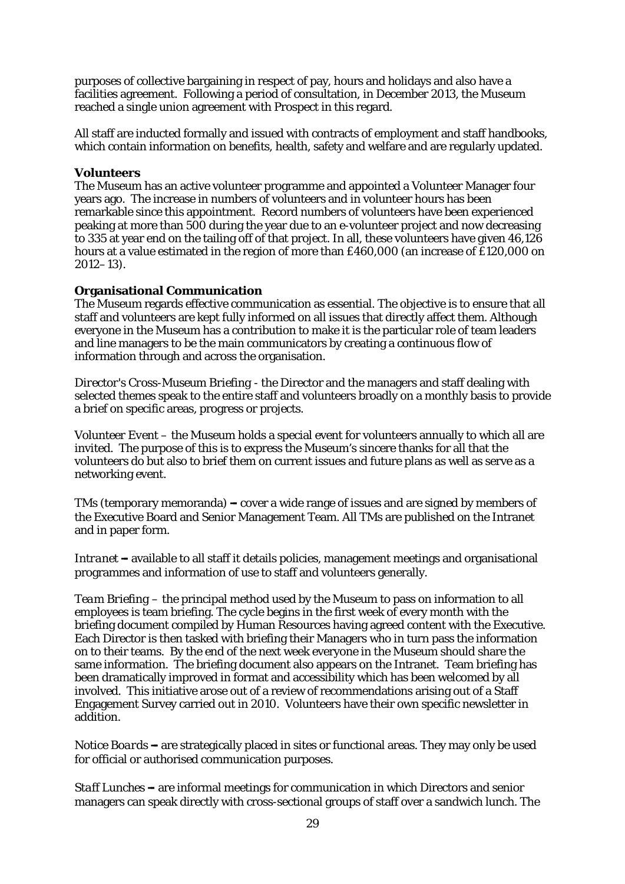purposes of collective bargaining in respect of pay, hours and holidays and also have a facilities agreement. Following a period of consultation, in December 2013, the Museum reached a single union agreement with Prospect in this regard.

All staff are inducted formally and issued with contracts of employment and staff handbooks, which contain information on benefits, health, safety and welfare and are regularly updated.

**Volunteers**

The Museum has an active volunteer programme and appointed a Volunteer Manager four years ago. The increase in numbers of volunteers and in volunteer hours has been remarkable since this appointment. Record numbers of volunteers have been experienced peaking at more than 500 during the year due to an e-volunteer project and now decreasing to 335 at year end on the tailing off of that project. In all, these volunteers have given 46,126 hours at a value estimated in the region of more than £460,000 (an increase of £120,000 on 2012–13).

**Organisational Communication**

The Museum regards effective communication as essential. The objective is to ensure that all staff and volunteers are kept fully informed on all issues that directly affect them. Although everyone in the Museum has a contribution to make it is the particular role of team leaders and line managers to be the main communicators by creating a continuous flow of information through and across the organisation.

*Director's Cross-Museum Briefing* - the Director and the managers and staff dealing with selected themes speak to the entire staff and volunteers broadly on a monthly basis to provide a brief on specific areas, progress or projects.

*Volunteer Event* – the Museum holds a special event for volunteers annually to which all are invited. The purpose of this is to express the Museum's sincere thanks for all that the volunteers do but also to brief them on current issues and future plans as well as serve as a networking event.

*TMs (temporary memoranda)* **–** cover a wide range of issues and are signed by members of the Executive Board and Senior Management Team. All TMs are published on the Intranet and in paper form.

*Intranet* **–** available to all staff it details policies, management meetings and organisational programmes and information of use to staff and volunteers generally.

*Team Briefing* – the principal method used by the Museum to pass on information to all employees is team briefing. The cycle begins in the first week of every month with the briefing document compiled by Human Resources having agreed content with the Executive. Each Director is then tasked with briefing their Managers who in turn pass the information on to their teams. By the end of the next week everyone in the Museum should share the same information. The briefing document also appears on the Intranet. Team briefing has been dramatically improved in format and accessibility which has been welcomed by all involved. This initiative arose out of a review of recommendations arising out of a Staff Engagement Survey carried out in 2010. Volunteers have their own specific newsletter in addition.

*Notice Boards* **–** are strategically placed in sites or functional areas. They may only be used for official or authorised communication purposes.

*Staff Lunches* **–** are informal meetings for communication in which Directors and senior managers can speak directly with cross-sectional groups of staff over a sandwich lunch. The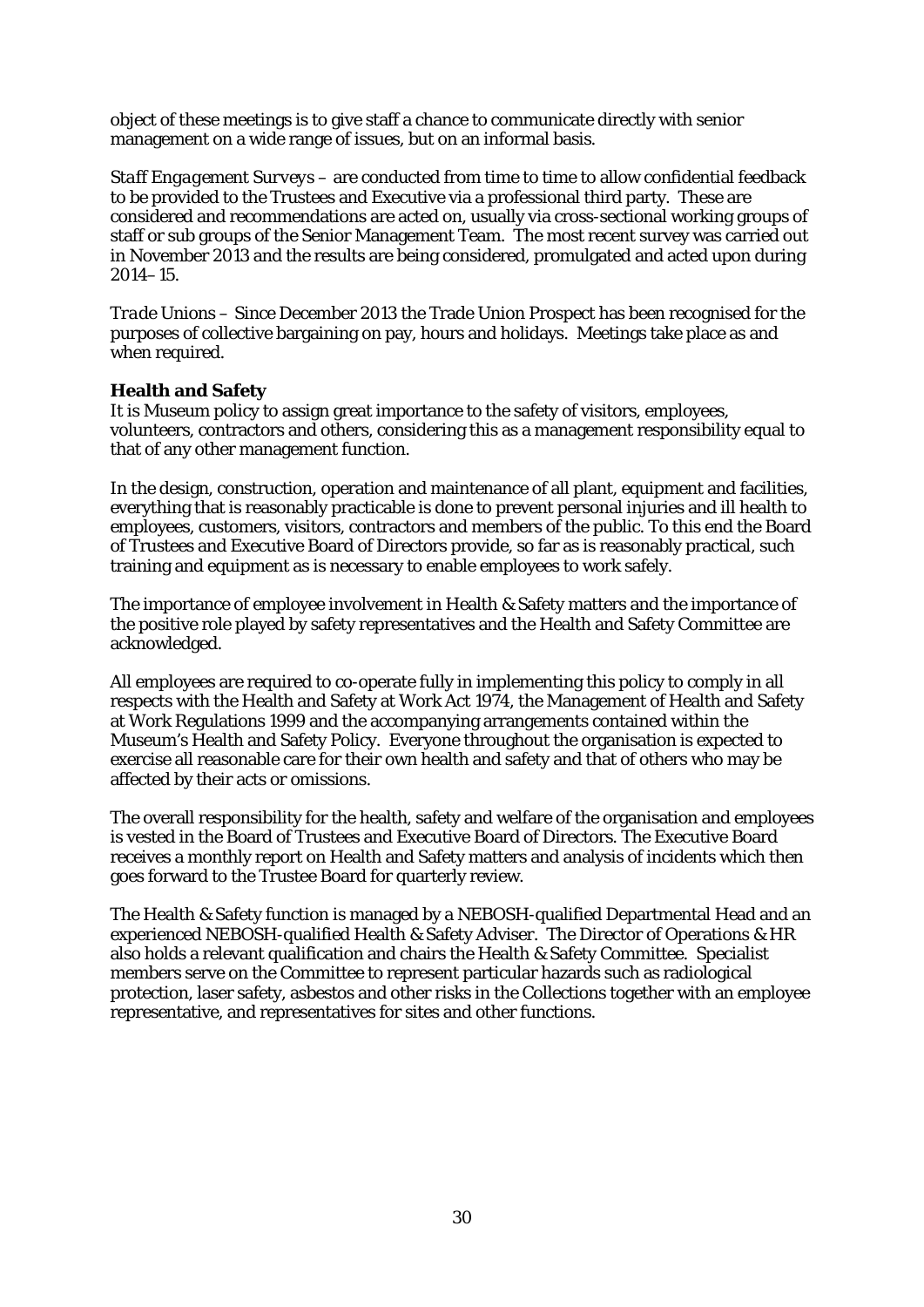object of these meetings is to give staff a chance to communicate directly with senior management on a wide range of issues, but on an informal basis.

*Staff Engagement Surveys* – are conducted from time to time to allow confidential feedback to be provided to the Trustees and Executive via a professional third party. These are considered and recommendations are acted on, usually via cross-sectional working groups of staff or sub groups of the Senior Management Team. The most recent survey was carried out in November 2013 and the results are being considered, promulgated and acted upon during 2014–15.

*Trade Unions* – Since December 2013 the Trade Union Prospect has been recognised for the purposes of collective bargaining on pay, hours and holidays. Meetings take place as and when required.

**Health and Safety**

It is Museum policy to assign great importance to the safety of visitors, employees, volunteers, contractors and others, considering this as a management responsibility equal to that of any other management function.

In the design, construction, operation and maintenance of all plant, equipment and facilities, everything that is reasonably practicable is done to prevent personal injuries and ill health to employees, customers, visitors, contractors and members of the public. To this end the Board of Trustees and Executive Board of Directors provide, so far as is reasonably practical, such training and equipment as is necessary to enable employees to work safely.

The importance of employee involvement in Health & Safety matters and the importance of the positive role played by safety representatives and the Health and Safety Committee are acknowledged.

All employees are required to co-operate fully in implementing this policy to comply in all respects with the Health and Safety at Work Act 1974, the Management of Health and Safety at Work Regulations 1999 and the accompanying arrangements contained within the Museum's Health and Safety Policy. Everyone throughout the organisation is expected to exercise all reasonable care for their own health and safety and that of others who may be affected by their acts or omissions.

The overall responsibility for the health, safety and welfare of the organisation and employees is vested in the Board of Trustees and Executive Board of Directors. The Executive Board receives a monthly report on Health and Safety matters and analysis of incidents which then goes forward to the Trustee Board for quarterly review.

The Health & Safety function is managed by a NEBOSH-qualified Departmental Head and an experienced NEBOSH-qualified Health & Safety Adviser. The Director of Operations & HR also holds a relevant qualification and chairs the Health & Safety Committee. Specialist members serve on the Committee to represent particular hazards such as radiological protection, laser safety, asbestos and other risks in the Collections together with an employee representative, and representatives for sites and other functions.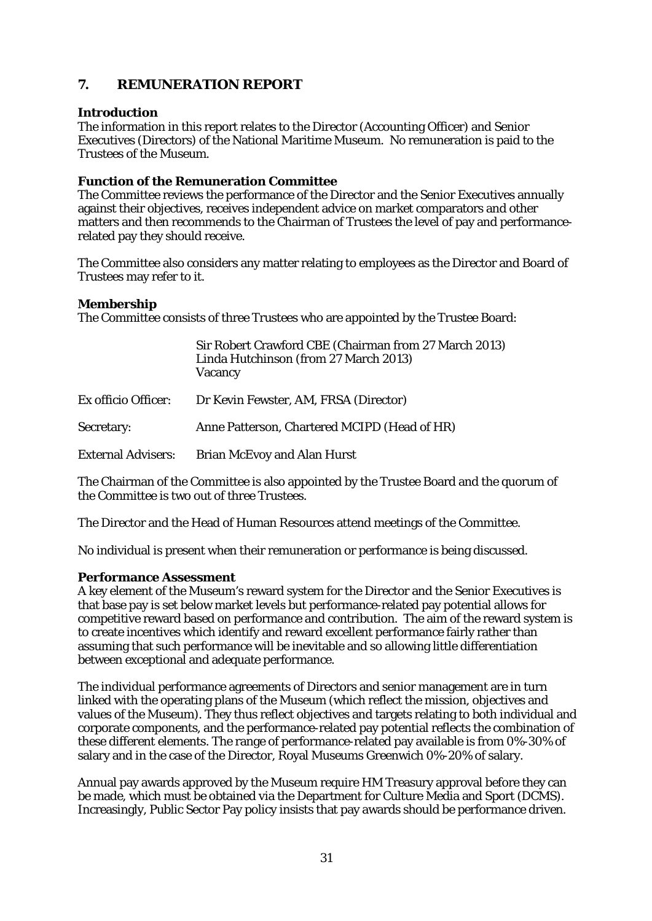## 7. REMUNERATION REPORT

**Introduction**

The information in this report relates to the Director (Accounting Officer) and Senior Executives (Directors) of the National Maritime Museum. No remuneration is paid to the Trustees of the Museum.

**Function of the Remuneration Committee**

The Committee reviews the performance of the Director and the Senior Executives annually against their objectives, receives independent advice on market comparators and other matters and then recommends to the Chairman of Trustees the level of pay and performance-related pay they should receive.

The Committee also considers any matter relating to employees as the Director and Board of Trustees may refer to it.

**Membership**

The Committee consists of three Trustees who are appointed by the Trustee Board:

Sir Robert Crawford CBE (Chairman from 27 March 2013)
Linda Hutchinson (from 27 March 2013)
Vacancy

Ex officio Officer: Dr Kevin Fewster, AM, FRSA (Director)

Secretary: Anne Patterson, Chartered MCIPD (Head of HR)

External Advisers: Brian McEvoy and Alan Hurst

The Chairman of the Committee is also appointed by the Trustee Board and the quorum of the Committee is two out of three Trustees.

The Director and the Head of Human Resources attend meetings of the Committee.

No individual is present when their remuneration or performance is being discussed.

**Performance Assessment**

A key element of the Museum's reward system for the Director and the Senior Executives is that base pay is set below market levels but performance-related pay potential allows for competitive reward based on performance and contribution. The aim of the reward system is to create incentives which identify and reward excellent performance fairly rather than assuming that such performance will be inevitable and so allowing little differentiation between exceptional and adequate performance.

The individual performance agreements of Directors and senior management are in turn linked with the operating plans of the Museum (which reflect the mission, objectives and values of the Museum). They thus reflect objectives and targets relating to both individual and corporate components, and the performance-related pay potential reflects the combination of these different elements. The range of performance-related pay available is from 0%-30% of salary and in the case of the Director, Royal Museums Greenwich 0%-20% of salary.

Annual pay awards approved by the Museum require HM Treasury approval before they can be made, which must be obtained via the Department for Culture Media and Sport (DCMS). Increasingly, Public Sector Pay policy insists that pay awards should be performance driven.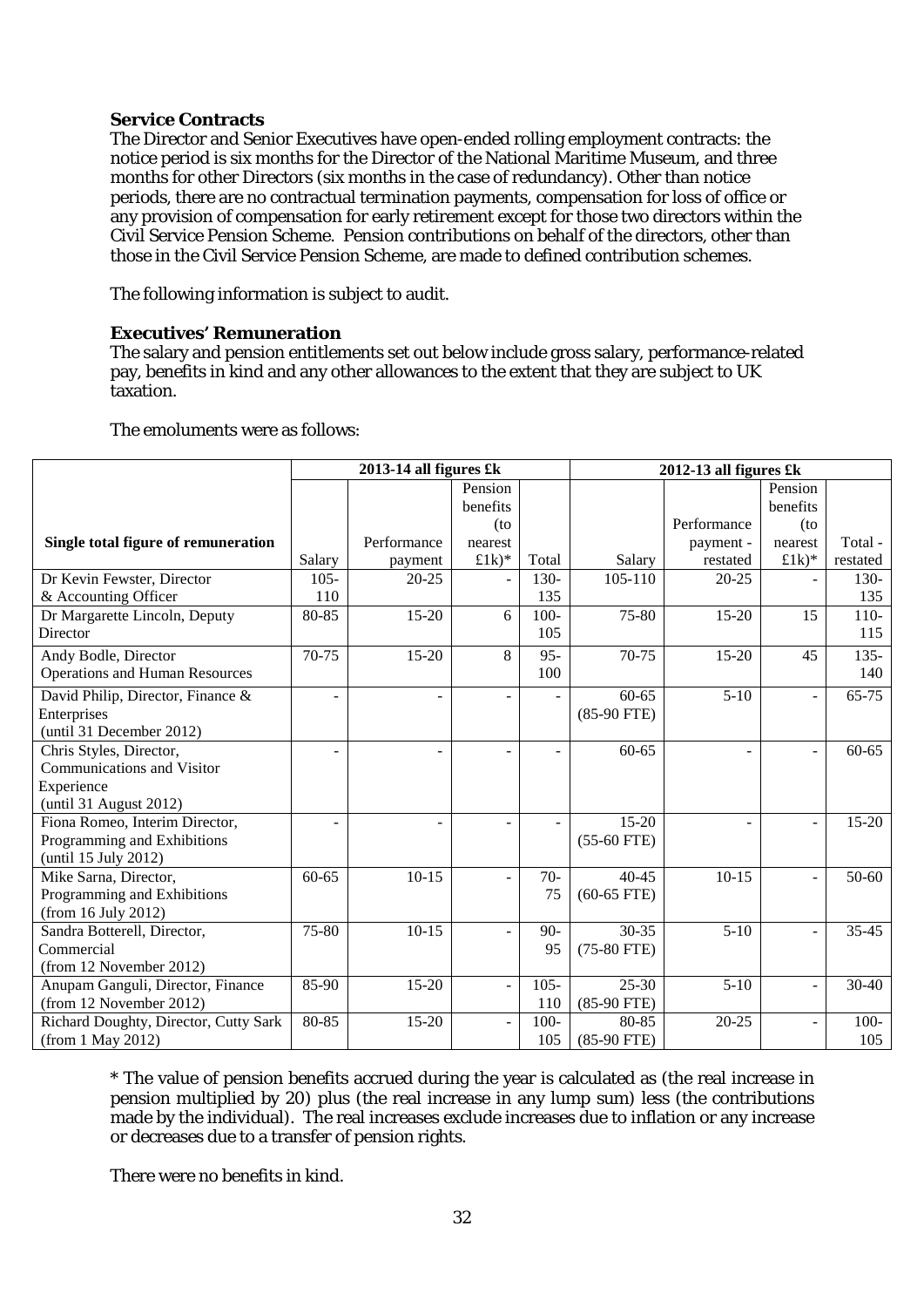**Service Contracts**

The Director and Senior Executives have open-ended rolling employment contracts: the notice period is six months for the Director of the National Maritime Museum, and three months for other Directors (six months in the case of redundancy). Other than notice periods, there are no contractual termination payments, compensation for loss of office or any provision of compensation for early retirement except for those two directors within the Civil Service Pension Scheme. Pension contributions on behalf of the directors, other than those in the Civil Service Pension Scheme, are made to defined contribution schemes.

The following information is subject to audit.

**Executives' Remuneration**

The salary and pension entitlements set out below include gross salary, performance-related pay, benefits in kind and any other allowances to the extent that they are subject to UK taxation.

The emoluments were as follows:

| Single total figure of remuneration | 2013-14 all figures £k | | | | 2012-13 all figures £k | | | |
|---|---|---|---|---|---|---|---|---|
| | Salary | Performance payment | Pension benefits (to nearest £1k)* | Total | Salary | Performance payment - restated | Pension benefits (to nearest £1k)* | Total - restated |
| Dr Kevin Fewster, Director & Accounting Officer | 105-110 | 20-25 | - | 130-135 | 105-110 | 20-25 | - | 130-135 |
| Dr Margarette Lincoln, Deputy Director | 80-85 | 15-20 | 6 | 100-105 | 75-80 | 15-20 | 15 | 110-115 |
| Andy Bodle, Director Operations and Human Resources | 70-75 | 15-20 | 8 | 95-100 | 70-75 | 15-20 | 45 | 135-140 |
| David Philip, Director, Finance & Enterprises (until 31 December 2012) | - | - | - | - | 60-65 (85-90 FTE) | 5-10 | - | 65-75 |
| Chris Styles, Director, Communications and Visitor Experience (until 31 August 2012) | - | - | - | - | 60-65 | - | - | 60-65 |
| Fiona Romeo, Interim Director, Programming and Exhibitions (until 15 July 2012) | - | - | - | - | 15-20 (55-60 FTE) | - | - | 15-20 |
| Mike Sarna, Director, Programming and Exhibitions (from 16 July 2012) | 60-65 | 10-15 | - | 70-75 | 40-45 (60-65 FTE) | 10-15 | - | 50-60 |
| Sandra Botterell, Director, Commercial (from 12 November 2012) | 75-80 | 10-15 | - | 90-95 | 30-35 (75-80 FTE) | 5-10 | - | 35-45 |
| Anupam Ganguli, Director, Finance (from 12 November 2012) | 85-90 | 15-20 | - | 105-110 | 25-30 (85-90 FTE) | 5-10 | - | 30-40 |
| Richard Doughty, Director, Cutty Sark (from 1 May 2012) | 80-85 | 15-20 | - | 100-105 | 80-85 (85-90 FTE) | 20-25 | - | 100-105 |

* The value of pension benefits accrued during the year is calculated as (the real increase in pension multiplied by 20) plus (the real increase in any lump sum) less (the contributions made by the individual). The real increases exclude increases due to inflation or any increase or decreases due to a transfer of pension rights.

There were no benefits in kind.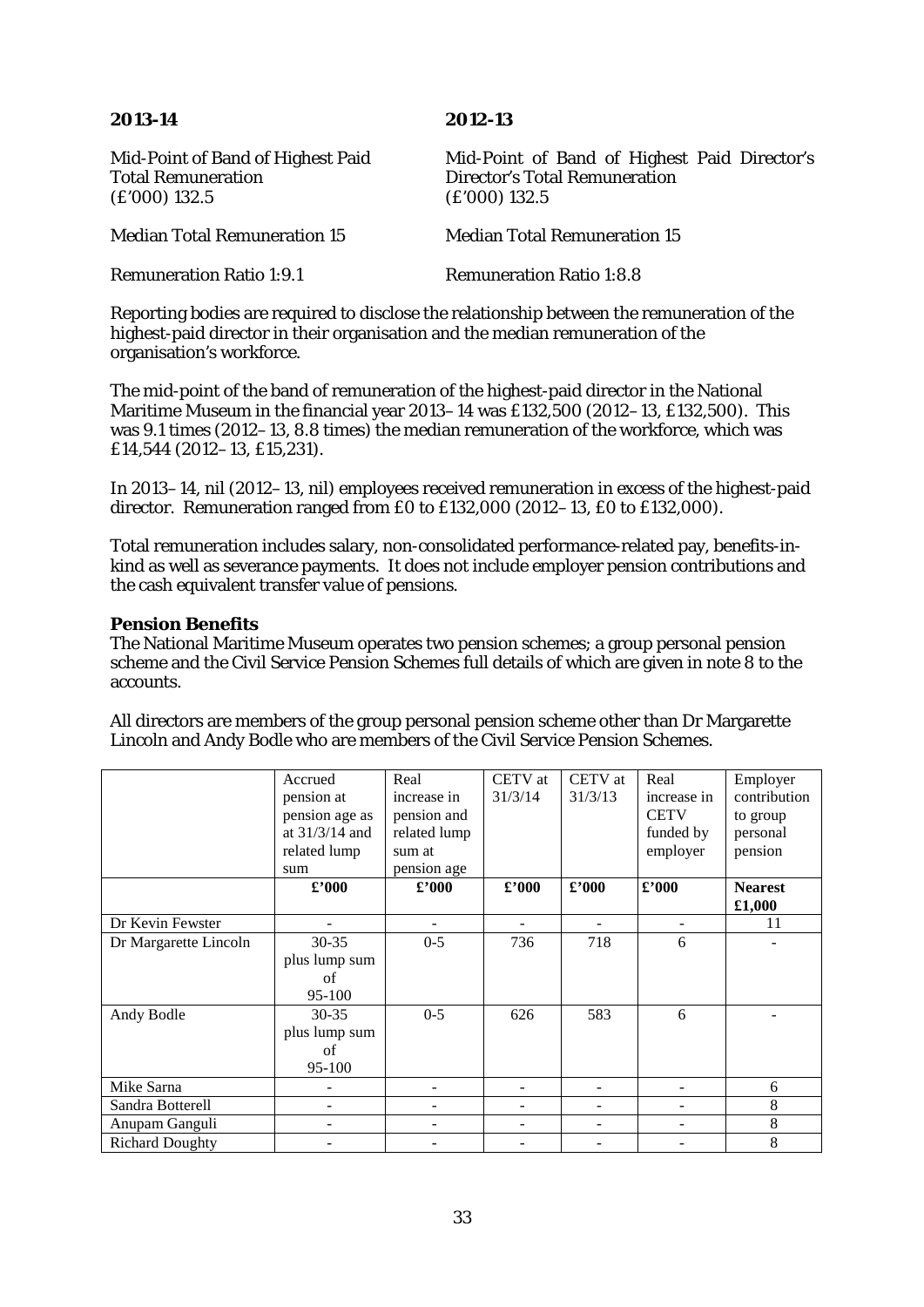| **2013-14** | **2012-13** |
|---|---|
| Mid-Point of Band of Highest Paid Total Remuneration (£'000) 132.5 | Mid-Point of Band of Highest Paid Director's Director's Total Remuneration (£'000) 132.5 |
| Median Total Remuneration 15 | Median Total Remuneration 15 |
| Remuneration Ratio 1:9.1 | Remuneration Ratio 1:8.8 |

Reporting bodies are required to disclose the relationship between the remuneration of the highest-paid director in their organisation and the median remuneration of the organisation's workforce.

The mid-point of the band of remuneration of the highest-paid director in the National Maritime Museum in the financial year 2013–14 was £132,500 (2012–13, £132,500). This was 9.1 times (2012–13, 8.8 times) the median remuneration of the workforce, which was £14,544 (2012–13, £15,231).

In 2013–14, nil (2012–13, nil) employees received remuneration in excess of the highest-paid director. Remuneration ranged from £0 to £132,000 (2012–13, £0 to £132,000).

Total remuneration includes salary, non-consolidated performance-related pay, benefits-in-kind as well as severance payments. It does not include employer pension contributions and the cash equivalent transfer value of pensions.

### Pension Benefits

The National Maritime Museum operates two pension schemes; a group personal pension scheme and the Civil Service Pension Schemes full details of which are given in note 8 to the accounts.

All directors are members of the group personal pension scheme other than Dr Margarette Lincoln and Andy Bodle who are members of the Civil Service Pension Schemes.

| | Accrued pension at pension age as at 31/3/14 and related lump sum | Real increase in pension and related lump sum at pension age | CETV at 31/3/14 | CETV at 31/3/13 | Real increase in CETV funded by employer | Employer contribution to group personal pension |
|---|---|---|---|---|---|---|
| | **£'000** | **£'000** | **£'000** | **£'000** | **£'000** | **Nearest £1,000** |
| Dr Kevin Fewster | - | - | - | - | - | 11 |
| Dr Margarette Lincoln | 30-35 plus lump sum of 95-100 | 0-5 | 736 | 718 | 6 | - |
| Andy Bodle | 30-35 plus lump sum of 95-100 | 0-5 | 626 | 583 | 6 | - |
| Mike Sarna | - | - | - | - | - | 6 |
| Sandra Botterell | - | - | - | - | - | 8 |
| Anupam Ganguli | - | - | - | - | - | 8 |
| Richard Doughty | - | - | - | - | - | 8 |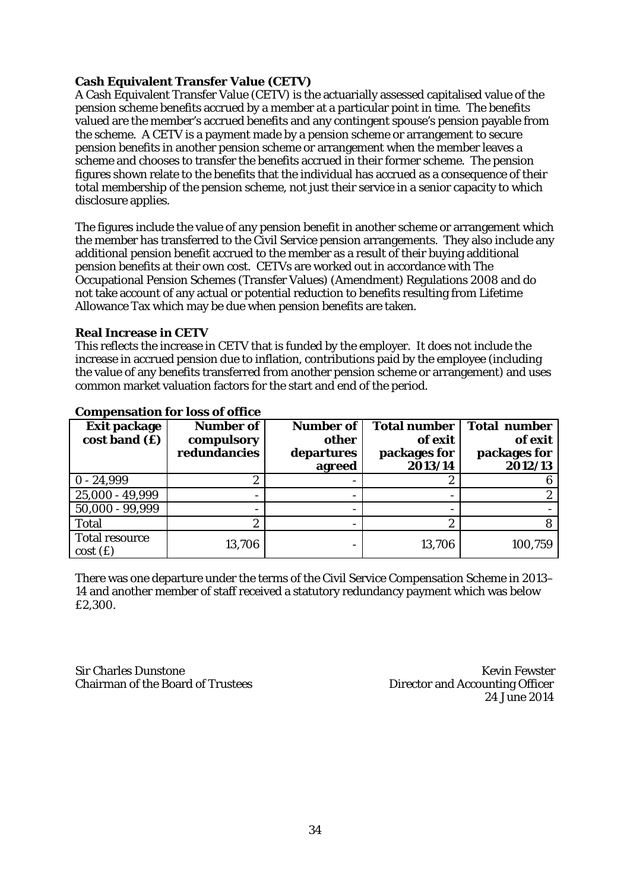**Cash Equivalent Transfer Value (CETV)**

A Cash Equivalent Transfer Value (CETV) is the actuarially assessed capitalised value of the pension scheme benefits accrued by a member at a particular point in time. The benefits valued are the member's accrued benefits and any contingent spouse's pension payable from the scheme. A CETV is a payment made by a pension scheme or arrangement to secure pension benefits in another pension scheme or arrangement when the member leaves a scheme and chooses to transfer the benefits accrued in their former scheme. The pension figures shown relate to the benefits that the individual has accrued as a consequence of their total membership of the pension scheme, not just their service in a senior capacity to which disclosure applies.

The figures include the value of any pension benefit in another scheme or arrangement which the member has transferred to the Civil Service pension arrangements. They also include any additional pension benefit accrued to the member as a result of their buying additional pension benefits at their own cost. CETVs are worked out in accordance with The Occupational Pension Schemes (Transfer Values) (Amendment) Regulations 2008 and do not take account of any actual or potential reduction to benefits resulting from Lifetime Allowance Tax which may be due when pension benefits are taken.

**Real Increase in CETV**

This reflects the increase in CETV that is funded by the employer. It does not include the increase in accrued pension due to inflation, contributions paid by the employee (including the value of any benefits transferred from another pension scheme or arrangement) and uses common market valuation factors for the start and end of the period.

**Compensation for loss of office**

| Exit package cost band (£) | Number of compulsory redundancies | Number of other departures agreed | Total number of exit packages for 2013/14 | Total number of exit packages for 2012/13 |
|---|---|---|---|---|
| 0 - 24,999 | 2 | - | 2 | 6 |
| 25,000 - 49,999 | - | - | - | 2 |
| 50,000 - 99,999 | - | - | - | - |
| Total | 2 | - | 2 | 8 |
| Total resource cost (£) | 13,706 | - | 13,706 | 100,759 |

There was one departure under the terms of the Civil Service Compensation Scheme in 2013–14 and another member of staff received a statutory redundancy payment which was below £2,300.

Sir Charles Dunstone
Chairman of the Board of Trustees

Kevin Fewster
Director and Accounting Officer
24 June 2014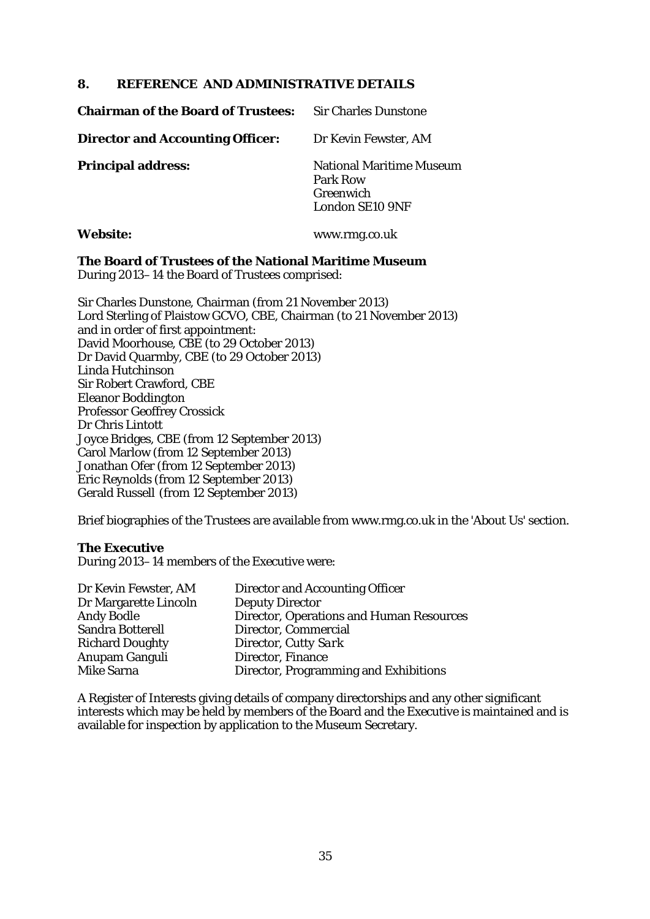## 8. REFERENCE AND ADMINISTRATIVE DETAILS

| | |
|---|---|
| **Chairman of the Board of Trustees:** | Sir Charles Dunstone |
| **Director and Accounting Officer:** | Dr Kevin Fewster, AM |
| **Principal address:** | National Maritime Museum<br>Park Row<br>Greenwich<br>London SE10 9NF |
| **Website:** | www.rmg.co.uk |

### The Board of Trustees of the National Maritime Museum

During 2013–14 the Board of Trustees comprised:

Sir Charles Dunstone, Chairman (from 21 November 2013)
Lord Sterling of Plaistow GCVO, CBE, Chairman (to 21 November 2013)
and in order of first appointment:
David Moorhouse, CBE (to 29 October 2013)
Dr David Quarmby, CBE (to 29 October 2013)
Linda Hutchinson
Sir Robert Crawford, CBE
Eleanor Boddington
Professor Geoffrey Crossick
Dr Chris Lintott
Joyce Bridges, CBE (from 12 September 2013)
Carol Marlow (from 12 September 2013)
Jonathan Ofer (from 12 September 2013)
Eric Reynolds (from 12 September 2013)
Gerald Russell (from 12 September 2013)

Brief biographies of the Trustees are available from www.rmg.co.uk in the 'About Us' section.

### The Executive

During 2013–14 members of the Executive were:

| | |
|---|---|
| Dr Kevin Fewster, AM | Director and Accounting Officer |
| Dr Margarette Lincoln | Deputy Director |
| Andy Bodle | Director, Operations and Human Resources |
| Sandra Botterell | Director, Commercial |
| Richard Doughty | Director, *Cutty Sark* |
| Anupam Ganguli | Director, Finance |
| Mike Sarna | Director, Programming and Exhibitions |

A Register of Interests giving details of company directorships and any other significant interests which may be held by members of the Board and the Executive is maintained and is available for inspection by application to the Museum Secretary.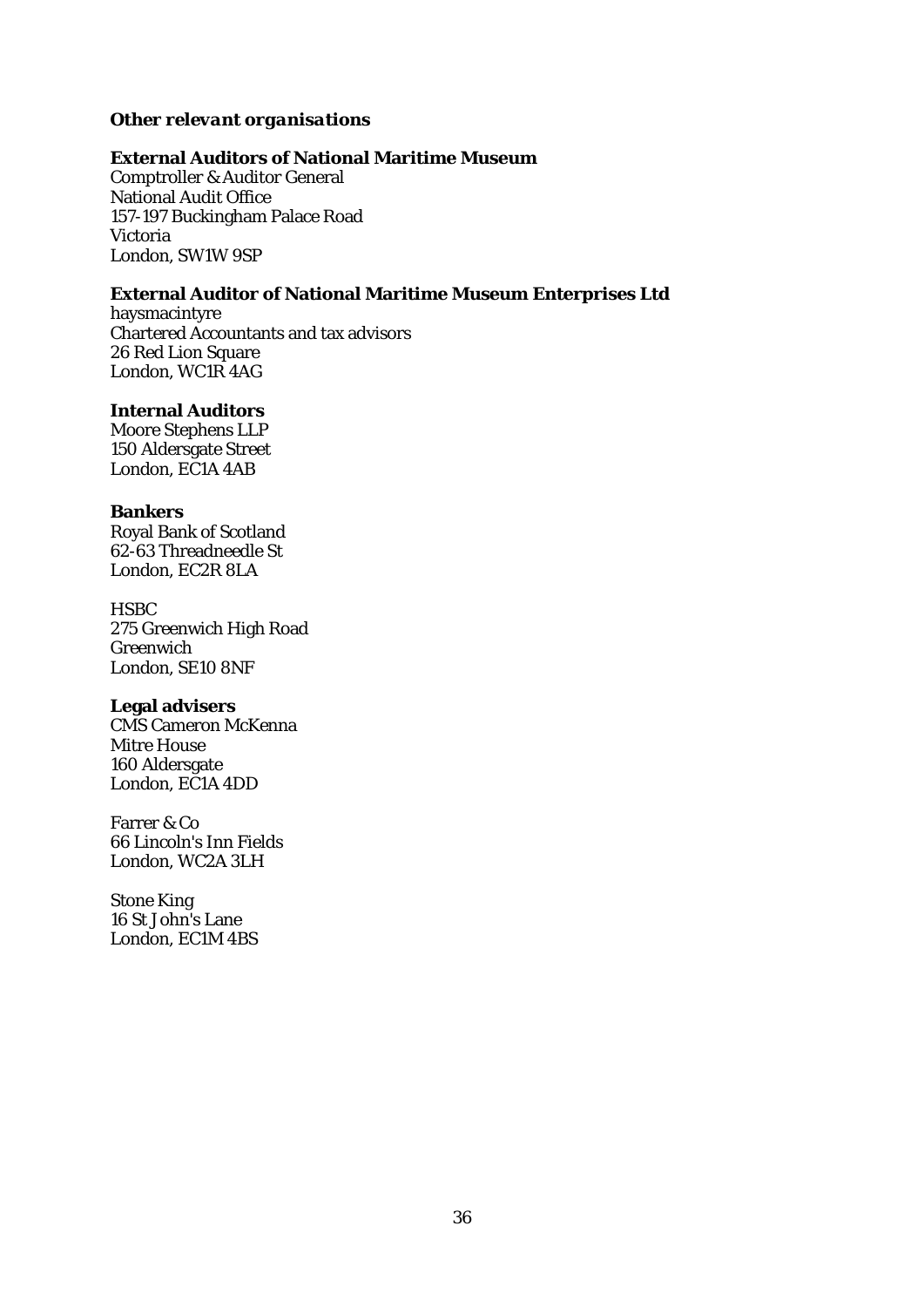***Other relevant organisations***

**External Auditors of National Maritime Museum**
Comptroller & Auditor General
National Audit Office
157-197 Buckingham Palace Road
Victoria
London, SW1W 9SP

**External Auditor of National Maritime Museum Enterprises Ltd**
haysmacintyre
Chartered Accountants and tax advisors
26 Red Lion Square
London, WC1R 4AG

**Internal Auditors**
Moore Stephens LLP
150 Aldersgate Street
London, EC1A 4AB

**Bankers**
Royal Bank of Scotland
62-63 Threadneedle St
London, EC2R 8LA

HSBC
275 Greenwich High Road
Greenwich
London, SE10 8NF

**Legal advisers**
CMS Cameron McKenna
Mitre House
160 Aldersgate
London, EC1A 4DD

Farrer & Co
66 Lincoln's Inn Fields
London, WC2A 3LH

Stone King
16 St John's Lane
London, EC1M 4BS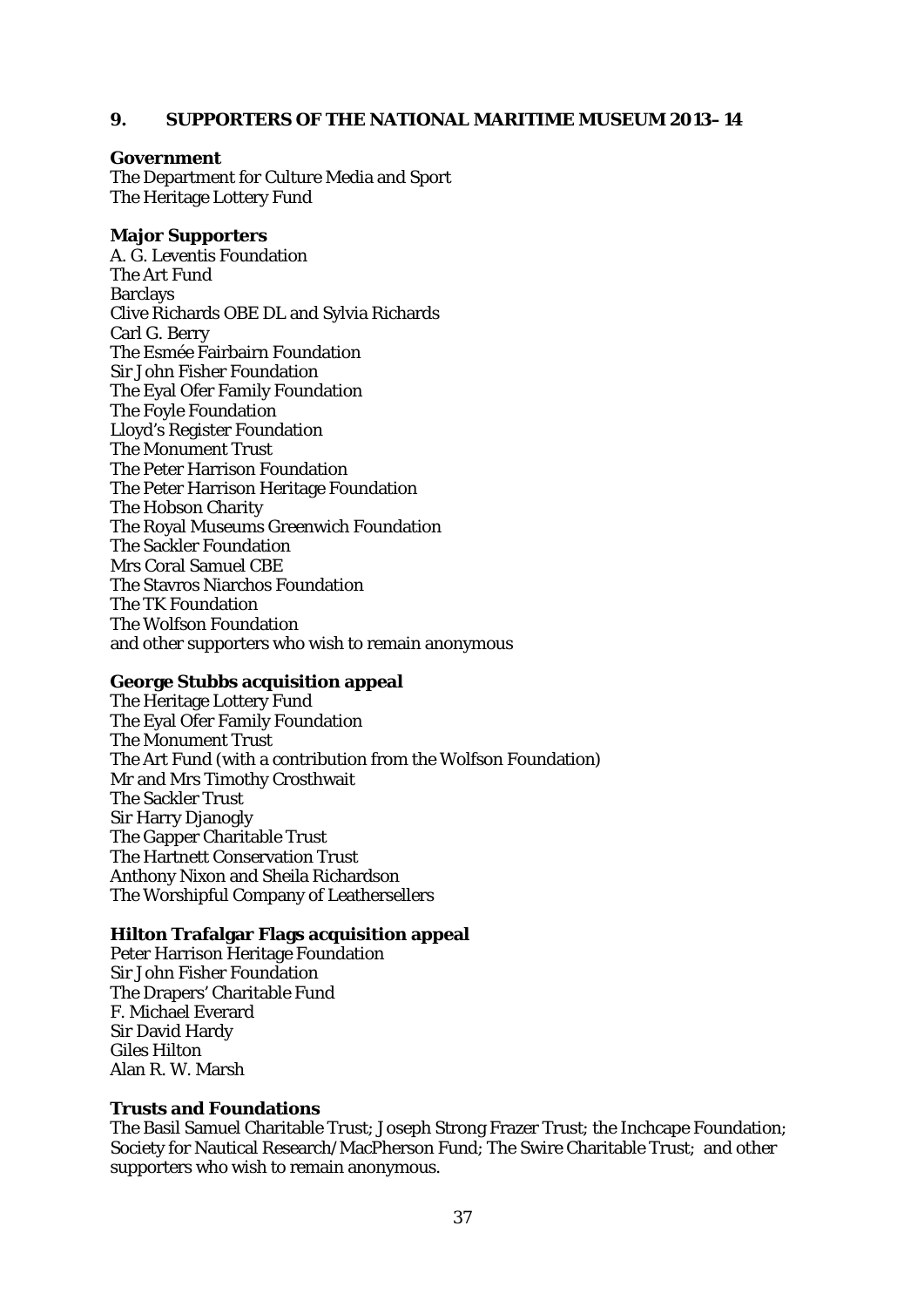## 9. SUPPORTERS OF THE NATIONAL MARITIME MUSEUM 2013–14

**Government**

The Department for Culture Media and Sport
The Heritage Lottery Fund

**Major Supporters**

A. G. Leventis Foundation
The Art Fund
Barclays
Clive Richards OBE DL and Sylvia Richards
Carl G. Berry
The Esmée Fairbairn Foundation
Sir John Fisher Foundation
The Eyal Ofer Family Foundation
The Foyle Foundation
Lloyd's Register Foundation
The Monument Trust
The Peter Harrison Foundation
The Peter Harrison Heritage Foundation
The Hobson Charity
The Royal Museums Greenwich Foundation
The Sackler Foundation
Mrs Coral Samuel CBE
The Stavros Niarchos Foundation
The TK Foundation
The Wolfson Foundation
and other supporters who wish to remain anonymous

**George Stubbs acquisition appeal**

The Heritage Lottery Fund
The Eyal Ofer Family Foundation
The Monument Trust
The Art Fund (with a contribution from the Wolfson Foundation)
Mr and Mrs Timothy Crosthwait
The Sackler Trust
Sir Harry Djanogly
The Gapper Charitable Trust
The Hartnett Conservation Trust
Anthony Nixon and Sheila Richardson
The Worshipful Company of Leathersellers

**Hilton Trafalgar Flags acquisition appeal**

Peter Harrison Heritage Foundation
Sir John Fisher Foundation
The Drapers' Charitable Fund
F. Michael Everard
Sir David Hardy
Giles Hilton
Alan R. W. Marsh

**Trusts and Foundations**

The Basil Samuel Charitable Trust; Joseph Strong Frazer Trust; the Inchcape Foundation; Society for Nautical Research/MacPherson Fund; The Swire Charitable Trust; and other supporters who wish to remain anonymous.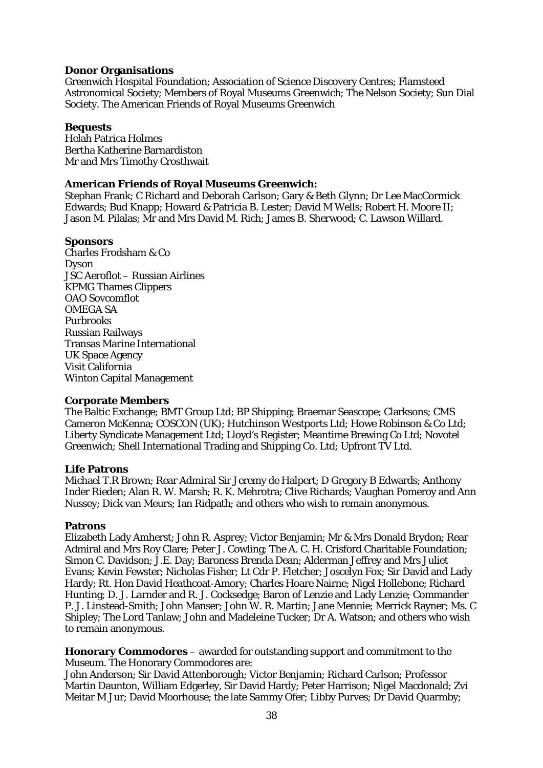**Donor Organisations**
Greenwich Hospital Foundation; Association of Science Discovery Centres; Flamsteed Astronomical Society; Members of Royal Museums Greenwich; The Nelson Society; Sun Dial Society. The American Friends of Royal Museums Greenwich

**Bequests**
Helah Patrica Holmes
Bertha Katherine Barnardiston
Mr and Mrs Timothy Crosthwait

**American Friends of Royal Museums Greenwich:**
Stephan Frank; C Richard and Deborah Carlson; Gary & Beth Glynn; Dr Lee MacCormick Edwards; Bud Knapp; Howard & Patricia B. Lester; David M Wells; Robert H. Moore II; Jason M. Pilalas; Mr and Mrs David M. Rich; James B. Sherwood; C. Lawson Willard.

**Sponsors**
Charles Frodsham & Co
Dyson
JSC Aeroflot – Russian Airlines
KPMG Thames Clippers
OAO Sovcomflot
OMEGA SA
Purbrooks
Russian Railways
Transas Marine International
UK Space Agency
Visit California
Winton Capital Management

**Corporate Members**
The Baltic Exchange; BMT Group Ltd; BP Shipping; Braemar Seascope; Clarksons; CMS Cameron McKenna; COSCON (UK); Hutchinson Westports Ltd; Howe Robinson & Co Ltd; Liberty Syndicate Management Ltd; Lloyd's Register; Meantime Brewing Co Ltd; Novotel Greenwich; Shell International Trading and Shipping Co. Ltd; Upfront TV Ltd.

**Life Patrons**
Michael T.R Brown; Rear Admiral Sir Jeremy de Halpert; D Gregory B Edwards; Anthony Inder Rieden; Alan R. W. Marsh; R. K. Mehrotra; Clive Richards; Vaughan Pomeroy and Ann Nussey; Dick van Meurs; Ian Ridpath; and others who wish to remain anonymous.

**Patrons**
Elizabeth Lady Amherst; John R. Asprey; Victor Benjamin; Mr & Mrs Donald Brydon; Rear Admiral and Mrs Roy Clare; Peter J. Cowling; The A. C. H. Crisford Charitable Foundation; Simon C. Davidson; J.E. Day; Baroness Brenda Dean; Alderman Jeffrey and Mrs Juliet Evans; Kevin Fewster; Nicholas Fisher; Lt Cdr P. Fletcher; Joscelyn Fox; Sir David and Lady Hardy; Rt. Hon David Heathcoat-Amory; Charles Hoare Nairne; Nigel Hollebone; Richard Hunting; D. J. Larnder and R. J. Cocksedge; Baron of Lenzie and Lady Lenzie; Commander P. J. Linstead-Smith; John Manser; John W. R. Martin; Jane Mennie; Merrick Rayner; Ms. C Shipley; The Lord Tanlaw; John and Madeleine Tucker; Dr A. Watson; and others who wish to remain anonymous.

**Honorary Commodores** – awarded for outstanding support and commitment to the Museum. The Honorary Commodores are:
John Anderson; Sir David Attenborough; Victor Benjamin; Richard Carlson; Professor Martin Daunton, William Edgerley, Sir David Hardy; Peter Harrison; Nigel Macdonald; Zvi Meitar M Jur; David Moorhouse; the late Sammy Ofer; Libby Purves; Dr David Quarmby;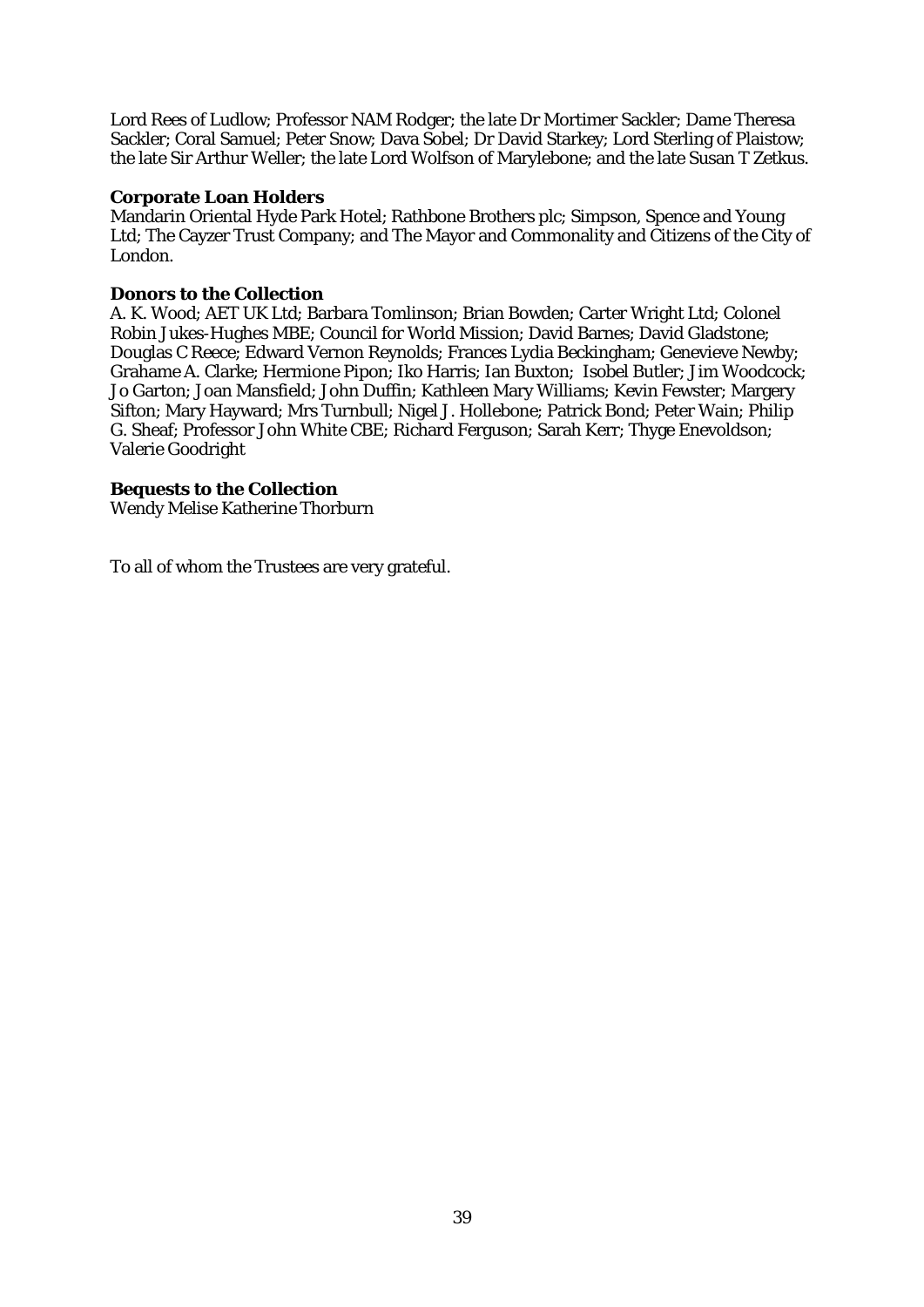Lord Rees of Ludlow; Professor NAM Rodger; the late Dr Mortimer Sackler; Dame Theresa Sackler; Coral Samuel; Peter Snow; Dava Sobel; Dr David Starkey; Lord Sterling of Plaistow; the late Sir Arthur Weller; the late Lord Wolfson of Marylebone; and the late Susan T Zetkus.

**Corporate Loan Holders**
Mandarin Oriental Hyde Park Hotel; Rathbone Brothers plc; Simpson, Spence and Young Ltd; The Cayzer Trust Company; and The Mayor and Commonality and Citizens of the City of London.

**Donors to the Collection**
A. K. Wood; AET UK Ltd; Barbara Tomlinson; Brian Bowden; Carter Wright Ltd; Colonel Robin Jukes-Hughes MBE; Council for World Mission; David Barnes; David Gladstone; Douglas C Reece; Edward Vernon Reynolds; Frances Lydia Beckingham; Genevieve Newby; Grahame A. Clarke; Hermione Pipon; Iko Harris; Ian Buxton; Isobel Butler; Jim Woodcock; Jo Garton; Joan Mansfield; John Duffin; Kathleen Mary Williams; Kevin Fewster; Margery Sifton; Mary Hayward; Mrs Turnbull; Nigel J. Hollebone; Patrick Bond; Peter Wain; Philip G. Sheaf; Professor John White CBE; Richard Ferguson; Sarah Kerr; Thyge Enevoldson; Valerie Goodright

**Bequests to the Collection**
Wendy Melise Katherine Thorburn

To all of whom the Trustees are very grateful.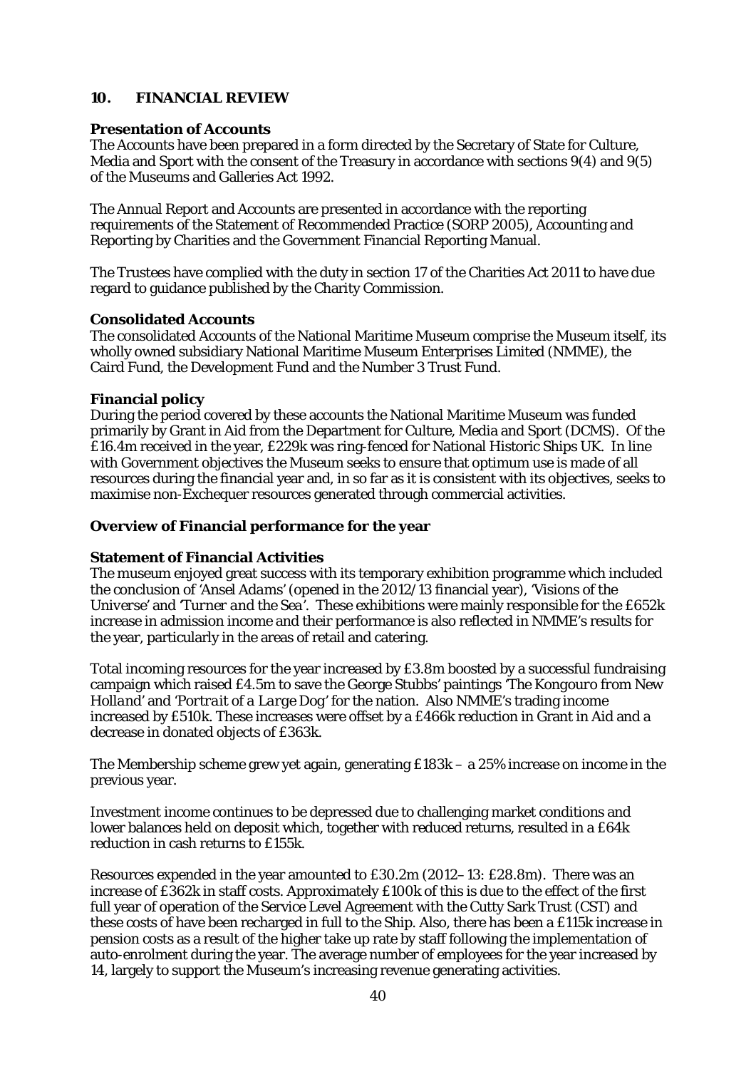## 10. FINANCIAL REVIEW

### Presentation of Accounts

The Accounts have been prepared in a form directed by the Secretary of State for Culture, Media and Sport with the consent of the Treasury in accordance with sections 9(4) and 9(5) of the Museums and Galleries Act 1992.

The Annual Report and Accounts are presented in accordance with the reporting requirements of the Statement of Recommended Practice (SORP 2005), Accounting and Reporting by Charities and the Government Financial Reporting Manual.

The Trustees have complied with the duty in section 17 of the Charities Act 2011 to have due regard to guidance published by the Charity Commission.

### Consolidated Accounts

The consolidated Accounts of the National Maritime Museum comprise the Museum itself, its wholly owned subsidiary National Maritime Museum Enterprises Limited (NMME), the Caird Fund, the Development Fund and the Number 3 Trust Fund.

### Financial policy

During the period covered by these accounts the National Maritime Museum was funded primarily by Grant in Aid from the Department for Culture, Media and Sport (DCMS). Of the £16.4m received in the year, £229k was ring-fenced for National Historic Ships UK. In line with Government objectives the Museum seeks to ensure that optimum use is made of all resources during the financial year and, in so far as it is consistent with its objectives, seeks to maximise non-Exchequer resources generated through commercial activities.

### Overview of Financial performance for the year

### Statement of Financial Activities

The museum enjoyed great success with its temporary exhibition programme which included the conclusion of '*Ansel Adams*' (opened in the 2012/13 financial year), '*Visions of the Universe*' and '*Turner and the Sea*'. These exhibitions were mainly responsible for the £652k increase in admission income and their performance is also reflected in NMME's results for the year, particularly in the areas of retail and catering.

Total incoming resources for the year increased by £3.8m boosted by a successful fundraising campaign which raised £4.5m to save the George Stubbs' paintings '*The Kongouro from New Holland*' and '*Portrait of a Large Dog*' for the nation. Also NMME's trading income increased by £510k. These increases were offset by a £466k reduction in Grant in Aid and a decrease in donated objects of £363k.

The Membership scheme grew yet again, generating £183k – a 25% increase on income in the previous year.

Investment income continues to be depressed due to challenging market conditions and lower balances held on deposit which, together with reduced returns, resulted in a £64k reduction in cash returns to £155k.

Resources expended in the year amounted to £30.2m (2012–13: £28.8m). There was an increase of £362k in staff costs. Approximately £100k of this is due to the effect of the first full year of operation of the Service Level Agreement with the Cutty Sark Trust (CST) and these costs of have been recharged in full to the Ship. Also, there has been a £115k increase in pension costs as a result of the higher take up rate by staff following the implementation of auto-enrolment during the year. The average number of employees for the year increased by 14, largely to support the Museum's increasing revenue generating activities.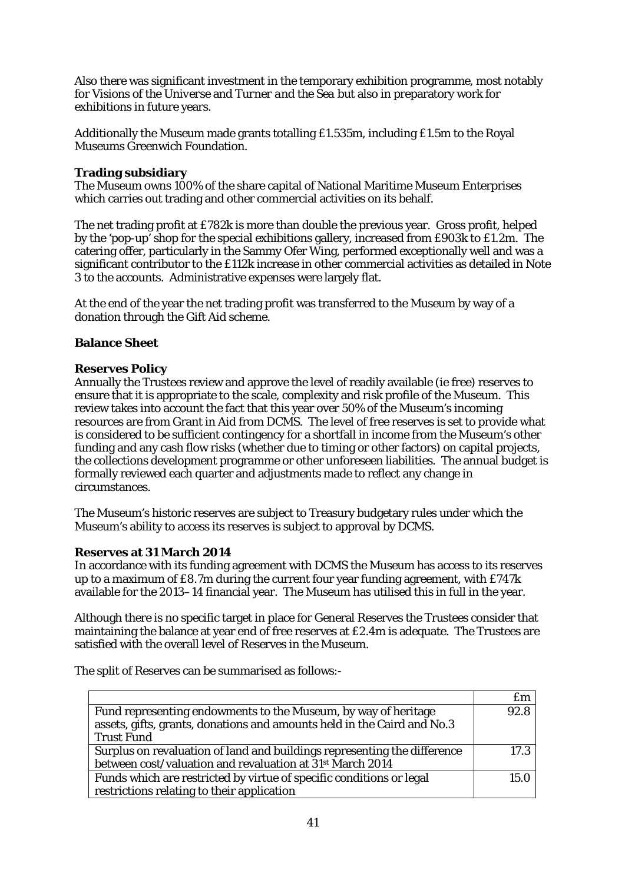Also there was significant investment in the temporary exhibition programme, most notably for *Visions of the Universe* and *Turner and the Sea* but also in preparatory work for exhibitions in future years.

Additionally the Museum made grants totalling £1.535m, including £1.5m to the Royal Museums Greenwich Foundation.

**Trading subsidiary**

The Museum owns 100% of the share capital of National Maritime Museum Enterprises which carries out trading and other commercial activities on its behalf.

The net trading profit at £782k is more than double the previous year. Gross profit, helped by the 'pop-up' shop for the special exhibitions gallery, increased from £903k to £1.2m. The catering offer, particularly in the Sammy Ofer Wing, performed exceptionally well and was a significant contributor to the £112k increase in other commercial activities as detailed in Note 3 to the accounts. Administrative expenses were largely flat.

At the end of the year the net trading profit was transferred to the Museum by way of a donation through the Gift Aid scheme.

**Balance Sheet**

**Reserves Policy**

Annually the Trustees review and approve the level of readily available (ie free) reserves to ensure that it is appropriate to the scale, complexity and risk profile of the Museum. This review takes into account the fact that this year over 50% of the Museum's incoming resources are from Grant in Aid from DCMS. The level of free reserves is set to provide what is considered to be sufficient contingency for a shortfall in income from the Museum's other funding and any cash flow risks (whether due to timing or other factors) on capital projects, the collections development programme or other unforeseen liabilities. The annual budget is formally reviewed each quarter and adjustments made to reflect any change in circumstances.

The Museum's historic reserves are subject to Treasury budgetary rules under which the Museum's ability to access its reserves is subject to approval by DCMS.

**Reserves at 31 March 2014**

In accordance with its funding agreement with DCMS the Museum has access to its reserves up to a maximum of £8.7m during the current four year funding agreement, with £747k available for the 2013–14 financial year. The Museum has utilised this in full in the year.

Although there is no specific target in place for General Reserves the Trustees consider that maintaining the balance at year end of free reserves at £2.4m is adequate. The Trustees are satisfied with the overall level of Reserves in the Museum.

The split of Reserves can be summarised as follows:-

| | £m |
|---|---|
| Fund representing endowments to the Museum, by way of heritage assets, gifts, grants, donations and amounts held in the Caird and No.3 Trust Fund | 92.8 |
| Surplus on revaluation of land and buildings representing the difference between cost/valuation and revaluation at 31st March 2014 | 17.3 |
| Funds which are restricted by virtue of specific conditions or legal restrictions relating to their application | 15.0 |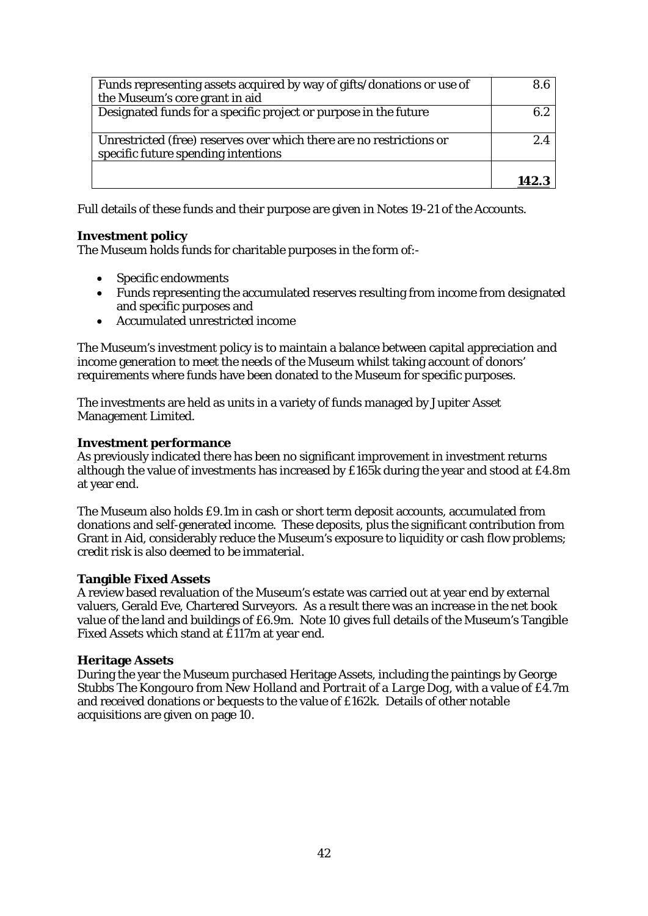| | |
|---|---|
| Funds representing assets acquired by way of gifts/donations or use of the Museum's core grant in aid | 8.6 |
| Designated funds for a specific project or purpose in the future | 6.2 |
| Unrestricted (free) reserves over which there are no restrictions or specific future spending intentions | 2.4 |
| | **142.3** |

Full details of these funds and their purpose are given in Notes 19-21 of the Accounts.

**Investment policy**
The Museum holds funds for charitable purposes in the form of:-

- Specific endowments
- Funds representing the accumulated reserves resulting from income from designated and specific purposes and
- Accumulated unrestricted income

The Museum's investment policy is to maintain a balance between capital appreciation and income generation to meet the needs of the Museum whilst taking account of donors' requirements where funds have been donated to the Museum for specific purposes.

The investments are held as units in a variety of funds managed by Jupiter Asset Management Limited.

**Investment performance**
As previously indicated there has been no significant improvement in investment returns although the value of investments has increased by £165k during the year and stood at £4.8m at year end.

The Museum also holds £9.1m in cash or short term deposit accounts, accumulated from donations and self-generated income. These deposits, plus the significant contribution from Grant in Aid, considerably reduce the Museum's exposure to liquidity or cash flow problems; credit risk is also deemed to be immaterial.

**Tangible Fixed Assets**
A review based revaluation of the Museum's estate was carried out at year end by external valuers, Gerald Eve, Chartered Surveyors. As a result there was an increase in the net book value of the land and buildings of £6.9m. Note 10 gives full details of the Museum's Tangible Fixed Assets which stand at £117m at year end.

**Heritage Assets**
During the year the Museum purchased Heritage Assets, including the paintings by George Stubbs *The Kongouro from New Holland* and *Portrait of a Large Dog*, with a value of £4.7m and received donations or bequests to the value of £162k. Details of other notable acquisitions are given on page 10.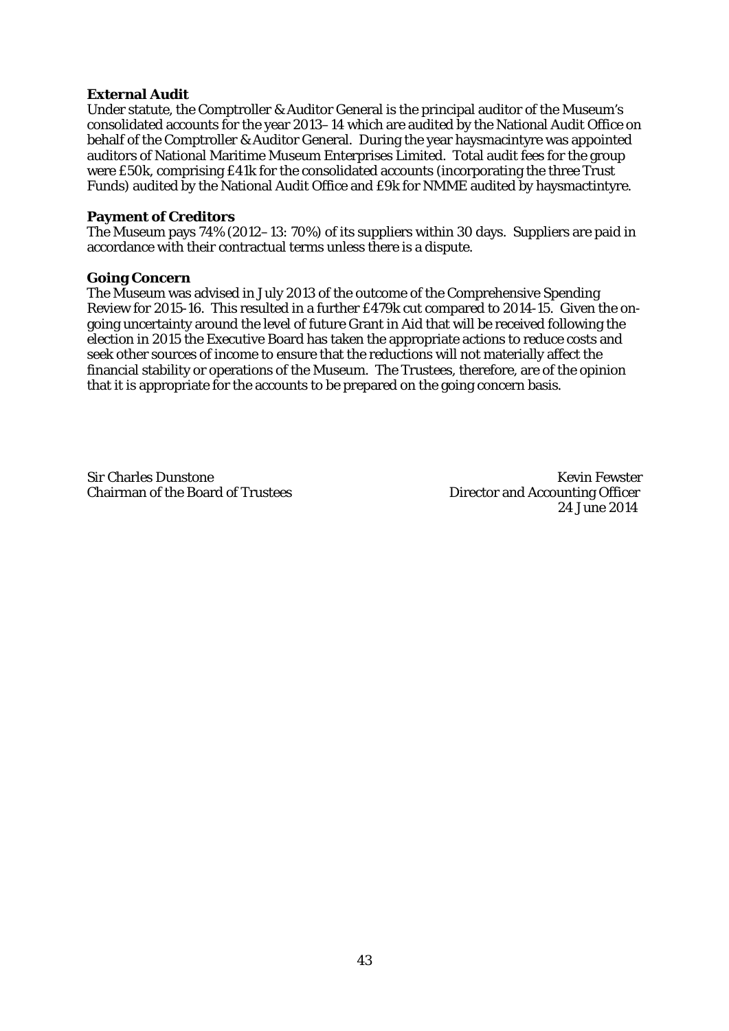**External Audit**

Under statute, the Comptroller & Auditor General is the principal auditor of the Museum's consolidated accounts for the year 2013–14 which are audited by the National Audit Office on behalf of the Comptroller & Auditor General. During the year haysmacintyre was appointed auditors of National Maritime Museum Enterprises Limited. Total audit fees for the group were £50k, comprising £41k for the consolidated accounts (incorporating the three Trust Funds) audited by the National Audit Office and £9k for NMME audited by haysmactintyre.

**Payment of Creditors**

The Museum pays 74% (2012–13: 70%) of its suppliers within 30 days. Suppliers are paid in accordance with their contractual terms unless there is a dispute.

**Going Concern**

The Museum was advised in July 2013 of the outcome of the Comprehensive Spending Review for 2015-16. This resulted in a further £479k cut compared to 2014-15. Given the on-going uncertainty around the level of future Grant in Aid that will be received following the election in 2015 the Executive Board has taken the appropriate actions to reduce costs and seek other sources of income to ensure that the reductions will not materially affect the financial stability or operations of the Museum. The Trustees, therefore, are of the opinion that it is appropriate for the accounts to be prepared on the going concern basis.

Sir Charles Dunstone
Chairman of the Board of Trustees

Kevin Fewster
Director and Accounting Officer
24 June 2014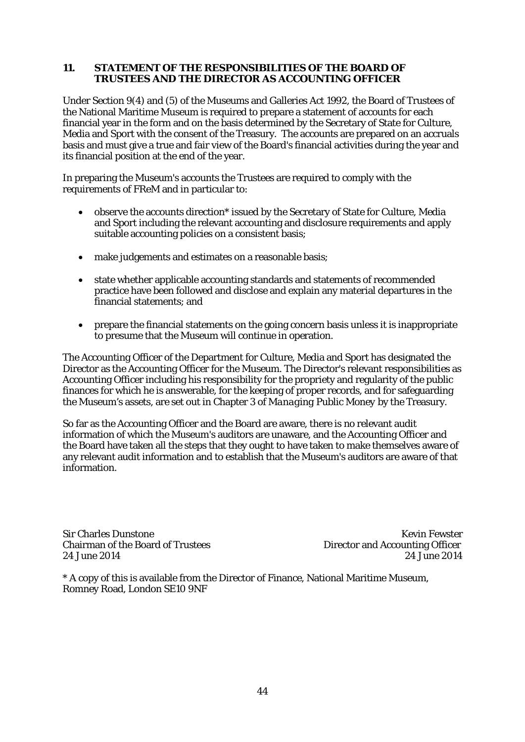## 11. STATEMENT OF THE RESPONSIBILITIES OF THE BOARD OF TRUSTEES AND THE DIRECTOR AS ACCOUNTING OFFICER

Under Section 9(4) and (5) of the Museums and Galleries Act 1992, the Board of Trustees of the National Maritime Museum is required to prepare a statement of accounts for each financial year in the form and on the basis determined by the Secretary of State for Culture, Media and Sport with the consent of the Treasury. The accounts are prepared on an accruals basis and must give a true and fair view of the Board's financial activities during the year and its financial position at the end of the year.

In preparing the Museum's accounts the Trustees are required to comply with the requirements of FReM and in particular to:

- observe the accounts direction* issued by the Secretary of State for Culture, Media and Sport including the relevant accounting and disclosure requirements and apply suitable accounting policies on a consistent basis;
- make judgements and estimates on a reasonable basis;
- state whether applicable accounting standards and statements of recommended practice have been followed and disclose and explain any material departures in the financial statements; and
- prepare the financial statements on the going concern basis unless it is inappropriate to presume that the Museum will continue in operation.

The Accounting Officer of the Department for Culture, Media and Sport has designated the Director as the Accounting Officer for the Museum. The Director's relevant responsibilities as Accounting Officer including his responsibility for the propriety and regularity of the public finances for which he is answerable, for the keeping of proper records, and for safeguarding the Museum's assets, are set out in Chapter 3 of *Managing Public Money* by the Treasury.

So far as the Accounting Officer and the Board are aware, there is no relevant audit information of which the Museum's auditors are unaware, and the Accounting Officer and the Board have taken all the steps that they ought to have taken to make themselves aware of any relevant audit information and to establish that the Museum's auditors are aware of that information.

Sir Charles Dunstone
Chairman of the Board of Trustees
24 June 2014

Kevin Fewster
Director and Accounting Officer
24 June 2014

* A copy of this is available from the Director of Finance, National Maritime Museum, Romney Road, London SE10 9NF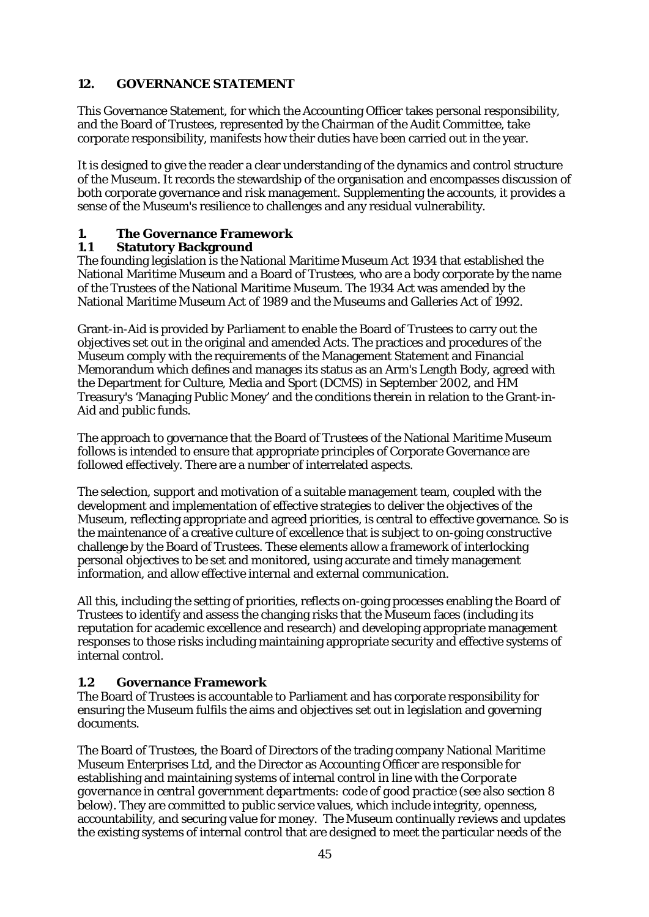## 12. GOVERNANCE STATEMENT

This Governance Statement, for which the Accounting Officer takes personal responsibility, and the Board of Trustees, represented by the Chairman of the Audit Committee, take corporate responsibility, manifests how their duties have been carried out in the year.

It is designed to give the reader a clear understanding of the dynamics and control structure of the Museum. It records the stewardship of the organisation and encompasses discussion of both corporate governance and risk management. Supplementing the accounts, it provides a sense of the Museum's resilience to challenges and any residual vulnerability.

### 1. The Governance Framework

#### 1.1 Statutory Background

The founding legislation is the National Maritime Museum Act 1934 that established the National Maritime Museum and a Board of Trustees, who are a body corporate by the name of the Trustees of the National Maritime Museum. The 1934 Act was amended by the National Maritime Museum Act of 1989 and the Museums and Galleries Act of 1992.

Grant-in-Aid is provided by Parliament to enable the Board of Trustees to carry out the objectives set out in the original and amended Acts. The practices and procedures of the Museum comply with the requirements of the Management Statement and Financial Memorandum which defines and manages its status as an Arm's Length Body, agreed with the Department for Culture, Media and Sport (DCMS) in September 2002, and HM Treasury's 'Managing Public Money' and the conditions therein in relation to the Grant-in-Aid and public funds.

The approach to governance that the Board of Trustees of the National Maritime Museum follows is intended to ensure that appropriate principles of Corporate Governance are followed effectively. There are a number of interrelated aspects.

The selection, support and motivation of a suitable management team, coupled with the development and implementation of effective strategies to deliver the objectives of the Museum, reflecting appropriate and agreed priorities, is central to effective governance. So is the maintenance of a creative culture of excellence that is subject to on-going constructive challenge by the Board of Trustees. These elements allow a framework of interlocking personal objectives to be set and monitored, using accurate and timely management information, and allow effective internal and external communication.

All this, including the setting of priorities, reflects on-going processes enabling the Board of Trustees to identify and assess the changing risks that the Museum faces (including its reputation for academic excellence and research) and developing appropriate management responses to those risks including maintaining appropriate security and effective systems of internal control.

#### 1.2 Governance Framework

The Board of Trustees is accountable to Parliament and has corporate responsibility for ensuring the Museum fulfils the aims and objectives set out in legislation and governing documents.

The Board of Trustees, the Board of Directors of the trading company National Maritime Museum Enterprises Ltd, and the Director as Accounting Officer are responsible for establishing and maintaining systems of internal control in line with the *Corporate governance in central government departments: code of good practice* (see also section 8 below). They are committed to public service values, which include integrity, openness, accountability, and securing value for money. The Museum continually reviews and updates the existing systems of internal control that are designed to meet the particular needs of the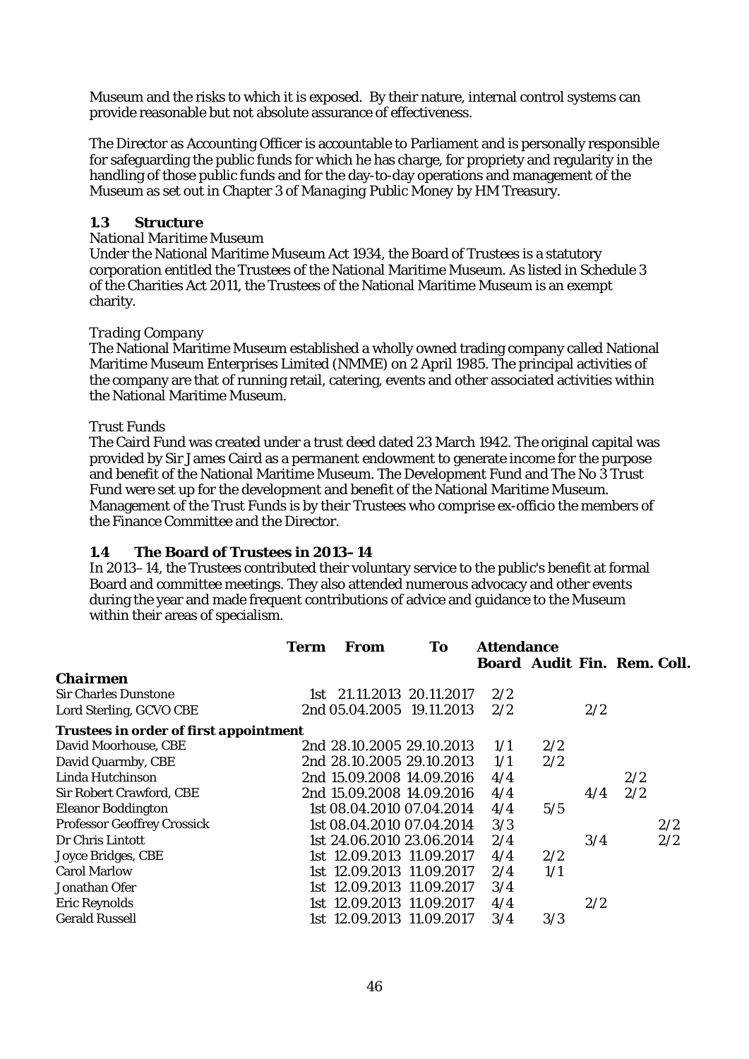Museum and the risks to which it is exposed. By their nature, internal control systems can provide reasonable but not absolute assurance of effectiveness.

The Director as Accounting Officer is accountable to Parliament and is personally responsible for safeguarding the public funds for which he has charge, for propriety and regularity in the handling of those public funds and for the day-to-day operations and management of the Museum as set out in Chapter 3 of *Managing Public Money* by HM Treasury.

### 1.3 Structure

*National Maritime Museum*

Under the National Maritime Museum Act 1934, the Board of Trustees is a statutory corporation entitled the Trustees of the National Maritime Museum. As listed in Schedule 3 of the Charities Act 2011, the Trustees of the National Maritime Museum is an exempt charity.

*Trading Company*

The National Maritime Museum established a wholly owned trading company called National Maritime Museum Enterprises Limited (NMME) on 2 April 1985. The principal activities of the company are that of running retail, catering, events and other associated activities within the National Maritime Museum.

*Trust Funds*

The Caird Fund was created under a trust deed dated 23 March 1942. The original capital was provided by Sir James Caird as a permanent endowment to generate income for the purpose and benefit of the National Maritime Museum. The Development Fund and The No 3 Trust Fund were set up for the development and benefit of the National Maritime Museum. Management of the Trust Funds is by their Trustees who comprise ex-officio the members of the Finance Committee and the Director.

### 1.4 The Board of Trustees in 2013–14

In 2013–14, the Trustees contributed their voluntary service to the public's benefit at formal Board and committee meetings. They also attended numerous advocacy and other events during the year and made frequent contributions of advice and guidance to the Museum within their areas of specialism.

| | Term | From | To | Attendance Board | Audit | Fin. | Rem. | Coll. |
|---|---|---|---|---|---|---|---|---|
| ***Chairmen*** | | | | | | | | |
| Sir Charles Dunstone | 1st | 21.11.2013 | 20.11.2017 | 2/2 | | | | |
| Lord Sterling, GCVO CBE | 2nd | 05.04.2005 | 19.11.2013 | 2/2 | | 2/2 | | |
| ***Trustees in order of first appointment*** | | | | | | | | |
| David Moorhouse, CBE | 2nd | 28.10.2005 | 29.10.2013 | 1/1 | 2/2 | | | |
| David Quarmby, CBE | 2nd | 28.10.2005 | 29.10.2013 | 1/1 | 2/2 | | | |
| Linda Hutchinson | 2nd | 15.09.2008 | 14.09.2016 | 4/4 | | | 2/2 | |
| Sir Robert Crawford, CBE | 2nd | 15.09.2008 | 14.09.2016 | 4/4 | | 4/4 | 2/2 | |
| Eleanor Boddington | 1st | 08.04.2010 | 07.04.2014 | 4/4 | 5/5 | | | |
| Professor Geoffrey Crossick | 1st | 08.04.2010 | 07.04.2014 | 3/3 | | | | 2/2 |
| Dr Chris Lintott | 1st | 24.06.2010 | 23.06.2014 | 2/4 | | 3/4 | | 2/2 |
| Joyce Bridges, CBE | 1st | 12.09.2013 | 11.09.2017 | 4/4 | 2/2 | | | |
| Carol Marlow | 1st | 12.09.2013 | 11.09.2017 | 2/4 | 1/1 | | | |
| Jonathan Ofer | 1st | 12.09.2013 | 11.09.2017 | 3/4 | | | | |
| Eric Reynolds | 1st | 12.09.2013 | 11.09.2017 | 4/4 | | 2/2 | | |
| Gerald Russell | 1st | 12.09.2013 | 11.09.2017 | 3/4 | 3/3 | | | |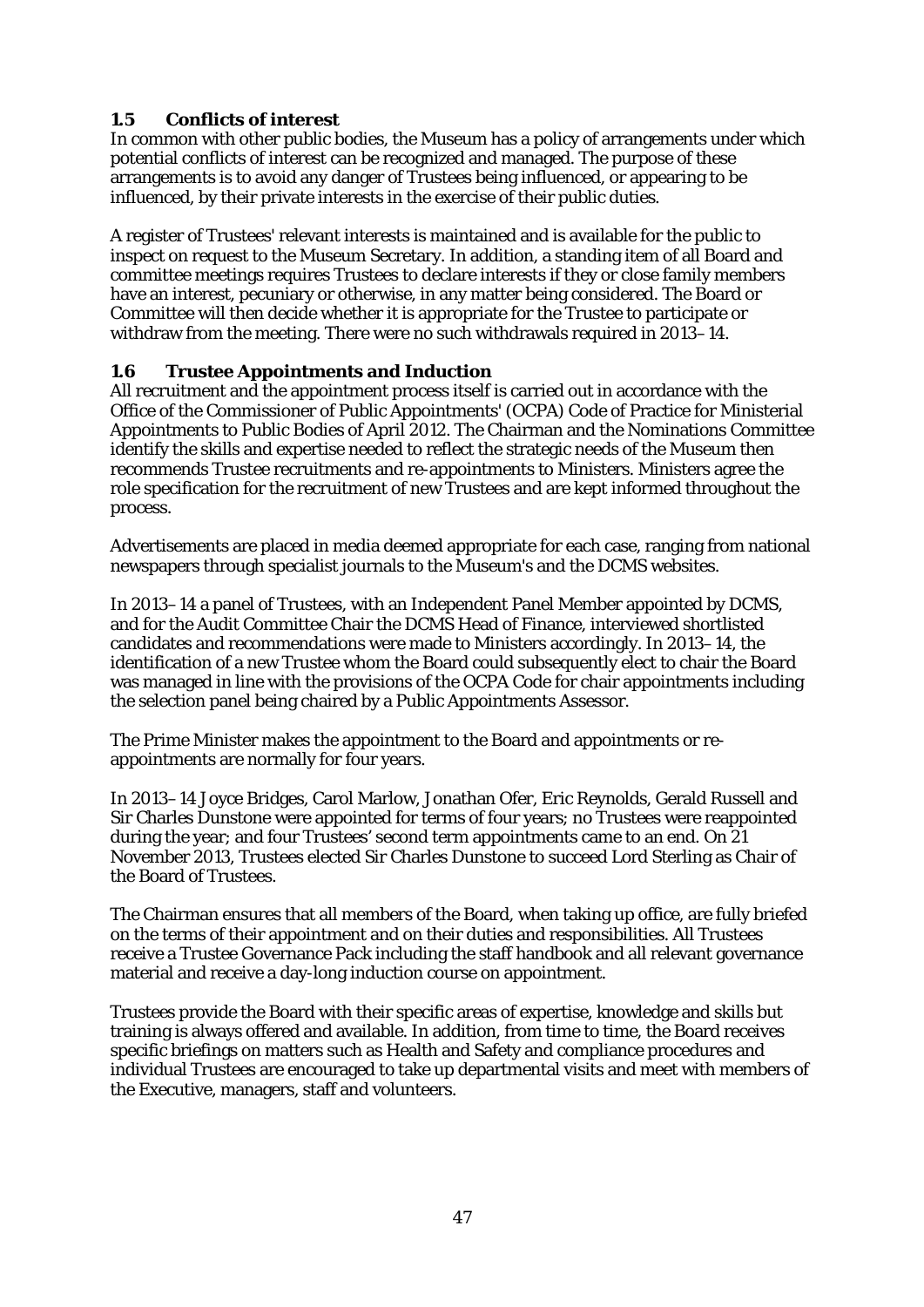### 1.5 Conflicts of interest

In common with other public bodies, the Museum has a policy of arrangements under which potential conflicts of interest can be recognized and managed. The purpose of these arrangements is to avoid any danger of Trustees being influenced, or appearing to be influenced, by their private interests in the exercise of their public duties.

A register of Trustees' relevant interests is maintained and is available for the public to inspect on request to the Museum Secretary. In addition, a standing item of all Board and committee meetings requires Trustees to declare interests if they or close family members have an interest, pecuniary or otherwise, in any matter being considered. The Board or Committee will then decide whether it is appropriate for the Trustee to participate or withdraw from the meeting. There were no such withdrawals required in 2013–14.

### 1.6 Trustee Appointments and Induction

All recruitment and the appointment process itself is carried out in accordance with the Office of the Commissioner of Public Appointments' (OCPA) Code of Practice for Ministerial Appointments to Public Bodies of April 2012. The Chairman and the Nominations Committee identify the skills and expertise needed to reflect the strategic needs of the Museum then recommends Trustee recruitments and re-appointments to Ministers. Ministers agree the role specification for the recruitment of new Trustees and are kept informed throughout the process.

Advertisements are placed in media deemed appropriate for each case, ranging from national newspapers through specialist journals to the Museum's and the DCMS websites.

In 2013–14 a panel of Trustees, with an Independent Panel Member appointed by DCMS, and for the Audit Committee Chair the DCMS Head of Finance, interviewed shortlisted candidates and recommendations were made to Ministers accordingly. In 2013–14, the identification of a new Trustee whom the Board could subsequently elect to chair the Board was managed in line with the provisions of the OCPA Code for chair appointments including the selection panel being chaired by a Public Appointments Assessor.

The Prime Minister makes the appointment to the Board and appointments or re-appointments are normally for four years.

In 2013–14 Joyce Bridges, Carol Marlow, Jonathan Ofer, Eric Reynolds, Gerald Russell and Sir Charles Dunstone were appointed for terms of four years; no Trustees were reappointed during the year; and four Trustees' second term appointments came to an end. On 21 November 2013, Trustees elected Sir Charles Dunstone to succeed Lord Sterling as Chair of the Board of Trustees.

The Chairman ensures that all members of the Board, when taking up office, are fully briefed on the terms of their appointment and on their duties and responsibilities. All Trustees receive a Trustee Governance Pack including the staff handbook and all relevant governance material and receive a day-long induction course on appointment.

Trustees provide the Board with their specific areas of expertise, knowledge and skills but training is always offered and available. In addition, from time to time, the Board receives specific briefings on matters such as Health and Safety and compliance procedures and individual Trustees are encouraged to take up departmental visits and meet with members of the Executive, managers, staff and volunteers.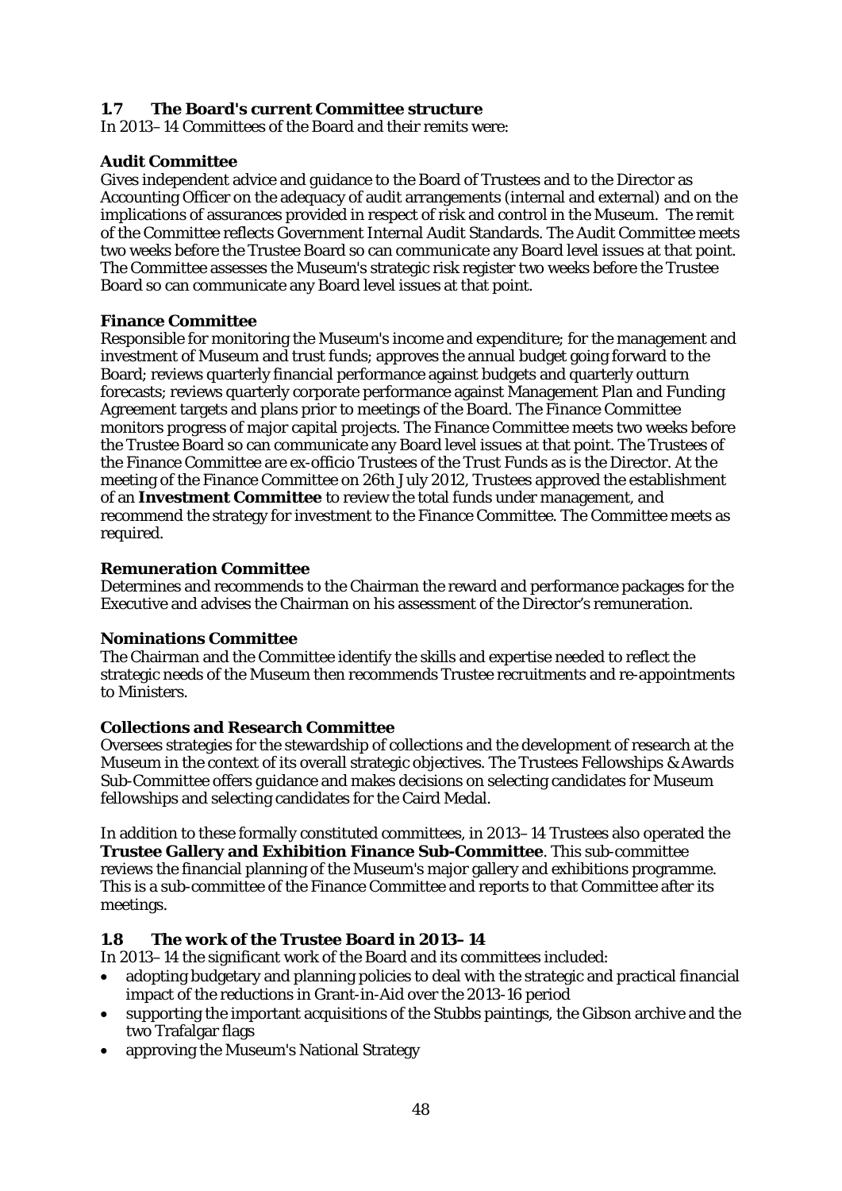### 1.7 The Board's current Committee structure

In 2013–14 Committees of the Board and their remits were:

**Audit Committee**

Gives independent advice and guidance to the Board of Trustees and to the Director as Accounting Officer on the adequacy of audit arrangements (internal and external) and on the implications of assurances provided in respect of risk and control in the Museum. The remit of the Committee reflects Government Internal Audit Standards. The Audit Committee meets two weeks before the Trustee Board so can communicate any Board level issues at that point. The Committee assesses the Museum's strategic risk register two weeks before the Trustee Board so can communicate any Board level issues at that point.

**Finance Committee**

Responsible for monitoring the Museum's income and expenditure; for the management and investment of Museum and trust funds; approves the annual budget going forward to the Board; reviews quarterly financial performance against budgets and quarterly outturn forecasts; reviews quarterly corporate performance against Management Plan and Funding Agreement targets and plans prior to meetings of the Board. The Finance Committee monitors progress of major capital projects. The Finance Committee meets two weeks before the Trustee Board so can communicate any Board level issues at that point. The Trustees of the Finance Committee are ex-officio Trustees of the Trust Funds as is the Director. At the meeting of the Finance Committee on 26th July 2012, Trustees approved the establishment of an **Investment Committee** to review the total funds under management, and recommend the strategy for investment to the Finance Committee. The Committee meets as required.

**Remuneration Committee**

Determines and recommends to the Chairman the reward and performance packages for the Executive and advises the Chairman on his assessment of the Director's remuneration.

**Nominations Committee**

The Chairman and the Committee identify the skills and expertise needed to reflect the strategic needs of the Museum then recommends Trustee recruitments and re-appointments to Ministers.

**Collections and Research Committee**

Oversees strategies for the stewardship of collections and the development of research at the Museum in the context of its overall strategic objectives. The Trustees Fellowships & Awards Sub-Committee offers guidance and makes decisions on selecting candidates for Museum fellowships and selecting candidates for the Caird Medal.

In addition to these formally constituted committees, in 2013–14 Trustees also operated the **Trustee Gallery and Exhibition Finance Sub-Committee**. This sub-committee reviews the financial planning of the Museum's major gallery and exhibitions programme. This is a sub-committee of the Finance Committee and reports to that Committee after its meetings.

### 1.8 The work of the Trustee Board in 2013–14

In 2013–14 the significant work of the Board and its committees included:

- adopting budgetary and planning policies to deal with the strategic and practical financial impact of the reductions in Grant-in-Aid over the 2013-16 period
- supporting the important acquisitions of the Stubbs paintings, the Gibson archive and the two Trafalgar flags
- approving the Museum's National Strategy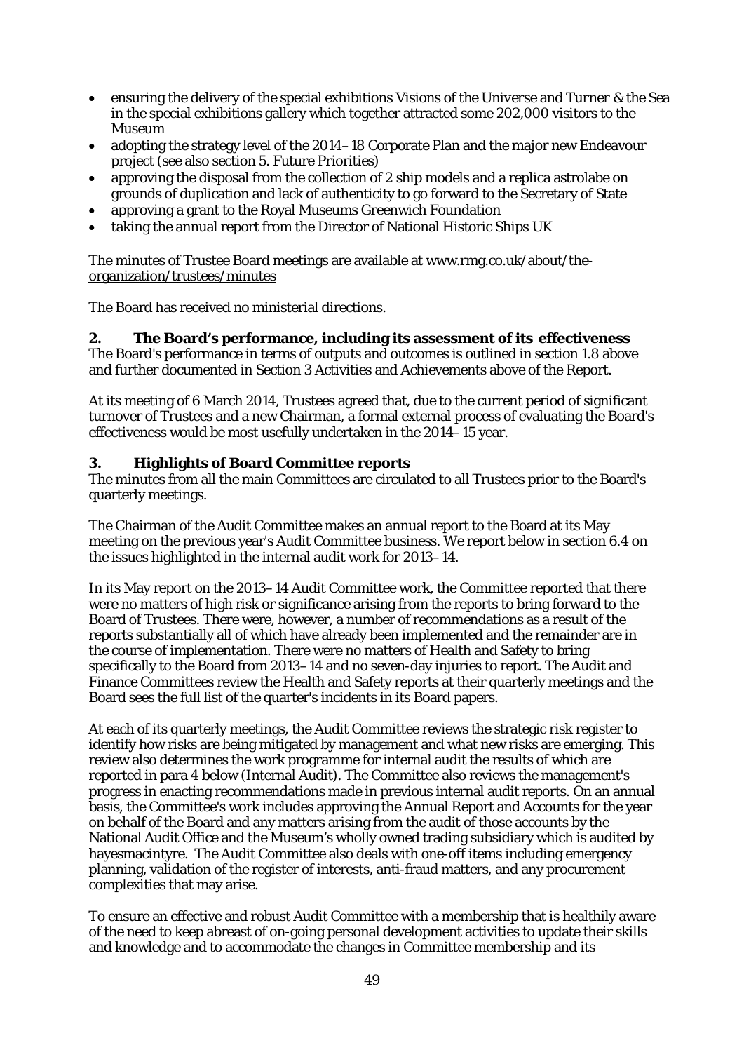- ensuring the delivery of the special exhibitions *Visions of the Universe* and *Turner & the Sea* in the special exhibitions gallery which together attracted some 202,000 visitors to the Museum
- adopting the strategy level of the 2014–18 Corporate Plan and the major new Endeavour project (see also section 5. Future Priorities)
- approving the disposal from the collection of 2 ship models and a replica astrolabe on grounds of duplication and lack of authenticity to go forward to the Secretary of State
- approving a grant to the Royal Museums Greenwich Foundation
- taking the annual report from the Director of National Historic Ships UK

The minutes of Trustee Board meetings are available at www.rmg.co.uk/about/the-organization/trustees/minutes

The Board has received no ministerial directions.

## 2. The Board's performance, including its assessment of its effectiveness

The Board's performance in terms of outputs and outcomes is outlined in section 1.8 above and further documented in Section 3 Activities and Achievements above of the Report.

At its meeting of 6 March 2014, Trustees agreed that, due to the current period of significant turnover of Trustees and a new Chairman, a formal external process of evaluating the Board's effectiveness would be most usefully undertaken in the 2014–15 year.

## 3. Highlights of Board Committee reports

The minutes from all the main Committees are circulated to all Trustees prior to the Board's quarterly meetings.

The Chairman of the Audit Committee makes an annual report to the Board at its May meeting on the previous year's Audit Committee business. We report below in section 6.4 on the issues highlighted in the internal audit work for 2013–14.

In its May report on the 2013–14 Audit Committee work, the Committee reported that there were no matters of high risk or significance arising from the reports to bring forward to the Board of Trustees. There were, however, a number of recommendations as a result of the reports substantially all of which have already been implemented and the remainder are in the course of implementation. There were no matters of Health and Safety to bring specifically to the Board from 2013–14 and no seven-day injuries to report. The Audit and Finance Committees review the Health and Safety reports at their quarterly meetings and the Board sees the full list of the quarter's incidents in its Board papers.

At each of its quarterly meetings, the Audit Committee reviews the strategic risk register to identify how risks are being mitigated by management and what new risks are emerging. This review also determines the work programme for internal audit the results of which are reported in para 4 below (Internal Audit). The Committee also reviews the management's progress in enacting recommendations made in previous internal audit reports. On an annual basis, the Committee's work includes approving the Annual Report and Accounts for the year on behalf of the Board and any matters arising from the audit of those accounts by the National Audit Office and the Museum's wholly owned trading subsidiary which is audited by hayesmacintyre. The Audit Committee also deals with one-off items including emergency planning, validation of the register of interests, anti-fraud matters, and any procurement complexities that may arise.

To ensure an effective and robust Audit Committee with a membership that is healthily aware of the need to keep abreast of on-going personal development activities to update their skills and knowledge and to accommodate the changes in Committee membership and its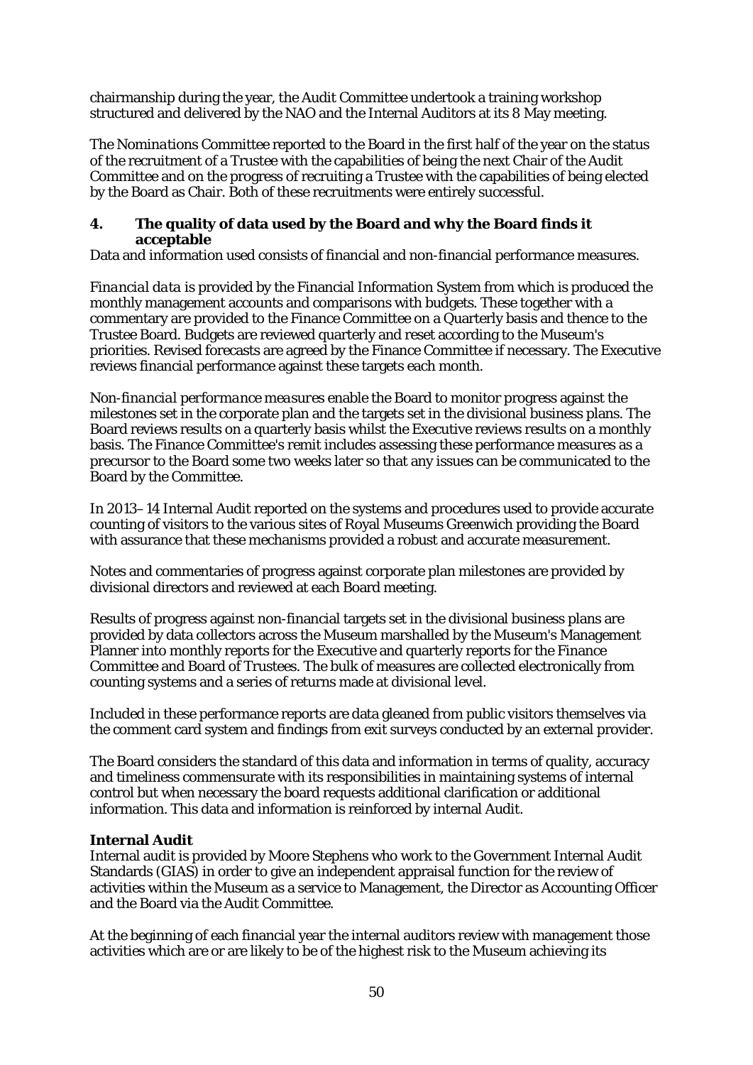chairmanship during the year, the Audit Committee undertook a training workshop structured and delivered by the NAO and the Internal Auditors at its 8 May meeting.

The *Nominations Committee* reported to the Board in the first half of the year on the status of the recruitment of a Trustee with the capabilities of being the next Chair of the Audit Committee and on the progress of recruiting a Trustee with the capabilities of being elected by the Board as Chair. Both of these recruitments were entirely successful.

## 4. The quality of data used by the Board and why the Board finds it acceptable

Data and information used consists of financial and non-financial performance measures.

*Financial data* is provided by the Financial Information System from which is produced the monthly management accounts and comparisons with budgets. These together with a commentary are provided to the Finance Committee on a Quarterly basis and thence to the Trustee Board. Budgets are reviewed quarterly and reset according to the Museum's priorities. Revised forecasts are agreed by the Finance Committee if necessary. The Executive reviews financial performance against these targets each month.

*Non-financial performance measures* enable the Board to monitor progress against the milestones set in the corporate plan and the targets set in the divisional business plans. The Board reviews results on a quarterly basis whilst the Executive reviews results on a monthly basis. The Finance Committee's remit includes assessing these performance measures as a precursor to the Board some two weeks later so that any issues can be communicated to the Board by the Committee.

In 2013–14 Internal Audit reported on the systems and procedures used to provide accurate counting of visitors to the various sites of Royal Museums Greenwich providing the Board with assurance that these mechanisms provided a robust and accurate measurement.

Notes and commentaries of progress against corporate plan milestones are provided by divisional directors and reviewed at each Board meeting.

Results of progress against non-financial targets set in the divisional business plans are provided by data collectors across the Museum marshalled by the Museum's Management Planner into monthly reports for the Executive and quarterly reports for the Finance Committee and Board of Trustees. The bulk of measures are collected electronically from counting systems and a series of returns made at divisional level.

Included in these performance reports are data gleaned from public visitors themselves via the comment card system and findings from exit surveys conducted by an external provider.

The Board considers the standard of this data and information in terms of quality, accuracy and timeliness commensurate with its responsibilities in maintaining systems of internal control but when necessary the board requests additional clarification or additional information. This data and information is reinforced by internal Audit.

### Internal Audit

Internal audit is provided by Moore Stephens who work to the Government Internal Audit Standards (GIAS) in order to give an independent appraisal function for the review of activities within the Museum as a service to Management, the Director as Accounting Officer and the Board via the Audit Committee.

At the beginning of each financial year the internal auditors review with management those activities which are or are likely to be of the highest risk to the Museum achieving its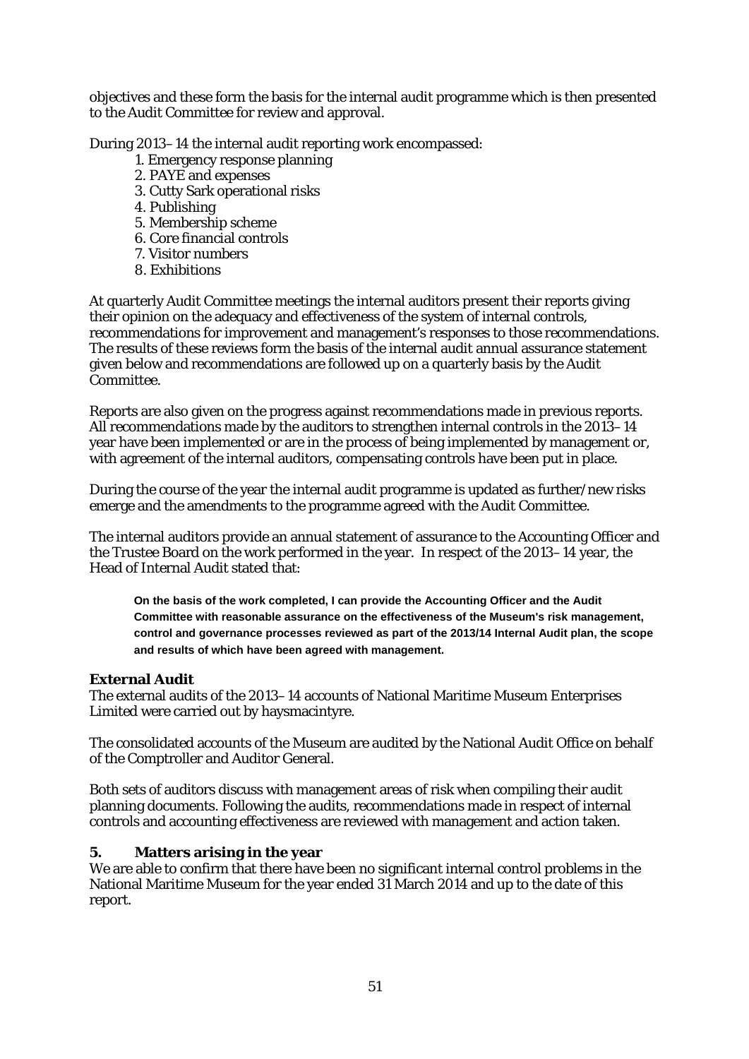objectives and these form the basis for the internal audit programme which is then presented to the Audit Committee for review and approval.

During 2013–14 the internal audit reporting work encompassed:

1. Emergency response planning
2. PAYE and expenses
3. Cutty Sark operational risks
4. Publishing
5. Membership scheme
6. Core financial controls
7. Visitor numbers
8. Exhibitions

At quarterly Audit Committee meetings the internal auditors present their reports giving their opinion on the adequacy and effectiveness of the system of internal controls, recommendations for improvement and management's responses to those recommendations. The results of these reviews form the basis of the internal audit annual assurance statement given below and recommendations are followed up on a quarterly basis by the Audit Committee.

Reports are also given on the progress against recommendations made in previous reports. All recommendations made by the auditors to strengthen internal controls in the 2013–14 year have been implemented or are in the process of being implemented by management or, with agreement of the internal auditors, compensating controls have been put in place.

During the course of the year the internal audit programme is updated as further/new risks emerge and the amendments to the programme agreed with the Audit Committee.

The internal auditors provide an annual statement of assurance to the Accounting Officer and the Trustee Board on the work performed in the year. In respect of the 2013–14 year, the Head of Internal Audit stated that:

> **On the basis of the work completed, I can provide the Accounting Officer and the Audit Committee with reasonable assurance on the effectiveness of the Museum's risk management, control and governance processes reviewed as part of the 2013/14 Internal Audit plan, the scope and results of which have been agreed with management.**

**External Audit**

The external audits of the 2013–14 accounts of National Maritime Museum Enterprises Limited were carried out by haysmacintyre.

The consolidated accounts of the Museum are audited by the National Audit Office on behalf of the Comptroller and Auditor General.

Both sets of auditors discuss with management areas of risk when compiling their audit planning documents. Following the audits, recommendations made in respect of internal controls and accounting effectiveness are reviewed with management and action taken.

## 5. Matters arising in the year

We are able to confirm that there have been no significant internal control problems in the National Maritime Museum for the year ended 31 March 2014 and up to the date of this report.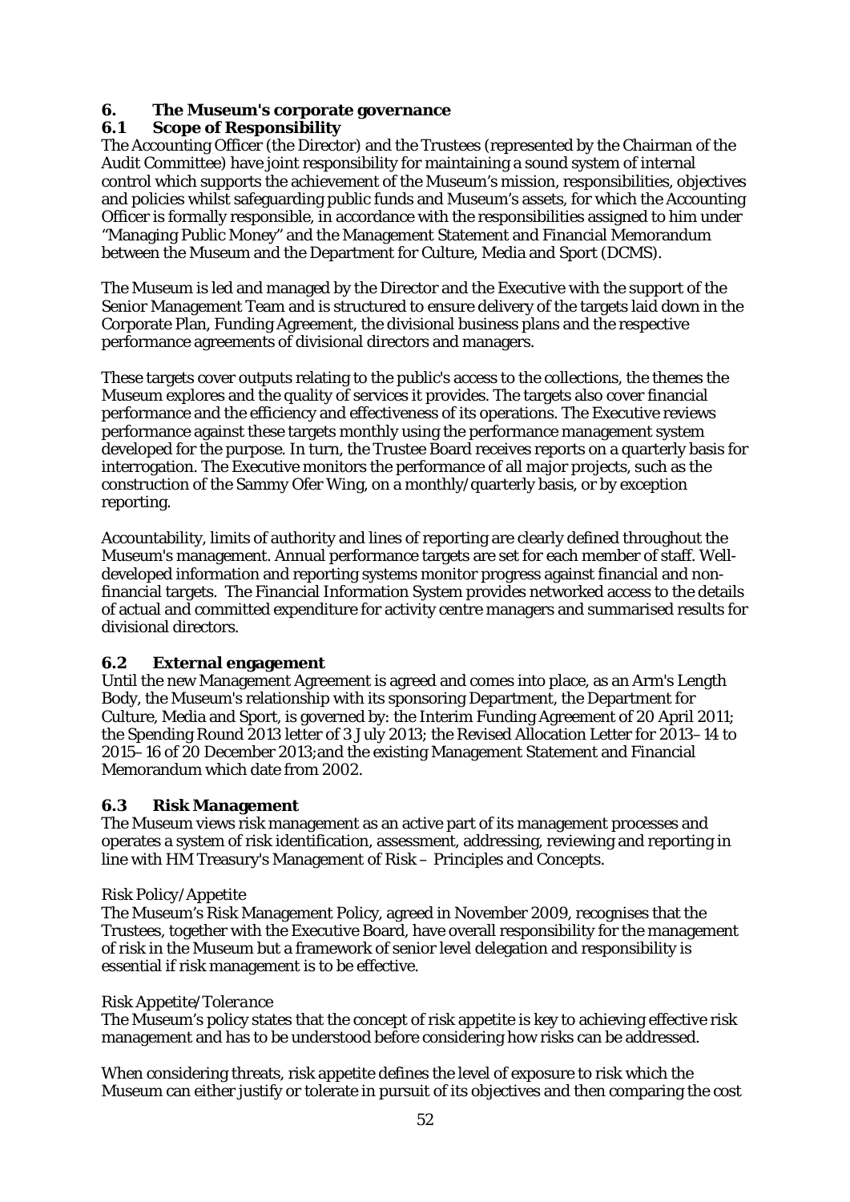## 6. The Museum's corporate governance

### 6.1 Scope of Responsibility

The Accounting Officer (the Director) and the Trustees (represented by the Chairman of the Audit Committee) have joint responsibility for maintaining a sound system of internal control which supports the achievement of the Museum's mission, responsibilities, objectives and policies whilst safeguarding public funds and Museum's assets, for which the Accounting Officer is formally responsible, in accordance with the responsibilities assigned to him under "Managing Public Money" and the Management Statement and Financial Memorandum between the Museum and the Department for Culture, Media and Sport (DCMS).

The Museum is led and managed by the Director and the Executive with the support of the Senior Management Team and is structured to ensure delivery of the targets laid down in the Corporate Plan, Funding Agreement, the divisional business plans and the respective performance agreements of divisional directors and managers.

These targets cover outputs relating to the public's access to the collections, the themes the Museum explores and the quality of services it provides. The targets also cover financial performance and the efficiency and effectiveness of its operations. The Executive reviews performance against these targets monthly using the performance management system developed for the purpose. In turn, the Trustee Board receives reports on a quarterly basis for interrogation. The Executive monitors the performance of all major projects, such as the construction of the Sammy Ofer Wing, on a monthly/quarterly basis, or by exception reporting.

Accountability, limits of authority and lines of reporting are clearly defined throughout the Museum's management. Annual performance targets are set for each member of staff. Well-developed information and reporting systems monitor progress against financial and non-financial targets. The Financial Information System provides networked access to the details of actual and committed expenditure for activity centre managers and summarised results for divisional directors.

### 6.2 External engagement

Until the new Management Agreement is agreed and comes into place, as an Arm's Length Body, the Museum's relationship with its sponsoring Department, the Department for Culture, Media and Sport, is governed by: the Interim Funding Agreement of 20 April 2011; the Spending Round 2013 letter of 3 July 2013; the Revised Allocation Letter for 2013–14 to 2015–16 of 20 December 2013;and the existing Management Statement and Financial Memorandum which date from 2002.

### 6.3 Risk Management

The Museum views risk management as an active part of its management processes and operates a system of risk identification, assessment, addressing, reviewing and reporting in line with HM Treasury's Management of Risk – Principles and Concepts.

Risk Policy/Appetite

The Museum's Risk Management Policy, agreed in November 2009, recognises that the Trustees, together with the Executive Board, have overall responsibility for the management of risk in the Museum but a framework of senior level delegation and responsibility is essential if risk management is to be effective.

*Risk Appetite/Tolerance*

The Museum's policy states that the concept of risk appetite is key to achieving effective risk management and has to be understood before considering how risks can be addressed.

When considering threats, risk appetite defines the level of exposure to risk which the Museum can either justify or tolerate in pursuit of its objectives and then comparing the cost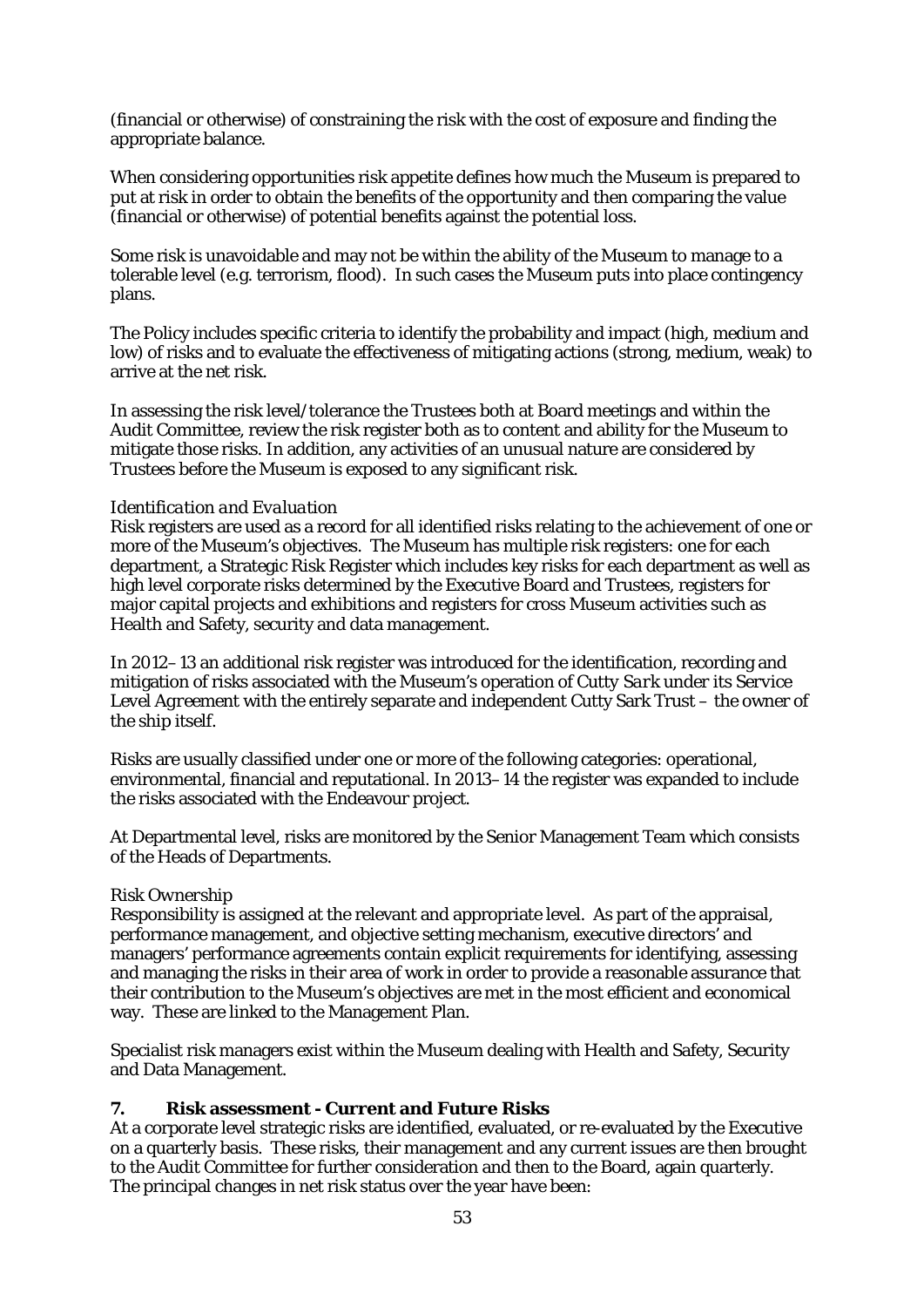(financial or otherwise) of constraining the risk with the cost of exposure and finding the appropriate balance.

When considering opportunities risk appetite defines how much the Museum is prepared to put at risk in order to obtain the benefits of the opportunity and then comparing the value (financial or otherwise) of potential benefits against the potential loss.

Some risk is unavoidable and may not be within the ability of the Museum to manage to a tolerable level (e.g. terrorism, flood). In such cases the Museum puts into place contingency plans.

The Policy includes specific criteria to identify the probability and impact (high, medium and low) of risks and to evaluate the effectiveness of mitigating actions (strong, medium, weak) to arrive at the net risk.

In assessing the risk level/tolerance the Trustees both at Board meetings and within the Audit Committee, review the risk register both as to content and ability for the Museum to mitigate those risks. In addition, any activities of an unusual nature are considered by Trustees before the Museum is exposed to any significant risk.

*Identification and Evaluation*

Risk registers are used as a record for all identified risks relating to the achievement of one or more of the Museum's objectives. The Museum has multiple risk registers: one for each department, a Strategic Risk Register which includes key risks for each department as well as high level corporate risks determined by the Executive Board and Trustees, registers for major capital projects and exhibitions and registers for cross Museum activities such as Health and Safety, security and data management.

In 2012–13 an additional risk register was introduced for the identification, recording and mitigation of risks associated with the Museum's operation of *Cutty Sark* under its *Service Level Agreement* with the entirely separate and independent Cutty Sark Trust – the owner of the ship itself.

Risks are usually classified under one or more of the following categories: operational, environmental, financial and reputational. In 2013–14 the register was expanded to include the risks associated with the Endeavour project.

At Departmental level, risks are monitored by the Senior Management Team which consists of the Heads of Departments.

*Risk Ownership*

Responsibility is assigned at the relevant and appropriate level. As part of the appraisal, performance management, and objective setting mechanism, executive directors' and managers' performance agreements contain explicit requirements for identifying, assessing and managing the risks in their area of work in order to provide a reasonable assurance that their contribution to the Museum's objectives are met in the most efficient and economical way. These are linked to the Management Plan.

Specialist risk managers exist within the Museum dealing with Health and Safety, Security and Data Management.

## 7. Risk assessment - Current and Future Risks

At a corporate level strategic risks are identified, evaluated, or re-evaluated by the Executive on a quarterly basis. These risks, their management and any current issues are then brought to the Audit Committee for further consideration and then to the Board, again quarterly. The principal changes in net risk status over the year have been: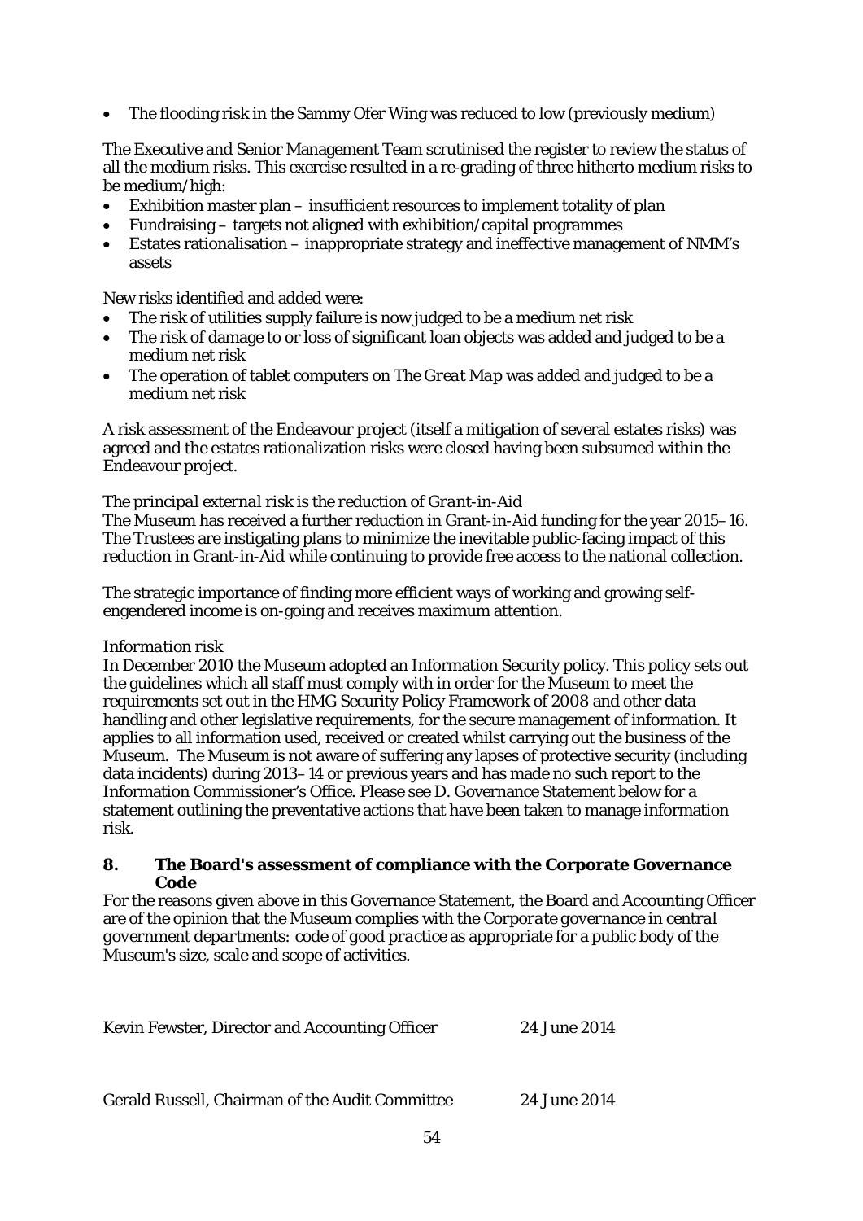- The flooding risk in the Sammy Ofer Wing was reduced to low (previously medium)

The Executive and Senior Management Team scrutinised the register to review the status of all the medium risks. This exercise resulted in a re-grading of three hitherto medium risks to be medium/high:

- Exhibition master plan – insufficient resources to implement totality of plan
- Fundraising – targets not aligned with exhibition/capital programmes
- Estates rationalisation – inappropriate strategy and ineffective management of NMM's assets

New risks identified and added were:

- The risk of utilities supply failure is now judged to be a medium net risk
- The risk of damage to or loss of significant loan objects was added and judged to be a medium net risk
- The operation of tablet computers on *The Great Map* was added and judged to be a medium net risk

A risk assessment of the Endeavour project (itself a mitigation of several estates risks) was agreed and the estates rationalization risks were closed having been subsumed within the Endeavour project.

*The principal external risk is the reduction of Grant-in-Aid*

The Museum has received a further reduction in Grant-in-Aid funding for the year 2015–16. The Trustees are instigating plans to minimize the inevitable public-facing impact of this reduction in Grant-in-Aid while continuing to provide free access to the national collection.

The strategic importance of finding more efficient ways of working and growing self-engendered income is on-going and receives maximum attention.

*Information risk*

In December 2010 the Museum adopted an Information Security policy. This policy sets out the guidelines which all staff must comply with in order for the Museum to meet the requirements set out in the HMG Security Policy Framework of 2008 and other data handling and other legislative requirements, for the secure management of information. It applies to all information used, received or created whilst carrying out the business of the Museum. The Museum is not aware of suffering any lapses of protective security (including data incidents) during 2013–14 or previous years and has made no such report to the Information Commissioner's Office. Please see D. Governance Statement below for a statement outlining the preventative actions that have been taken to manage information risk.

## 8. The Board's assessment of compliance with the Corporate Governance Code

For the reasons given above in this Governance Statement, the Board and Accounting Officer are of the opinion that the Museum complies with the *Corporate governance in central government departments: code of good practice* as appropriate for a public body of the Museum's size, scale and scope of activities.

Kevin Fewster, Director and Accounting Officer 24 June 2014

Gerald Russell, Chairman of the Audit Committee 24 June 2014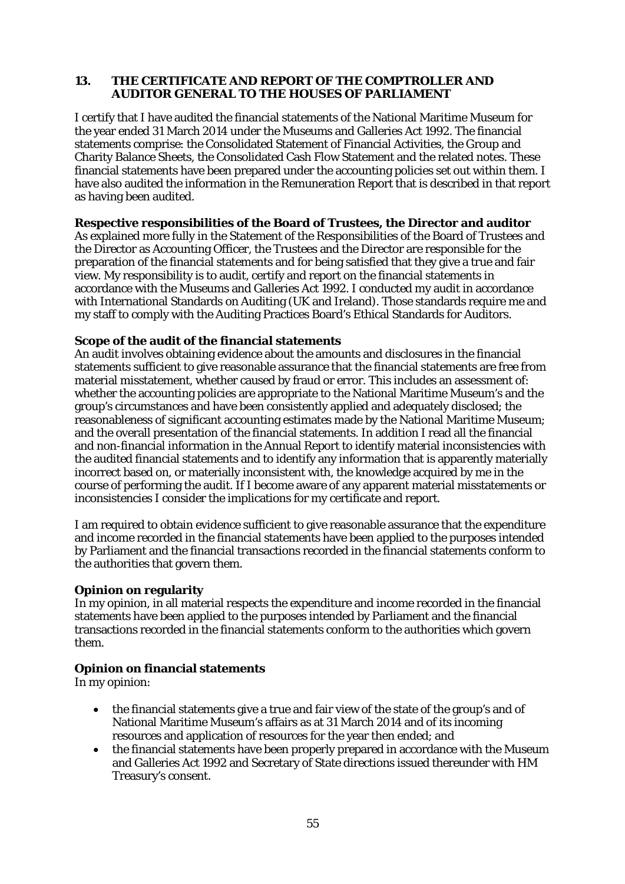## 13. THE CERTIFICATE AND REPORT OF THE COMPTROLLER AND AUDITOR GENERAL TO THE HOUSES OF PARLIAMENT

I certify that I have audited the financial statements of the National Maritime Museum for the year ended 31 March 2014 under the Museums and Galleries Act 1992. The financial statements comprise: the Consolidated Statement of Financial Activities, the Group and Charity Balance Sheets, the Consolidated Cash Flow Statement and the related notes. These financial statements have been prepared under the accounting policies set out within them. I have also audited the information in the Remuneration Report that is described in that report as having been audited.

**Respective responsibilities of the Board of Trustees, the Director and auditor**

As explained more fully in the Statement of the Responsibilities of the Board of Trustees and the Director as Accounting Officer, the Trustees and the Director are responsible for the preparation of the financial statements and for being satisfied that they give a true and fair view. My responsibility is to audit, certify and report on the financial statements in accordance with the Museums and Galleries Act 1992. I conducted my audit in accordance with International Standards on Auditing (UK and Ireland). Those standards require me and my staff to comply with the Auditing Practices Board's Ethical Standards for Auditors.

**Scope of the audit of the financial statements**

An audit involves obtaining evidence about the amounts and disclosures in the financial statements sufficient to give reasonable assurance that the financial statements are free from material misstatement, whether caused by fraud or error. This includes an assessment of: whether the accounting policies are appropriate to the National Maritime Museum's and the group's circumstances and have been consistently applied and adequately disclosed; the reasonableness of significant accounting estimates made by the National Maritime Museum; and the overall presentation of the financial statements. In addition I read all the financial and non-financial information in the Annual Report to identify material inconsistencies with the audited financial statements and to identify any information that is apparently materially incorrect based on, or materially inconsistent with, the knowledge acquired by me in the course of performing the audit. If I become aware of any apparent material misstatements or inconsistencies I consider the implications for my certificate and report.

I am required to obtain evidence sufficient to give reasonable assurance that the expenditure and income recorded in the financial statements have been applied to the purposes intended by Parliament and the financial transactions recorded in the financial statements conform to the authorities that govern them.

**Opinion on regularity**

In my opinion, in all material respects the expenditure and income recorded in the financial statements have been applied to the purposes intended by Parliament and the financial transactions recorded in the financial statements conform to the authorities which govern them.

**Opinion on financial statements**

In my opinion:

- the financial statements give a true and fair view of the state of the group's and of National Maritime Museum's affairs as at 31 March 2014 and of its incoming resources and application of resources for the year then ended; and
- the financial statements have been properly prepared in accordance with the Museum and Galleries Act 1992 and Secretary of State directions issued thereunder with HM Treasury's consent.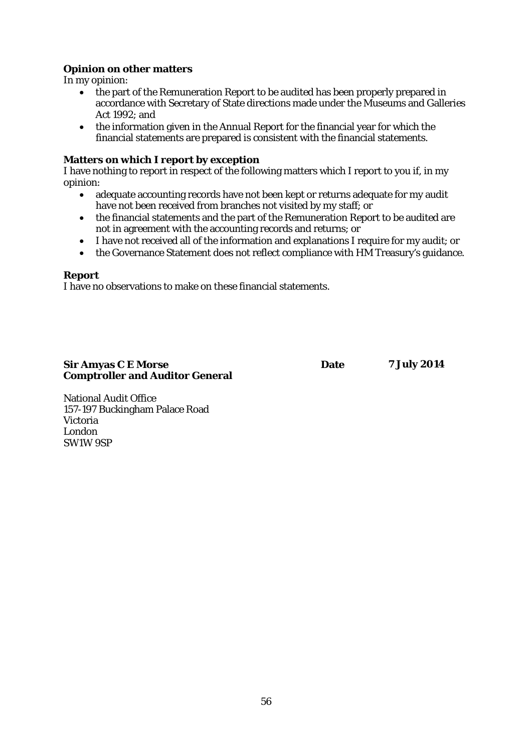**Opinion on other matters**

In my opinion:

- the part of the Remuneration Report to be audited has been properly prepared in accordance with Secretary of State directions made under the Museums and Galleries Act 1992; and
- the information given in the Annual Report for the financial year for which the financial statements are prepared is consistent with the financial statements.

**Matters on which I report by exception**

I have nothing to report in respect of the following matters which I report to you if, in my opinion:

- adequate accounting records have not been kept or returns adequate for my audit have not been received from branches not visited by my staff; or
- the financial statements and the part of the Remuneration Report to be audited are not in agreement with the accounting records and returns; or
- I have not received all of the information and explanations I require for my audit; or
- the Governance Statement does not reflect compliance with HM Treasury's guidance.

**Report**

I have no observations to make on these financial statements.

**Sir Amyas C E Morse** **Date** **7 July 2014**
**Comptroller and Auditor General**

National Audit Office
157-197 Buckingham Palace Road
Victoria
London
SW1W 9SP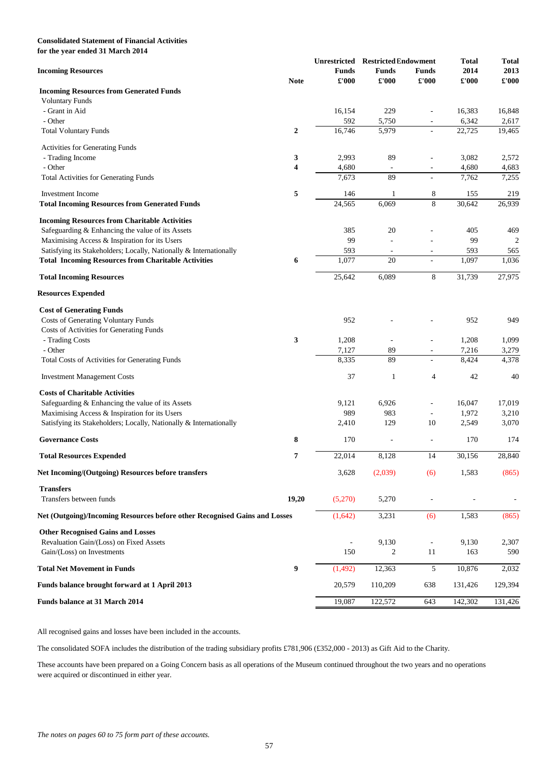**Consolidated Statement of Financial Activities**
**for the year ended 31 March 2014**

| **Incoming Resources** | **Note** | **Unrestricted Funds £'000** | **Restricted Funds £'000** | **Endowment Funds £'000** | **Total 2014 £'000** | **Total 2013 £'000** |
|---|---|---|---|---|---|---|
| **Incoming Resources from Generated Funds** | | | | | | |
| Voluntary Funds | | | | | | |
| - Grant in Aid | | 16,154 | 229 | - | 16,383 | 16,848 |
| - Other | | 592 | 5,750 | - | 6,342 | 2,617 |
| Total Voluntary Funds | 2 | 16,746 | 5,979 | - | 22,725 | 19,465 |
| Activities for Generating Funds | | | | | | |
| - Trading Income | 3 | 2,993 | 89 | - | 3,082 | 2,572 |
| - Other | 4 | 4,680 | - | - | 4,680 | 4,683 |
| Total Activities for Generating Funds | | 7,673 | 89 | - | 7,762 | 7,255 |
| Investment Income | 5 | 146 | 1 | 8 | 155 | 219 |
| **Total Incoming Resources from Generated Funds** | | 24,565 | 6,069 | 8 | 30,642 | 26,939 |
| **Incoming Resources from Charitable Activities** | | | | | | |
| Safeguarding & Enhancing the value of its Assets | | 385 | 20 | - | 405 | 469 |
| Maximising Access & Inspiration for its Users | | 99 | - | - | 99 | 2 |
| Satisfying its Stakeholders; Locally, Nationally & Internationally | | 593 | - | - | 593 | 565 |
| **Total Incoming Resources from Charitable Activities** | 6 | 1,077 | 20 | - | 1,097 | 1,036 |
| **Total Incoming Resources** | | 25,642 | 6,089 | 8 | 31,739 | 27,975 |
| **Resources Expended** | | | | | | |
| **Cost of Generating Funds** | | | | | | |
| Costs of Generating Voluntary Funds | | 952 | - | - | 952 | 949 |
| Costs of Activities for Generating Funds | | | | | | |
| - Trading Costs | 3 | 1,208 | - | - | 1,208 | 1,099 |
| - Other | | 7,127 | 89 | - | 7,216 | 3,279 |
| Total Costs of Activities for Generating Funds | | 8,335 | 89 | - | 8,424 | 4,378 |
| Investment Management Costs | | 37 | 1 | 4 | 42 | 40 |
| **Costs of Charitable Activities** | | | | | | |
| Safeguarding & Enhancing the value of its Assets | | 9,121 | 6,926 | - | 16,047 | 17,019 |
| Maximising Access & Inspiration for its Users | | 989 | 983 | - | 1,972 | 3,210 |
| Satisfying its Stakeholders; Locally, Nationally & Internationally | | 2,410 | 129 | 10 | 2,549 | 3,070 |
| **Governance Costs** | 8 | 170 | - | - | 170 | 174 |
| **Total Resources Expended** | 7 | 22,014 | 8,128 | 14 | 30,156 | 28,840 |
| **Net Incoming/(Outgoing) Resources before transfers** | | 3,628 | (2,039) | (6) | 1,583 | (865) |
| **Transfers** | | | | | | |
| Transfers between funds | 19,20 | (5,270) | 5,270 | - | - | - |
| **Net (Outgoing)/Incoming Resources before other Recognised Gains and Losses** | | (1,642) | 3,231 | (6) | 1,583 | (865) |
| **Other Recognised Gains and Losses** | | | | | | |
| Revaluation Gain/(Loss) on Fixed Assets | | - | 9,130 | - | 9,130 | 2,307 |
| Gain/(Loss) on Investments | | 150 | 2 | 11 | 163 | 590 |
| **Total Net Movement in Funds** | 9 | (1,492) | 12,363 | 5 | 10,876 | 2,032 |
| **Funds balance brought forward at 1 April 2013** | | 20,579 | 110,209 | 638 | 131,426 | 129,394 |
| **Funds balance at 31 March 2014** | | 19,087 | 122,572 | 643 | 142,302 | 131,426 |

All recognised gains and losses have been included in the accounts.

The consolidated SOFA includes the distribution of the trading subsidiary profits £781,906 (£352,000 - 2013) as Gift Aid to the Charity.

These accounts have been prepared on a Going Concern basis as all operations of the Museum continued throughout the two years and no operations were acquired or discontinued in either year.

*The notes on pages 60 to 75 form part of these accounts.*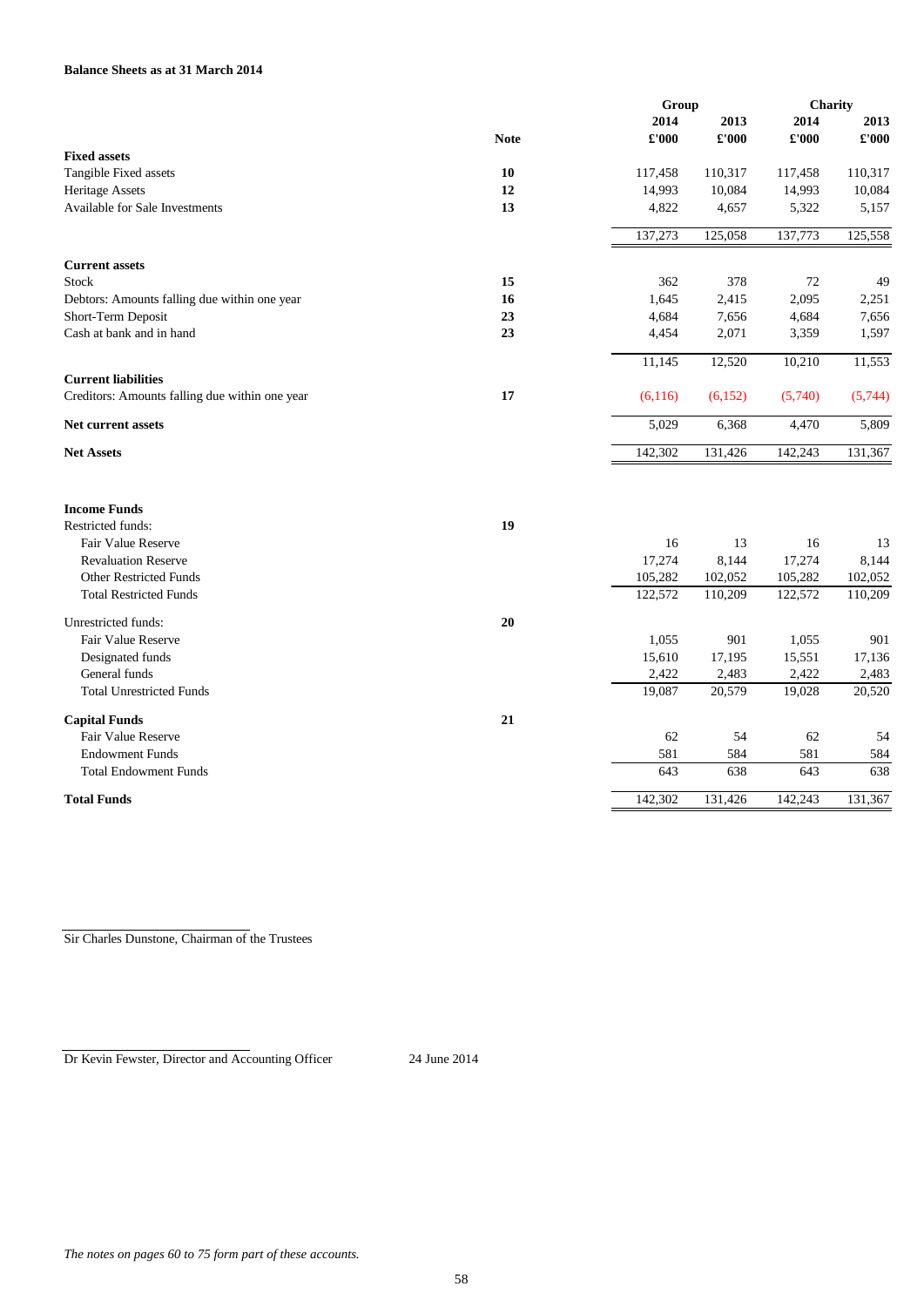**Balance Sheets as at 31 March 2014**

| | Note | Group 2014 £'000 | Group 2013 £'000 | Charity 2014 £'000 | Charity 2013 £'000 |
|---|---|---|---|---|---|
| **Fixed assets** | | | | | |
| Tangible Fixed assets | **10** | 117,458 | 110,317 | 117,458 | 110,317 |
| Heritage Assets | **12** | 14,993 | 10,084 | 14,993 | 10,084 |
| Available for Sale Investments | **13** | 4,822 | 4,657 | 5,322 | 5,157 |
| | | 137,273 | 125,058 | 137,773 | 125,558 |
| **Current assets** | | | | | |
| Stock | **15** | 362 | 378 | 72 | 49 |
| Debtors: Amounts falling due within one year | **16** | 1,645 | 2,415 | 2,095 | 2,251 |
| Short-Term Deposit | **23** | 4,684 | 7,656 | 4,684 | 7,656 |
| Cash at bank and in hand | **23** | 4,454 | 2,071 | 3,359 | 1,597 |
| | | 11,145 | 12,520 | 10,210 | 11,553 |
| **Current liabilities** | | | | | |
| Creditors: Amounts falling due within one year | **17** | (6,116) | (6,152) | (5,740) | (5,744) |
| **Net current assets** | | 5,029 | 6,368 | 4,470 | 5,809 |
| **Net Assets** | | 142,302 | 131,426 | 142,243 | 131,367 |
| | | | | | |
| **Income Funds** | | | | | |
| Restricted funds: | **19** | | | | |
| Fair Value Reserve | | 16 | 13 | 16 | 13 |
| Revaluation Reserve | | 17,274 | 8,144 | 17,274 | 8,144 |
| Other Restricted Funds | | 105,282 | 102,052 | 105,282 | 102,052 |
| Total Restricted Funds | | 122,572 | 110,209 | 122,572 | 110,209 |
| Unrestricted funds: | **20** | | | | |
| Fair Value Reserve | | 1,055 | 901 | 1,055 | 901 |
| Designated funds | | 15,610 | 17,195 | 15,551 | 17,136 |
| General funds | | 2,422 | 2,483 | 2,422 | 2,483 |
| Total Unrestricted Funds | | 19,087 | 20,579 | 19,028 | 20,520 |
| **Capital Funds** | **21** | | | | |
| Fair Value Reserve | | 62 | 54 | 62 | 54 |
| Endowment Funds | | 581 | 584 | 581 | 584 |
| Total Endowment Funds | | 643 | 638 | 643 | 638 |
| **Total Funds** | | 142,302 | 131,426 | 142,243 | 131,367 |

Sir Charles Dunstone, Chairman of the Trustees

Dr Kevin Fewster, Director and Accounting Officer 24 June 2014

*The notes on pages 60 to 75 form part of these accounts.*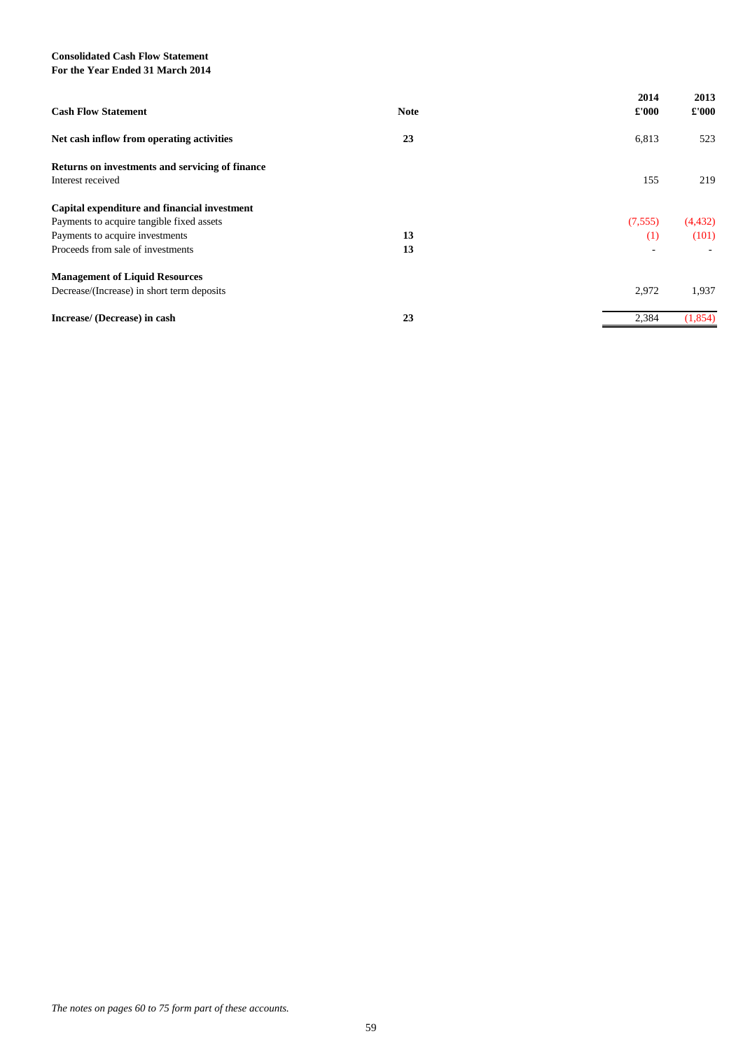**Consolidated Cash Flow Statement**
**For the Year Ended 31 March 2014**

| Cash Flow Statement | Note | 2014 £'000 | 2013 £'000 |
|---|---|---|---|
| **Net cash inflow from operating activities** | **23** | 6,813 | 523 |
| **Returns on investments and servicing of finance** | | | |
| Interest received | | 155 | 219 |
| **Capital expenditure and financial investment** | | | |
| Payments to acquire tangible fixed assets | | (7,555) | (4,432) |
| Payments to acquire investments | **13** | (1) | (101) |
| Proceeds from sale of investments | **13** | - | - |
| **Management of Liquid Resources** | | | |
| Decrease/(Increase) in short term deposits | | 2,972 | 1,937 |
| **Increase/ (Decrease) in cash** | **23** | 2,384 | (1,854) |

*The notes on pages 60 to 75 form part of these accounts.*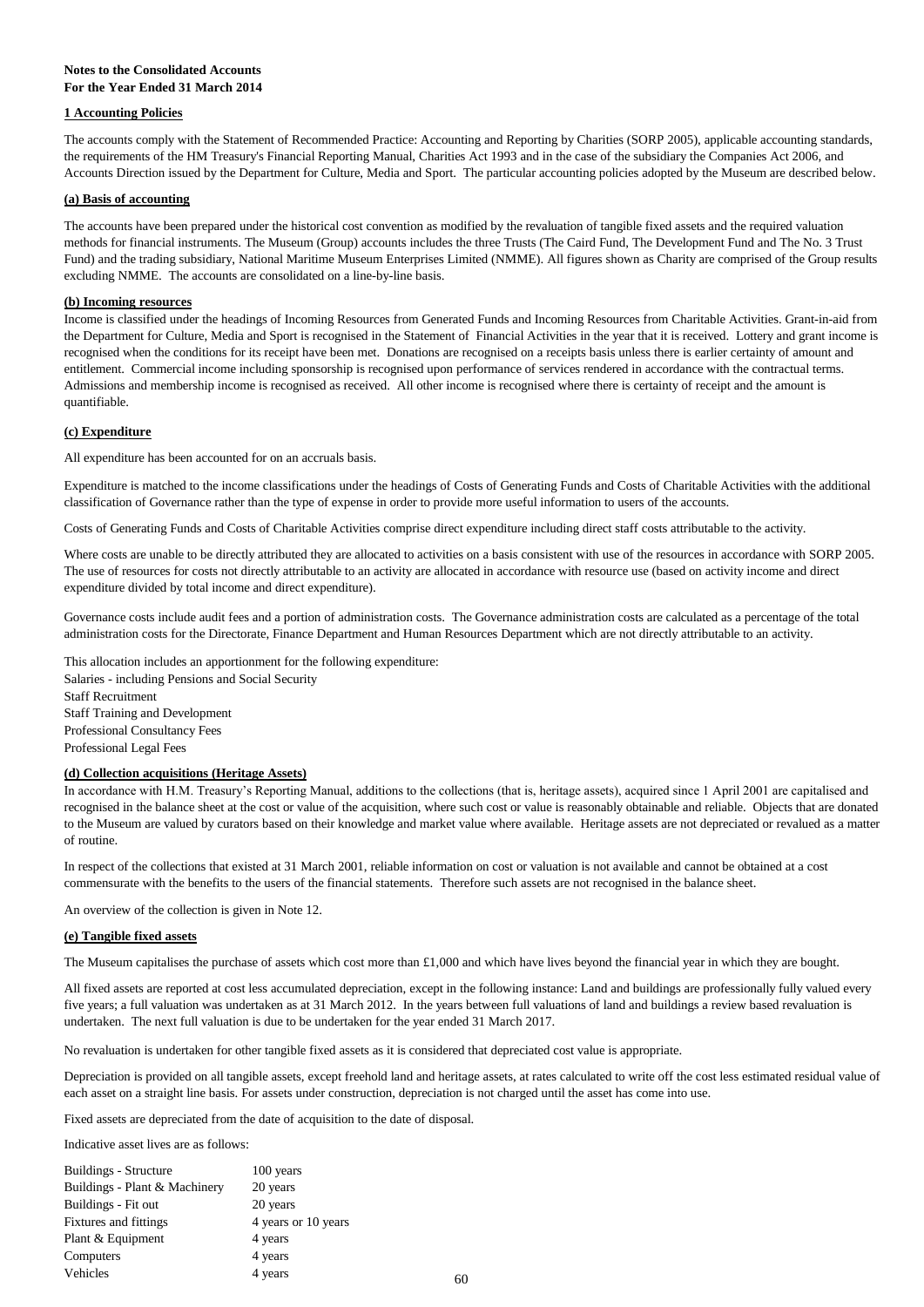**Notes to the Consolidated Accounts**
**For the Year Ended 31 March 2014**

## 1 Accounting Policies

The accounts comply with the Statement of Recommended Practice: Accounting and Reporting by Charities (SORP 2005), applicable accounting standards, the requirements of the HM Treasury's Financial Reporting Manual, Charities Act 1993 and in the case of the subsidiary the Companies Act 2006, and Accounts Direction issued by the Department for Culture, Media and Sport. The particular accounting policies adopted by the Museum are described below.

### (a) Basis of accounting

The accounts have been prepared under the historical cost convention as modified by the revaluation of tangible fixed assets and the required valuation methods for financial instruments. The Museum (Group) accounts includes the three Trusts (The Caird Fund, The Development Fund and The No. 3 Trust Fund) and the trading subsidiary, National Maritime Museum Enterprises Limited (NMME). All figures shown as Charity are comprised of the Group results excluding NMME. The accounts are consolidated on a line-by-line basis.

### (b) Incoming resources

Income is classified under the headings of Incoming Resources from Generated Funds and Incoming Resources from Charitable Activities. Grant-in-aid from the Department for Culture, Media and Sport is recognised in the Statement of Financial Activities in the year that it is received. Lottery and grant income is recognised when the conditions for its receipt have been met. Donations are recognised on a receipts basis unless there is earlier certainty of amount and entitlement. Commercial income including sponsorship is recognised upon performance of services rendered in accordance with the contractual terms. Admissions and membership income is recognised as received. All other income is recognised where there is certainty of receipt and the amount is quantifiable.

### (c) Expenditure

All expenditure has been accounted for on an accruals basis.

Expenditure is matched to the income classifications under the headings of Costs of Generating Funds and Costs of Charitable Activities with the additional classification of Governance rather than the type of expense in order to provide more useful information to users of the accounts.

Costs of Generating Funds and Costs of Charitable Activities comprise direct expenditure including direct staff costs attributable to the activity.

Where costs are unable to be directly attributed they are allocated to activities on a basis consistent with use of the resources in accordance with SORP 2005. The use of resources for costs not directly attributable to an activity are allocated in accordance with resource use (based on activity income and direct expenditure divided by total income and direct expenditure).

Governance costs include audit fees and a portion of administration costs. The Governance administration costs are calculated as a percentage of the total administration costs for the Directorate, Finance Department and Human Resources Department which are not directly attributable to an activity.

This allocation includes an apportionment for the following expenditure:
Salaries - including Pensions and Social Security
Staff Recruitment
Staff Training and Development
Professional Consultancy Fees
Professional Legal Fees

### (d) Collection acquisitions (Heritage Assets)

In accordance with H.M. Treasury's Reporting Manual, additions to the collections (that is, heritage assets), acquired since 1 April 2001 are capitalised and recognised in the balance sheet at the cost or value of the acquisition, where such cost or value is reasonably obtainable and reliable. Objects that are donated to the Museum are valued by curators based on their knowledge and market value where available. Heritage assets are not depreciated or revalued as a matter of routine.

In respect of the collections that existed at 31 March 2001, reliable information on cost or valuation is not available and cannot be obtained at a cost commensurate with the benefits to the users of the financial statements. Therefore such assets are not recognised in the balance sheet.

An overview of the collection is given in Note 12.

### (e) Tangible fixed assets

The Museum capitalises the purchase of assets which cost more than £1,000 and which have lives beyond the financial year in which they are bought.

All fixed assets are reported at cost less accumulated depreciation, except in the following instance: Land and buildings are professionally fully valued every five years; a full valuation was undertaken as at 31 March 2012. In the years between full valuations of land and buildings a review based revaluation is undertaken. The next full valuation is due to be undertaken for the year ended 31 March 2017.

No revaluation is undertaken for other tangible fixed assets as it is considered that depreciated cost value is appropriate.

Depreciation is provided on all tangible assets, except freehold land and heritage assets, at rates calculated to write off the cost less estimated residual value of each asset on a straight line basis. For assets under construction, depreciation is not charged until the asset has come into use.

Fixed assets are depreciated from the date of acquisition to the date of disposal.

Indicative asset lives are as follows:

| | |
|---|---|
| Buildings - Structure | 100 years |
| Buildings - Plant & Machinery | 20 years |
| Buildings - Fit out | 20 years |
| Fixtures and fittings | 4 years or 10 years |
| Plant & Equipment | 4 years |
| Computers | 4 years |
| Vehicles | 4 years |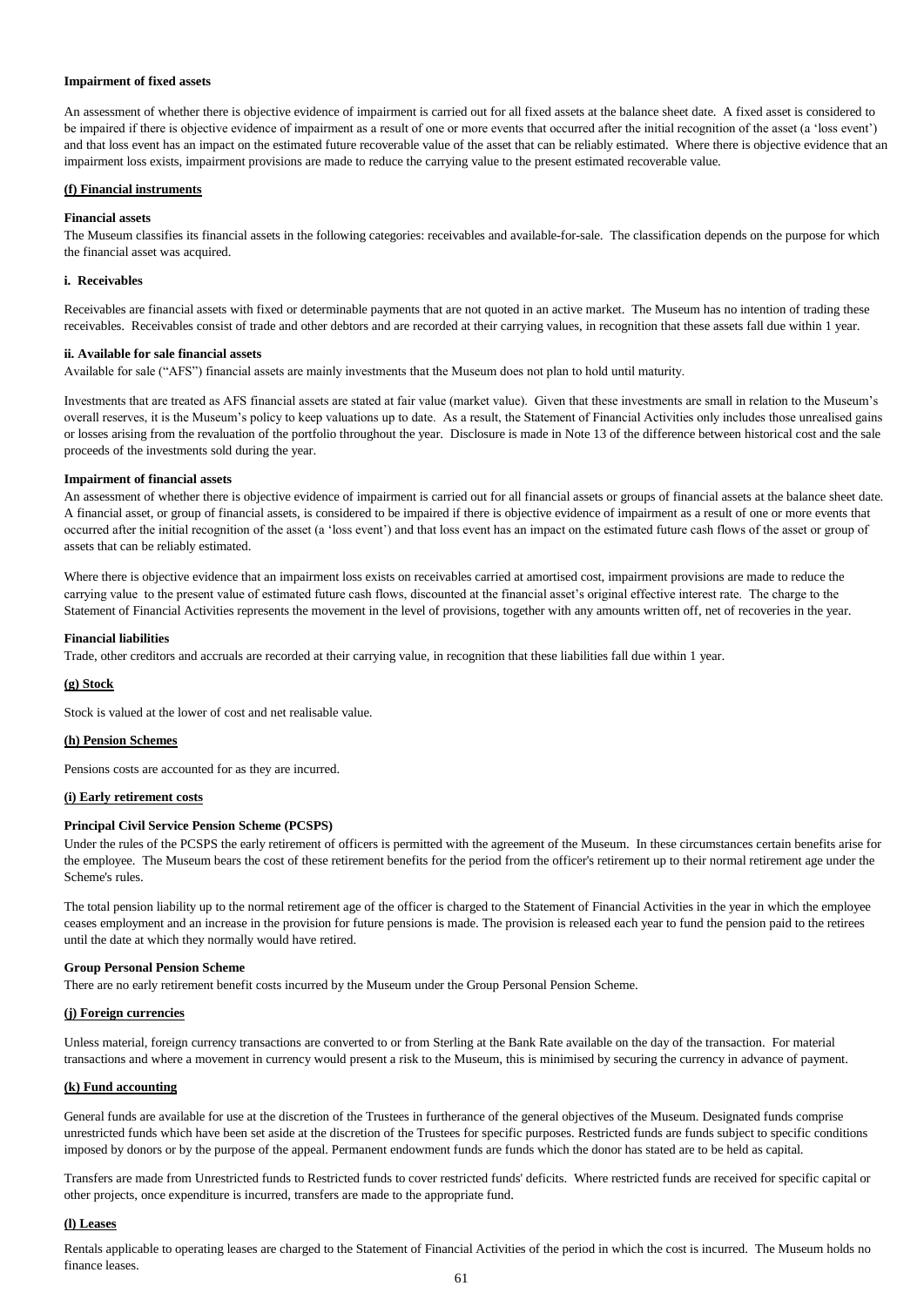**Impairment of fixed assets**

An assessment of whether there is objective evidence of impairment is carried out for all fixed assets at the balance sheet date. A fixed asset is considered to be impaired if there is objective evidence of impairment as a result of one or more events that occurred after the initial recognition of the asset (a 'loss event') and that loss event has an impact on the estimated future recoverable value of the asset that can be reliably estimated. Where there is objective evidence that an impairment loss exists, impairment provisions are made to reduce the carrying value to the present estimated recoverable value.

**(f) Financial instruments**

**Financial assets**

The Museum classifies its financial assets in the following categories: receivables and available-for-sale. The classification depends on the purpose for which the financial asset was acquired.

**i. Receivables**

Receivables are financial assets with fixed or determinable payments that are not quoted in an active market. The Museum has no intention of trading these receivables. Receivables consist of trade and other debtors and are recorded at their carrying values, in recognition that these assets fall due within 1 year.

**ii. Available for sale financial assets**

Available for sale ("AFS") financial assets are mainly investments that the Museum does not plan to hold until maturity.

Investments that are treated as AFS financial assets are stated at fair value (market value). Given that these investments are small in relation to the Museum's overall reserves, it is the Museum's policy to keep valuations up to date. As a result, the Statement of Financial Activities only includes those unrealised gains or losses arising from the revaluation of the portfolio throughout the year. Disclosure is made in Note 13 of the difference between historical cost and the sale proceeds of the investments sold during the year.

**Impairment of financial assets**

An assessment of whether there is objective evidence of impairment is carried out for all financial assets or groups of financial assets at the balance sheet date. A financial asset, or group of financial assets, is considered to be impaired if there is objective evidence of impairment as a result of one or more events that occurred after the initial recognition of the asset (a 'loss event') and that loss event has an impact on the estimated future cash flows of the asset or group of assets that can be reliably estimated.

Where there is objective evidence that an impairment loss exists on receivables carried at amortised cost, impairment provisions are made to reduce the carrying value to the present value of estimated future cash flows, discounted at the financial asset's original effective interest rate. The charge to the Statement of Financial Activities represents the movement in the level of provisions, together with any amounts written off, net of recoveries in the year.

**Financial liabilities**

Trade, other creditors and accruals are recorded at their carrying value, in recognition that these liabilities fall due within 1 year.

**(g) Stock**

Stock is valued at the lower of cost and net realisable value.

**(h) Pension Schemes**

Pensions costs are accounted for as they are incurred.

**(i) Early retirement costs**

**Principal Civil Service Pension Scheme (PCSPS)**

Under the rules of the PCSPS the early retirement of officers is permitted with the agreement of the Museum. In these circumstances certain benefits arise for the employee. The Museum bears the cost of these retirement benefits for the period from the officer's retirement up to their normal retirement age under the Scheme's rules.

The total pension liability up to the normal retirement age of the officer is charged to the Statement of Financial Activities in the year in which the employee ceases employment and an increase in the provision for future pensions is made. The provision is released each year to fund the pension paid to the retirees until the date at which they normally would have retired.

**Group Personal Pension Scheme**

There are no early retirement benefit costs incurred by the Museum under the Group Personal Pension Scheme.

**(j) Foreign currencies**

Unless material, foreign currency transactions are converted to or from Sterling at the Bank Rate available on the day of the transaction. For material transactions and where a movement in currency would present a risk to the Museum, this is minimised by securing the currency in advance of payment.

**(k) Fund accounting**

General funds are available for use at the discretion of the Trustees in furtherance of the general objectives of the Museum. Designated funds comprise unrestricted funds which have been set aside at the discretion of the Trustees for specific purposes. Restricted funds are funds subject to specific conditions imposed by donors or by the purpose of the appeal. Permanent endowment funds are funds which the donor has stated are to be held as capital.

Transfers are made from Unrestricted funds to Restricted funds to cover restricted funds' deficits. Where restricted funds are received for specific capital or other projects, once expenditure is incurred, transfers are made to the appropriate fund.

**(l) Leases**

Rentals applicable to operating leases are charged to the Statement of Financial Activities of the period in which the cost is incurred. The Museum holds no finance leases.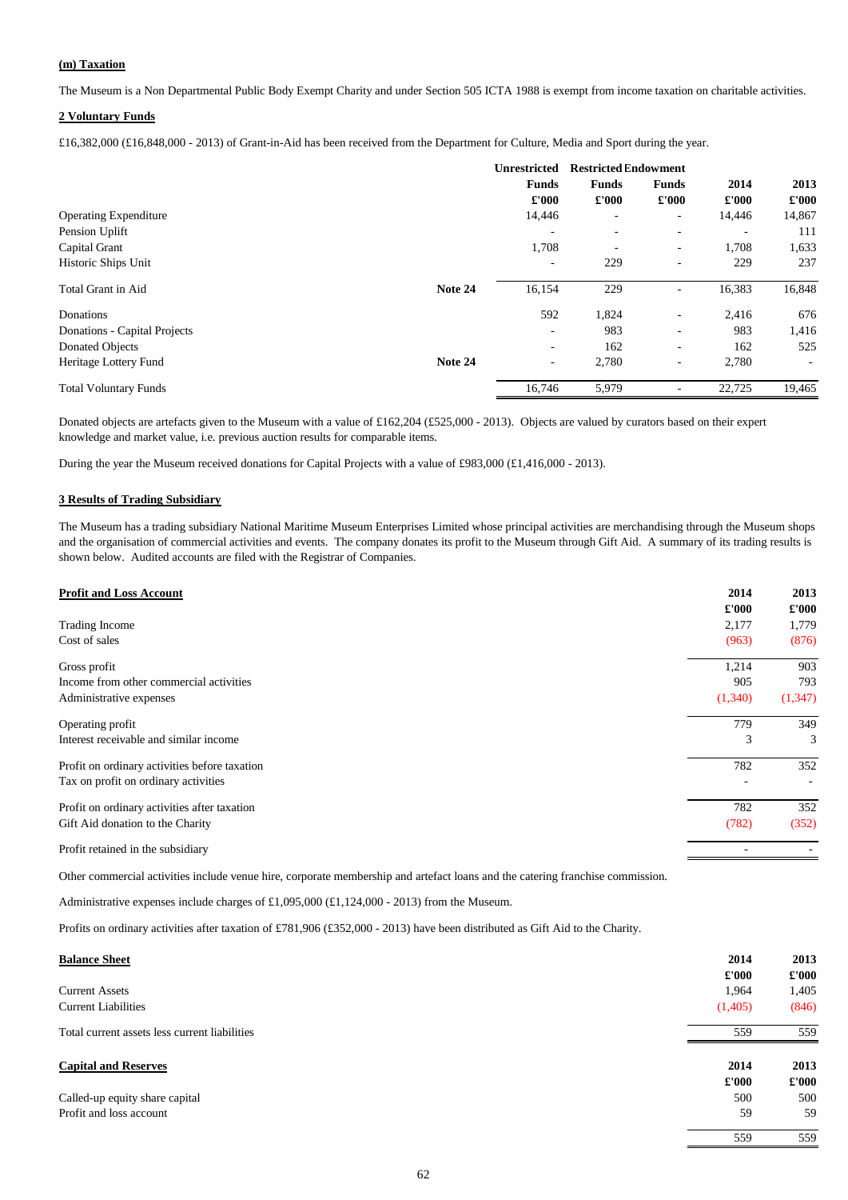**(m) Taxation**

The Museum is a Non Departmental Public Body Exempt Charity and under Section 505 ICTA 1988 is exempt from income taxation on charitable activities.

**2 Voluntary Funds**

£16,382,000 (£16,848,000 - 2013) of Grant-in-Aid has been received from the Department for Culture, Media and Sport during the year.

| | | Unrestricted Funds | Restricted Funds | Endowment Funds | 2014 | 2013 |
|---|---|---|---|---|---|---|
| | | £'000 | £'000 | £'000 | £'000 | £'000 |
| Operating Expenditure | | 14,446 | - | - | 14,446 | 14,867 |
| Pension Uplift | | - | - | - | - | 111 |
| Capital Grant | | 1,708 | - | - | 1,708 | 1,633 |
| Historic Ships Unit | | - | 229 | - | 229 | 237 |
| Total Grant in Aid | **Note 24** | 16,154 | 229 | - | 16,383 | 16,848 |
| Donations | | 592 | 1,824 | - | 2,416 | 676 |
| Donations - Capital Projects | | - | 983 | - | 983 | 1,416 |
| Donated Objects | | - | 162 | - | 162 | 525 |
| Heritage Lottery Fund | **Note 24** | - | 2,780 | - | 2,780 | - |
| Total Voluntary Funds | | 16,746 | 5,979 | - | 22,725 | 19,465 |

Donated objects are artefacts given to the Museum with a value of £162,204 (£525,000 - 2013). Objects are valued by curators based on their expert knowledge and market value, i.e. previous auction results for comparable items.

During the year the Museum received donations for Capital Projects with a value of £983,000 (£1,416,000 - 2013).

**3 Results of Trading Subsidiary**

The Museum has a trading subsidiary National Maritime Museum Enterprises Limited whose principal activities are merchandising through the Museum shops and the organisation of commercial activities and events. The company donates its profit to the Museum through Gift Aid. A summary of its trading results is shown below. Audited accounts are filed with the Registrar of Companies.

| **Profit and Loss Account** | 2014 | 2013 |
|---|---|---|
| | £'000 | £'000 |
| Trading Income | 2,177 | 1,779 |
| Cost of sales | (963) | (876) |
| Gross profit | 1,214 | 903 |
| Income from other commercial activities | 905 | 793 |
| Administrative expenses | (1,340) | (1,347) |
| Operating profit | 779 | 349 |
| Interest receivable and similar income | 3 | 3 |
| Profit on ordinary activities before taxation | 782 | 352 |
| Tax on profit on ordinary activities | - | - |
| Profit on ordinary activities after taxation | 782 | 352 |
| Gift Aid donation to the Charity | (782) | (352) |
| Profit retained in the subsidiary | - | - |

Other commercial activities include venue hire, corporate membership and artefact loans and the catering franchise commission.

Administrative expenses include charges of £1,095,000 (£1,124,000 - 2013) from the Museum.

Profits on ordinary activities after taxation of £781,906 (£352,000 - 2013) have been distributed as Gift Aid to the Charity.

| **Balance Sheet** | 2014 | 2013 |
|---|---|---|
| | £'000 | £'000 |
| Current Assets | 1,964 | 1,405 |
| Current Liabilities | (1,405) | (846) |
| Total current assets less current liabilities | 559 | 559 |

| **Capital and Reserves** | 2014 | 2013 |
|---|---|---|
| | £'000 | £'000 |
| Called-up equity share capital | 500 | 500 |
| Profit and loss account | 59 | 59 |
| | 559 | 559 |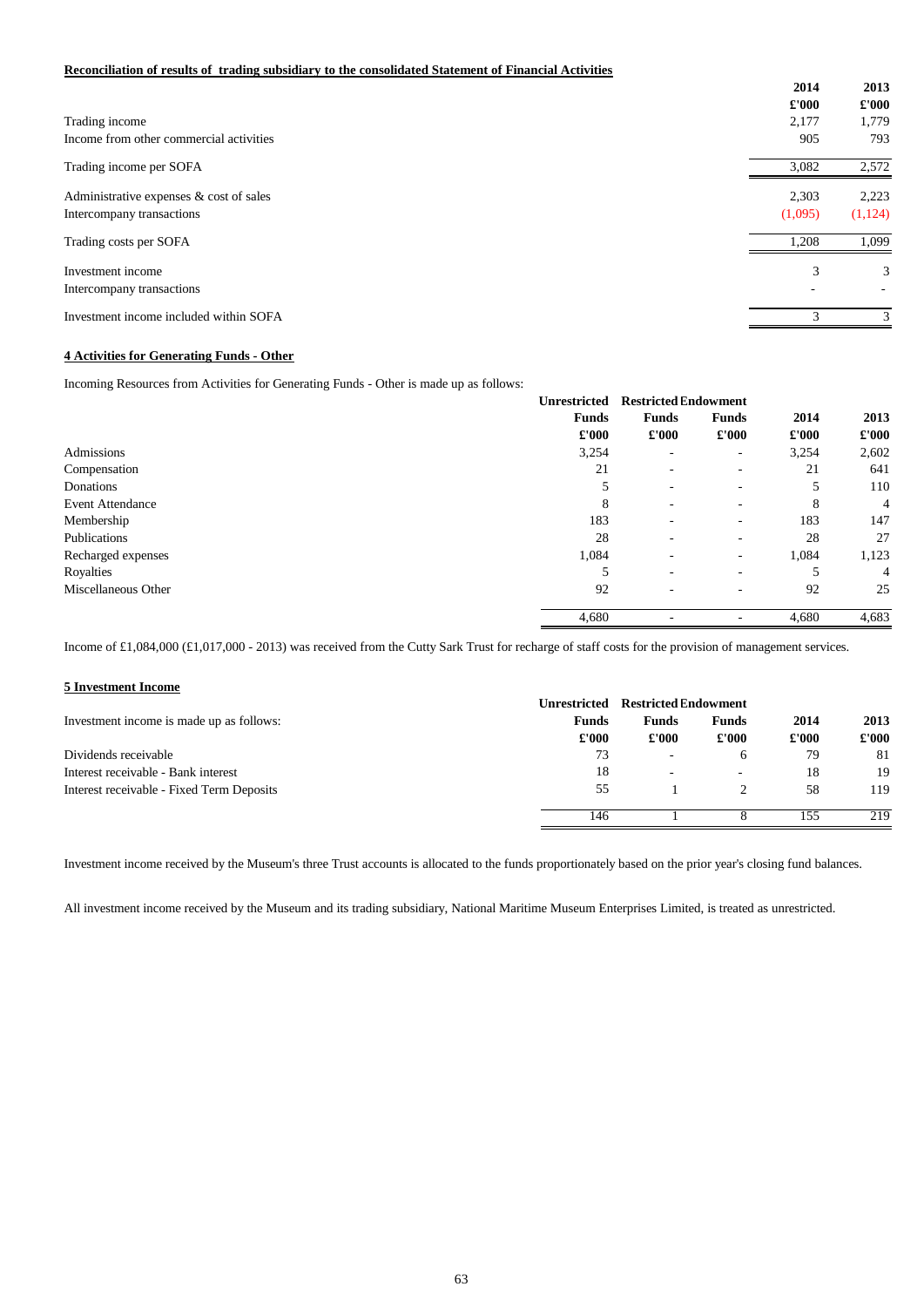**Reconciliation of results of trading subsidiary to the consolidated Statement of Financial Activities**

| | 2014 | 2013 |
|---|---|---|
| | £'000 | £'000 |
| Trading income | 2,177 | 1,779 |
| Income from other commercial activities | 905 | 793 |
| Trading income per SOFA | 3,082 | 2,572 |
| Administrative expenses & cost of sales | 2,303 | 2,223 |
| Intercompany transactions | (1,095) | (1,124) |
| Trading costs per SOFA | 1,208 | 1,099 |
| Investment income | 3 | 3 |
| Intercompany transactions | - | - |
| Investment income included within SOFA | 3 | 3 |

**4 Activities for Generating Funds - Other**

Incoming Resources from Activities for Generating Funds - Other is made up as follows:

| | Unrestricted Funds | Restricted Funds | Endowment Funds | 2014 | 2013 |
|---|---|---|---|---|---|
| | £'000 | £'000 | £'000 | £'000 | £'000 |
| Admissions | 3,254 | - | - | 3,254 | 2,602 |
| Compensation | 21 | - | - | 21 | 641 |
| Donations | 5 | - | - | 5 | 110 |
| Event Attendance | 8 | - | - | 8 | 4 |
| Membership | 183 | - | - | 183 | 147 |
| Publications | 28 | - | - | 28 | 27 |
| Recharged expenses | 1,084 | - | - | 1,084 | 1,123 |
| Royalties | 5 | - | - | 5 | 4 |
| Miscellaneous Other | 92 | - | - | 92 | 25 |
| | 4,680 | - | - | 4,680 | 4,683 |

Income of £1,084,000 (£1,017,000 - 2013) was received from the Cutty Sark Trust for recharge of staff costs for the provision of management services.

**5 Investment Income**

| Investment income is made up as follows: | Unrestricted Funds | Restricted Funds | Endowment Funds | 2014 | 2013 |
|---|---|---|---|---|---|
| | £'000 | £'000 | £'000 | £'000 | £'000 |
| Dividends receivable | 73 | - | 6 | 79 | 81 |
| Interest receivable - Bank interest | 18 | - | - | 18 | 19 |
| Interest receivable - Fixed Term Deposits | 55 | 1 | 2 | 58 | 119 |
| | 146 | 1 | 8 | 155 | 219 |

Investment income received by the Museum's three Trust accounts is allocated to the funds proportionately based on the prior year's closing fund balances.

All investment income received by the Museum and its trading subsidiary, National Maritime Museum Enterprises Limited, is treated as unrestricted.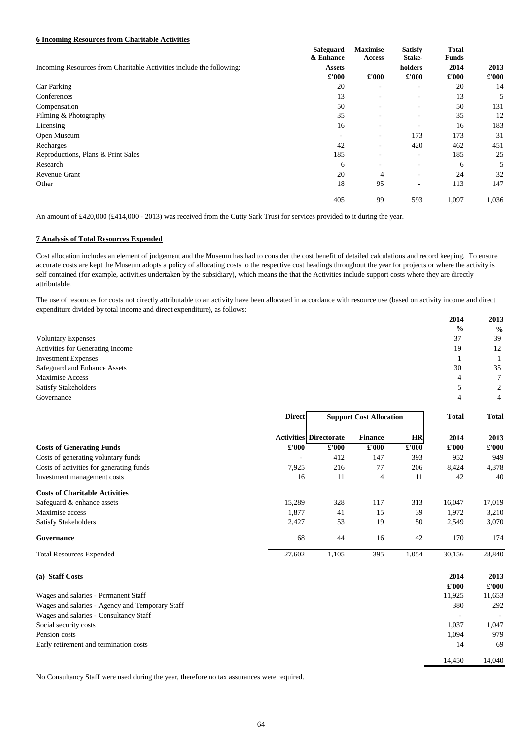**6 Incoming Resources from Charitable Activities**

| Incoming Resources from Charitable Activities include the following: | Safeguard & Enhance Assets | Maximise Access | Satisfy Stake-holders | Total Funds 2014 | 2013 |
|---|---|---|---|---|---|
| | £'000 | £'000 | £'000 | £'000 | £'000 |
| Car Parking | 20 | - | - | 20 | 14 |
| Conferences | 13 | - | - | 13 | 5 |
| Compensation | 50 | - | - | 50 | 131 |
| Filming & Photography | 35 | - | - | 35 | 12 |
| Licensing | 16 | - | - | 16 | 183 |
| Open Museum | - | - | 173 | 173 | 31 |
| Recharges | 42 | - | 420 | 462 | 451 |
| Reproductions, Plans & Print Sales | 185 | - | - | 185 | 25 |
| Research | 6 | - | - | 6 | 5 |
| Revenue Grant | 20 | 4 | - | 24 | 32 |
| Other | 18 | 95 | - | 113 | 147 |
| | 405 | 99 | 593 | 1,097 | 1,036 |

An amount of £420,000 (£414,000 - 2013) was received from the Cutty Sark Trust for services provided to it during the year.

**7 Analysis of Total Resources Expended**

Cost allocation includes an element of judgement and the Museum has had to consider the cost benefit of detailed calculations and record keeping. To ensure accurate costs are kept the Museum adopts a policy of allocating costs to the respective cost headings throughout the year for projects or where the activity is self contained (for example, activities undertaken by the subsidiary), which means the that the Activities include support costs where they are directly attributable.

The use of resources for costs not directly attributable to an activity have been allocated in accordance with resource use (based on activity income and direct expenditure divided by total income and direct expenditure), as follows:

| | 2014 | 2013 |
|---|---|---|
| | % | % |
| Voluntary Expenses | 37 | 39 |
| Activities for Generating Income | 19 | 12 |
| Investment Expenses | 1 | 1 |
| Safeguard and Enhance Assets | 30 | 35 |
| Maximise Access | 4 | 7 |
| Satisfy Stakeholders | 5 | 2 |
| Governance | 4 | 4 |

| | Direct Activities | Support Cost Allocation | | | Total 2014 | Total 2013 |
|---|---|---|---|---|---|---|
| | | Directorate | Finance | HR | | |
| **Costs of Generating Funds** | £'000 | £'000 | £'000 | £'000 | £'000 | £'000 |
| Costs of generating voluntary funds | - | 412 | 147 | 393 | 952 | 949 |
| Costs of activities for generating funds | 7,925 | 216 | 77 | 206 | 8,424 | 4,378 |
| Investment management costs | 16 | 11 | 4 | 11 | 42 | 40 |
| **Costs of Charitable Activities** | | | | | | |
| Safeguard & enhance assets | 15,289 | 328 | 117 | 313 | 16,047 | 17,019 |
| Maximise access | 1,877 | 41 | 15 | 39 | 1,972 | 3,210 |
| Satisfy Stakeholders | 2,427 | 53 | 19 | 50 | 2,549 | 3,070 |
| **Governance** | 68 | 44 | 16 | 42 | 170 | 174 |
| Total Resources Expended | 27,602 | 1,105 | 395 | 1,054 | 30,156 | 28,840 |

**(a) Staff Costs**

| | 2014 | 2013 |
|---|---|---|
| | £'000 | £'000 |
| Wages and salaries - Permanent Staff | 11,925 | 11,653 |
| Wages and salaries - Agency and Temporary Staff | 380 | 292 |
| Wages and salaries - Consultancy Staff | - | - |
| Social security costs | 1,037 | 1,047 |
| Pension costs | 1,094 | 979 |
| Early retirement and termination costs | 14 | 69 |
| | 14,450 | 14,040 |

No Consultancy Staff were used during the year, therefore no tax assurances were required.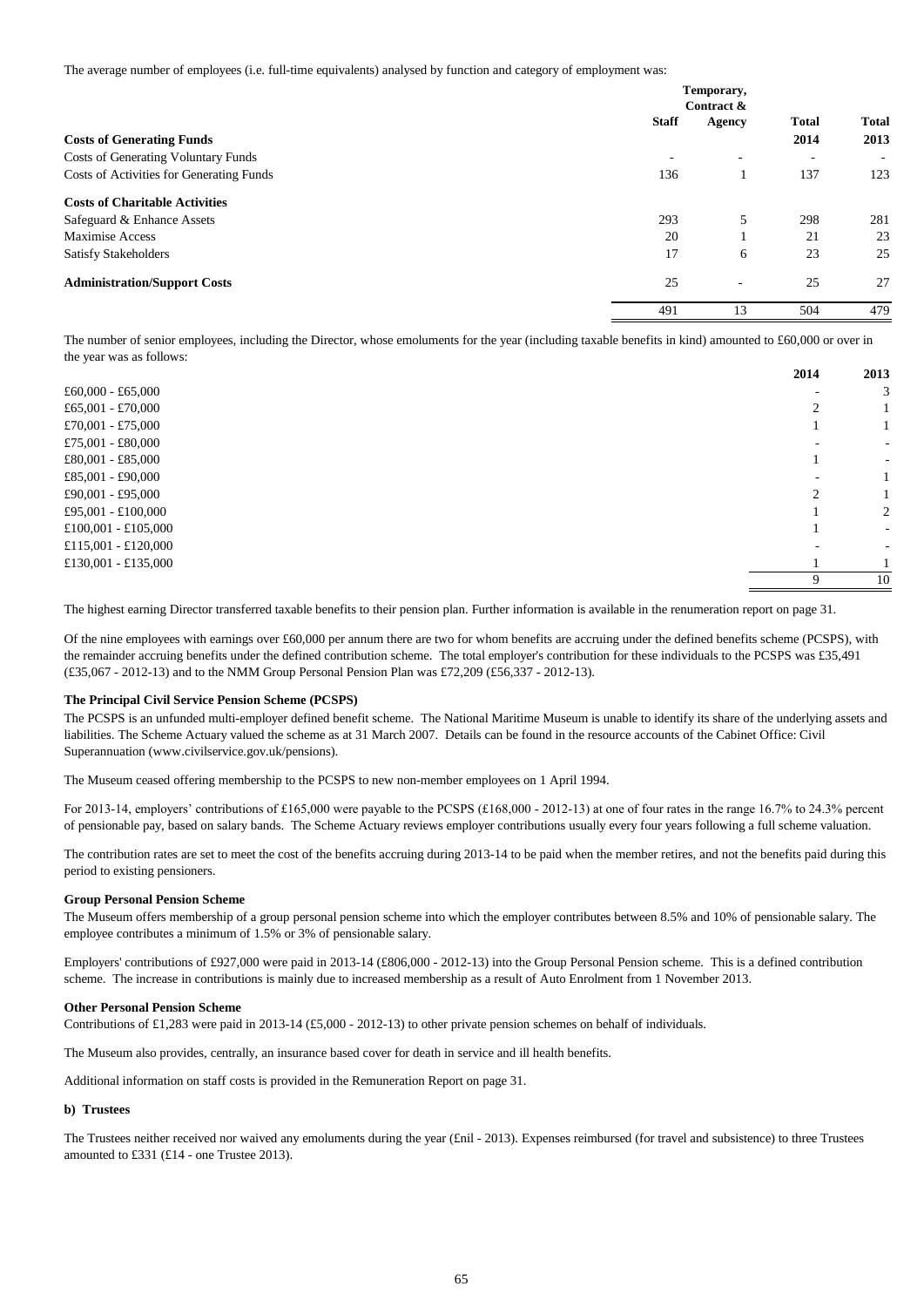The average number of employees (i.e. full-time equivalents) analysed by function and category of employment was:

| | Staff | Temporary, Contract & Agency | Total 2014 | Total 2013 |
|---|---|---|---|---|
| **Costs of Generating Funds** | | | | |
| Costs of Generating Voluntary Funds | - | - | - | - |
| Costs of Activities for Generating Funds | 136 | 1 | 137 | 123 |
| **Costs of Charitable Activities** | | | | |
| Safeguard & Enhance Assets | 293 | 5 | 298 | 281 |
| Maximise Access | 20 | 1 | 21 | 23 |
| Satisfy Stakeholders | 17 | 6 | 23 | 25 |
| **Administration/Support Costs** | 25 | - | 25 | 27 |
| | 491 | 13 | 504 | 479 |

The number of senior employees, including the Director, whose emoluments for the year (including taxable benefits in kind) amounted to £60,000 or over in the year was as follows:

| | 2014 | 2013 |
|---|---|---|
| £60,000 - £65,000 | - | 3 |
| £65,001 - £70,000 | 2 | 1 |
| £70,001 - £75,000 | 1 | 1 |
| £75,001 - £80,000 | - | - |
| £80,001 - £85,000 | 1 | - |
| £85,001 - £90,000 | - | 1 |
| £90,001 - £95,000 | 2 | 1 |
| £95,001 - £100,000 | 1 | 2 |
| £100,001 - £105,000 | 1 | - |
| £115,001 - £120,000 | - | - |
| £130,001 - £135,000 | 1 | 1 |
| | 9 | 10 |

The highest earning Director transferred taxable benefits to their pension plan. Further information is available in the renumeration report on page 31.

Of the nine employees with earnings over £60,000 per annum there are two for whom benefits are accruing under the defined benefits scheme (PCSPS), with the remainder accruing benefits under the defined contribution scheme. The total employer's contribution for these individuals to the PCSPS was £35,491 (£35,067 - 2012-13) and to the NMM Group Personal Pension Plan was £72,209 (£56,337 - 2012-13).

**The Principal Civil Service Pension Scheme (PCSPS)**

The PCSPS is an unfunded multi-employer defined benefit scheme. The National Maritime Museum is unable to identify its share of the underlying assets and liabilities. The Scheme Actuary valued the scheme as at 31 March 2007. Details can be found in the resource accounts of the Cabinet Office: Civil Superannuation (www.civilservice.gov.uk/pensions).

The Museum ceased offering membership to the PCSPS to new non-member employees on 1 April 1994.

For 2013-14, employers' contributions of £165,000 were payable to the PCSPS (£168,000 - 2012-13) at one of four rates in the range 16.7% to 24.3% percent of pensionable pay, based on salary bands. The Scheme Actuary reviews employer contributions usually every four years following a full scheme valuation.

The contribution rates are set to meet the cost of the benefits accruing during 2013-14 to be paid when the member retires, and not the benefits paid during this period to existing pensioners.

**Group Personal Pension Scheme**

The Museum offers membership of a group personal pension scheme into which the employer contributes between 8.5% and 10% of pensionable salary. The employee contributes a minimum of 1.5% or 3% of pensionable salary.

Employers' contributions of £927,000 were paid in 2013-14 (£806,000 - 2012-13) into the Group Personal Pension scheme. This is a defined contribution scheme. The increase in contributions is mainly due to increased membership as a result of Auto Enrolment from 1 November 2013.

**Other Personal Pension Scheme**

Contributions of £1,283 were paid in 2013-14 (£5,000 - 2012-13) to other private pension schemes on behalf of individuals.

The Museum also provides, centrally, an insurance based cover for death in service and ill health benefits.

Additional information on staff costs is provided in the Remuneration Report on page 31.

**b) Trustees**

The Trustees neither received nor waived any emoluments during the year (£nil - 2013). Expenses reimbursed (for travel and subsistence) to three Trustees amounted to £331 (£14 - one Trustee 2013).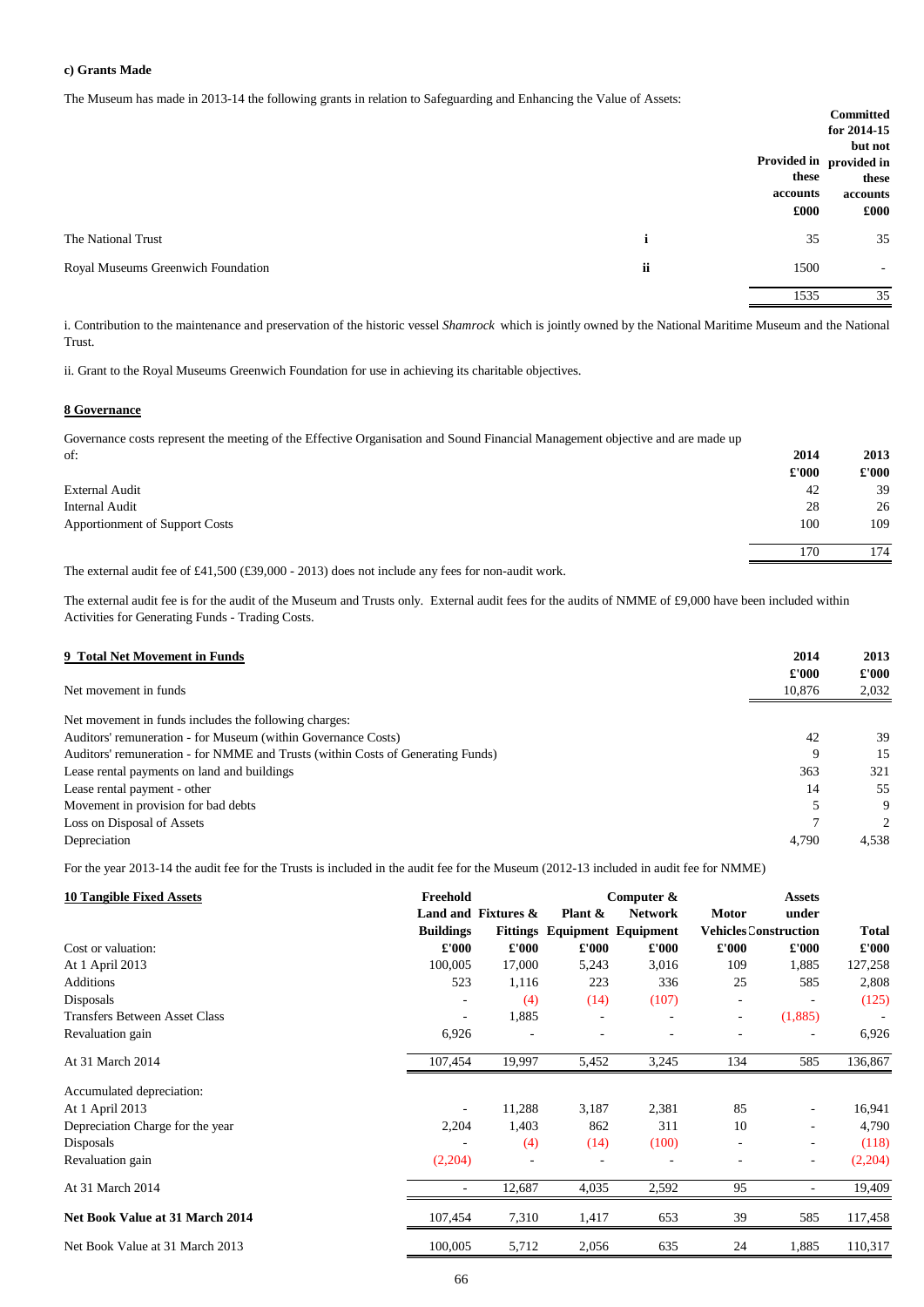**c) Grants Made**

The Museum has made in 2013-14 the following grants in relation to Safeguarding and Enhancing the Value of Assets:

| | | Provided in these accounts £000 | Committed for 2014-15 but not provided in these accounts £000 |
|---|---|---|---|
| The National Trust | i | 35 | 35 |
| Royal Museums Greenwich Foundation | ii | 1500 | - |
| | | 1535 | 35 |

i. Contribution to the maintenance and preservation of the historic vessel *Shamrock* which is jointly owned by the National Maritime Museum and the National Trust.

ii. Grant to the Royal Museums Greenwich Foundation for use in achieving its charitable objectives.

## 8 Governance

Governance costs represent the meeting of the Effective Organisation and Sound Financial Management objective and are made up of:

| | 2014 £'000 | 2013 £'000 |
|---|---|---|
| External Audit | 42 | 39 |
| Internal Audit | 28 | 26 |
| Apportionment of Support Costs | 100 | 109 |
| | 170 | 174 |

The external audit fee of £41,500 (£39,000 - 2013) does not include any fees for non-audit work.

The external audit fee is for the audit of the Museum and Trusts only. External audit fees for the audits of NMME of £9,000 have been included within Activities for Generating Funds - Trading Costs.

## 9 Total Net Movement in Funds

| | 2014 £'000 | 2013 £'000 |
|---|---|---|
| Net movement in funds | 10,876 | 2,032 |
| Net movement in funds includes the following charges: | | |
| Auditors' remuneration - for Museum (within Governance Costs) | 42 | 39 |
| Auditors' remuneration - for NMME and Trusts (within Costs of Generating Funds) | 9 | 15 |
| Lease rental payments on land and buildings | 363 | 321 |
| Lease rental payment - other | 14 | 55 |
| Movement in provision for bad debts | 5 | 9 |
| Loss on Disposal of Assets | 7 | 2 |
| Depreciation | 4,790 | 4,538 |

For the year 2013-14 the audit fee for the Trusts is included in the audit fee for the Museum (2012-13 included in audit fee for NMME)

## 10 Tangible Fixed Assets

| | Freehold Land and Buildings | Fixtures & Fittings | Plant & Equipment | Computer & Network Equipment | Motor Vehicles | Assets under Construction | Total |
|---|---|---|---|---|---|---|---|
| Cost or valuation: | £'000 | £'000 | £'000 | £'000 | £'000 | £'000 | £'000 |
| At 1 April 2013 | 100,005 | 17,000 | 5,243 | 3,016 | 109 | 1,885 | 127,258 |
| Additions | 523 | 1,116 | 223 | 336 | 25 | 585 | 2,808 |
| Disposals | - | (4) | (14) | (107) | - | - | (125) |
| Transfers Between Asset Class | - | 1,885 | - | - | - | (1,885) | - |
| Revaluation gain | 6,926 | - | - | - | - | - | 6,926 |
| At 31 March 2014 | 107,454 | 19,997 | 5,452 | 3,245 | 134 | 585 | 136,867 |
| Accumulated depreciation: | | | | | | | |
| At 1 April 2013 | - | 11,288 | 3,187 | 2,381 | 85 | - | 16,941 |
| Depreciation Charge for the year | 2,204 | 1,403 | 862 | 311 | 10 | - | 4,790 |
| Disposals | - | (4) | (14) | (100) | - | - | (118) |
| Revaluation gain | (2,204) | - | - | - | - | - | (2,204) |
| At 31 March 2014 | - | 12,687 | 4,035 | 2,592 | 95 | - | 19,409 |
| **Net Book Value at 31 March 2014** | 107,454 | 7,310 | 1,417 | 653 | 39 | 585 | 117,458 |
| Net Book Value at 31 March 2013 | 100,005 | 5,712 | 2,056 | 635 | 24 | 1,885 | 110,317 |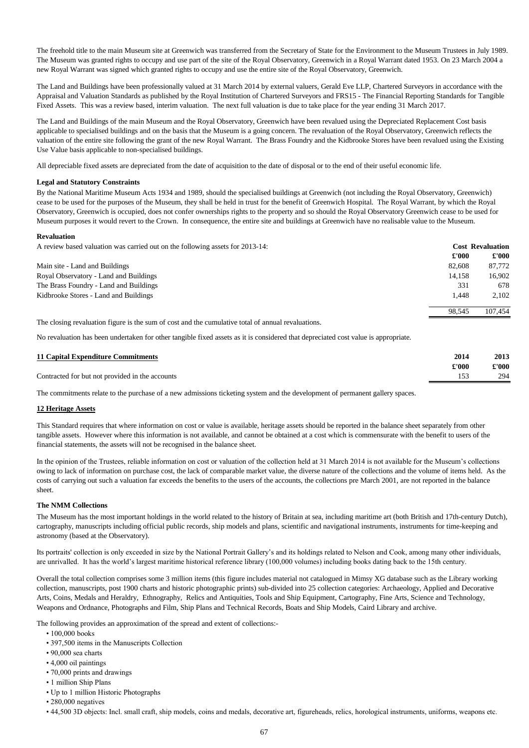The freehold title to the main Museum site at Greenwich was transferred from the Secretary of State for the Environment to the Museum Trustees in July 1989. The Museum was granted rights to occupy and use part of the site of the Royal Observatory, Greenwich in a Royal Warrant dated 1953. On 23 March 2004 a new Royal Warrant was signed which granted rights to occupy and use the entire site of the Royal Observatory, Greenwich.

The Land and Buildings have been professionally valued at 31 March 2014 by external valuers, Gerald Eve LLP, Chartered Surveyors in accordance with the Appraisal and Valuation Standards as published by the Royal Institution of Chartered Surveyors and FRS15 - The Financial Reporting Standards for Tangible Fixed Assets. This was a review based, interim valuation. The next full valuation is due to take place for the year ending 31 March 2017.

The Land and Buildings of the main Museum and the Royal Observatory, Greenwich have been revalued using the Depreciated Replacement Cost basis applicable to specialised buildings and on the basis that the Museum is a going concern. The revaluation of the Royal Observatory, Greenwich reflects the valuation of the entire site following the grant of the new Royal Warrant. The Brass Foundry and the Kidbrooke Stores have been revalued using the Existing Use Value basis applicable to non-specialised buildings.

All depreciable fixed assets are depreciated from the date of acquisition to the date of disposal or to the end of their useful economic life.

**Legal and Statutory Constraints**

By the National Maritime Museum Acts 1934 and 1989, should the specialised buildings at Greenwich (not including the Royal Observatory, Greenwich) cease to be used for the purposes of the Museum, they shall be held in trust for the benefit of Greenwich Hospital. The Royal Warrant, by which the Royal Observatory, Greenwich is occupied, does not confer ownerships rights to the property and so should the Royal Observatory Greenwich cease to be used for Museum purposes it would revert to the Crown. In consequence, the entire site and buildings at Greenwich have no realisable value to the Museum.

**Revaluation**

| A review based valuation was carried out on the following assets for 2013-14: | Cost £'000 | Revaluation £'000 |
|---|---|---|
| Main site - Land and Buildings | 82,608 | 87,772 |
| Royal Observatory - Land and Buildings | 14,158 | 16,902 |
| The Brass Foundry - Land and Buildings | 331 | 678 |
| Kidbrooke Stores - Land and Buildings | 1,448 | 2,102 |
| | 98,545 | 107,454 |

The closing revaluation figure is the sum of cost and the cumulative total of annual revaluations.

No revaluation has been undertaken for other tangible fixed assets as it is considered that depreciated cost value is appropriate.

| **11 Capital Expenditure Commitments** | 2014 £'000 | 2013 £'000 |
|---|---|---|
| Contracted for but not provided in the accounts | 153 | 294 |

The commitments relate to the purchase of a new admissions ticketing system and the development of permanent gallery spaces.

## 12 Heritage Assets

This Standard requires that where information on cost or value is available, heritage assets should be reported in the balance sheet separately from other tangible assets. However where this information is not available, and cannot be obtained at a cost which is commensurate with the benefit to users of the financial statements, the assets will not be recognised in the balance sheet.

In the opinion of the Trustees, reliable information on cost or valuation of the collection held at 31 March 2014 is not available for the Museum's collections owing to lack of information on purchase cost, the lack of comparable market value, the diverse nature of the collections and the volume of items held. As the costs of carrying out such a valuation far exceeds the benefits to the users of the accounts, the collections pre March 2001, are not reported in the balance sheet.

**The NMM Collections**

The Museum has the most important holdings in the world related to the history of Britain at sea, including maritime art (both British and 17th-century Dutch), cartography, manuscripts including official public records, ship models and plans, scientific and navigational instruments, instruments for time-keeping and astronomy (based at the Observatory).

Its portraits' collection is only exceeded in size by the National Portrait Gallery's and its holdings related to Nelson and Cook, among many other individuals, are unrivalled. It has the world's largest maritime historical reference library (100,000 volumes) including books dating back to the 15th century.

Overall the total collection comprises some 3 million items (this figure includes material not catalogued in Mimsy XG database such as the Library working collection, manuscripts, post 1900 charts and historic photographic prints) sub-divided into 25 collection categories: Archaeology, Applied and Decorative Arts, Coins, Medals and Heraldry, Ethnography, Relics and Antiquities, Tools and Ship Equipment, Cartography, Fine Arts, Science and Technology, Weapons and Ordnance, Photographs and Film, Ship Plans and Technical Records, Boats and Ship Models, Caird Library and archive.

The following provides an approximation of the spread and extent of collections:-

- 100,000 books
- 397,500 items in the Manuscripts Collection
- 90,000 sea charts
- 4,000 oil paintings
- 70,000 prints and drawings
- 1 million Ship Plans
- Up to 1 million Historic Photographs
- 280,000 negatives
- 44,500 3D objects: Incl. small craft, ship models, coins and medals, decorative art, figureheads, relics, horological instruments, uniforms, weapons etc.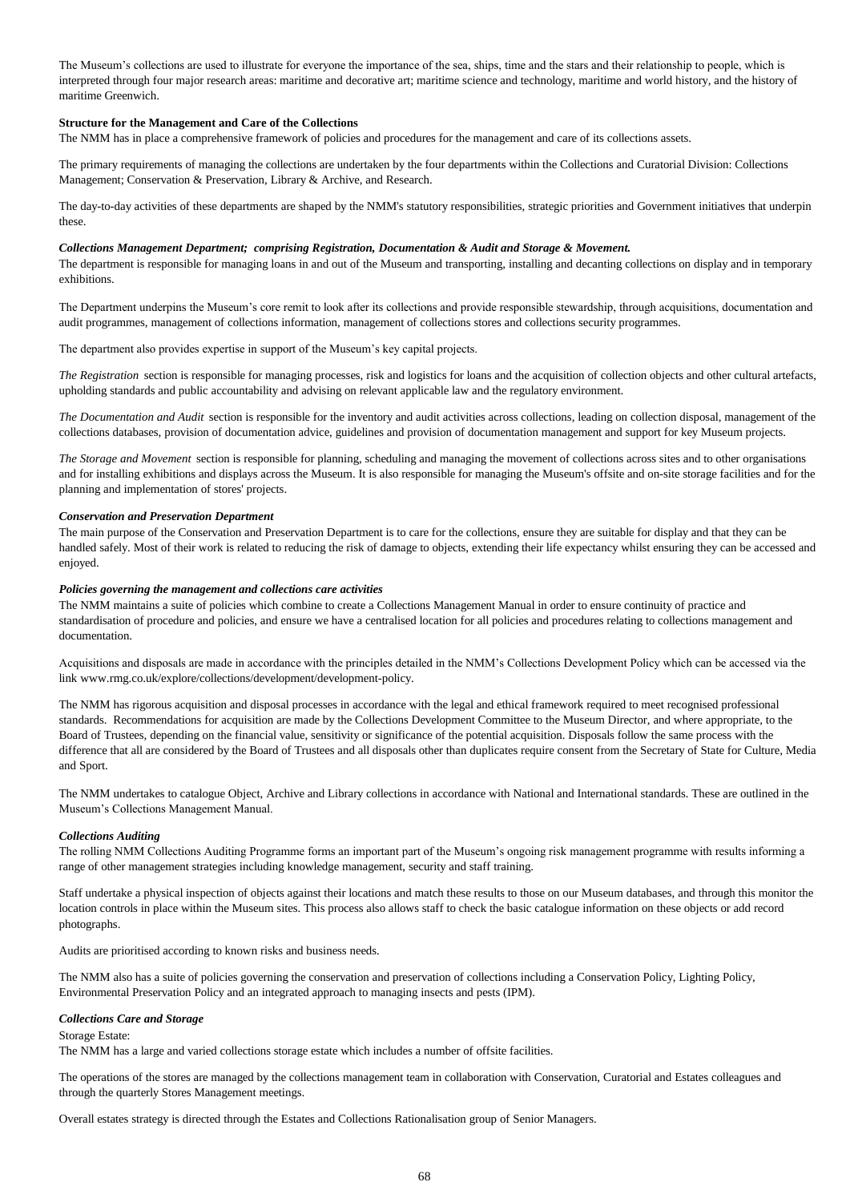The Museum's collections are used to illustrate for everyone the importance of the sea, ships, time and the stars and their relationship to people, which is interpreted through four major research areas: maritime and decorative art; maritime science and technology, maritime and world history, and the history of maritime Greenwich.

**Structure for the Management and Care of the Collections**

The NMM has in place a comprehensive framework of policies and procedures for the management and care of its collections assets.

The primary requirements of managing the collections are undertaken by the four departments within the Collections and Curatorial Division: Collections Management; Conservation & Preservation, Library & Archive, and Research.

The day-to-day activities of these departments are shaped by the NMM's statutory responsibilities, strategic priorities and Government initiatives that underpin these.

***Collections Management Department; comprising Registration, Documentation & Audit and Storage & Movement.***

The department is responsible for managing loans in and out of the Museum and transporting, installing and decanting collections on display and in temporary exhibitions.

The Department underpins the Museum's core remit to look after its collections and provide responsible stewardship, through acquisitions, documentation and audit programmes, management of collections information, management of collections stores and collections security programmes.

The department also provides expertise in support of the Museum's key capital projects.

*The Registration* section is responsible for managing processes, risk and logistics for loans and the acquisition of collection objects and other cultural artefacts, upholding standards and public accountability and advising on relevant applicable law and the regulatory environment.

*The Documentation and Audit* section is responsible for the inventory and audit activities across collections, leading on collection disposal, management of the collections databases, provision of documentation advice, guidelines and provision of documentation management and support for key Museum projects.

*The Storage and Movement* section is responsible for planning, scheduling and managing the movement of collections across sites and to other organisations and for installing exhibitions and displays across the Museum. It is also responsible for managing the Museum's offsite and on-site storage facilities and for the planning and implementation of stores' projects.

***Conservation and Preservation Department***

The main purpose of the Conservation and Preservation Department is to care for the collections, ensure they are suitable for display and that they can be handled safely. Most of their work is related to reducing the risk of damage to objects, extending their life expectancy whilst ensuring they can be accessed and enjoyed.

***Policies governing the management and collections care activities***

The NMM maintains a suite of policies which combine to create a Collections Management Manual in order to ensure continuity of practice and standardisation of procedure and policies, and ensure we have a centralised location for all policies and procedures relating to collections management and documentation.

Acquisitions and disposals are made in accordance with the principles detailed in the NMM's Collections Development Policy which can be accessed via the link www.rmg.co.uk/explore/collections/development/development-policy.

The NMM has rigorous acquisition and disposal processes in accordance with the legal and ethical framework required to meet recognised professional standards. Recommendations for acquisition are made by the Collections Development Committee to the Museum Director, and where appropriate, to the Board of Trustees, depending on the financial value, sensitivity or significance of the potential acquisition. Disposals follow the same process with the difference that all are considered by the Board of Trustees and all disposals other than duplicates require consent from the Secretary of State for Culture, Media and Sport.

The NMM undertakes to catalogue Object, Archive and Library collections in accordance with National and International standards. These are outlined in the Museum's Collections Management Manual.

***Collections Auditing***

The rolling NMM Collections Auditing Programme forms an important part of the Museum's ongoing risk management programme with results informing a range of other management strategies including knowledge management, security and staff training.

Staff undertake a physical inspection of objects against their locations and match these results to those on our Museum databases, and through this monitor the location controls in place within the Museum sites. This process also allows staff to check the basic catalogue information on these objects or add record photographs.

Audits are prioritised according to known risks and business needs.

The NMM also has a suite of policies governing the conservation and preservation of collections including a Conservation Policy, Lighting Policy, Environmental Preservation Policy and an integrated approach to managing insects and pests (IPM).

***Collections Care and Storage***

Storage Estate:

The NMM has a large and varied collections storage estate which includes a number of offsite facilities.

The operations of the stores are managed by the collections management team in collaboration with Conservation, Curatorial and Estates colleagues and through the quarterly Stores Management meetings.

Overall estates strategy is directed through the Estates and Collections Rationalisation group of Senior Managers.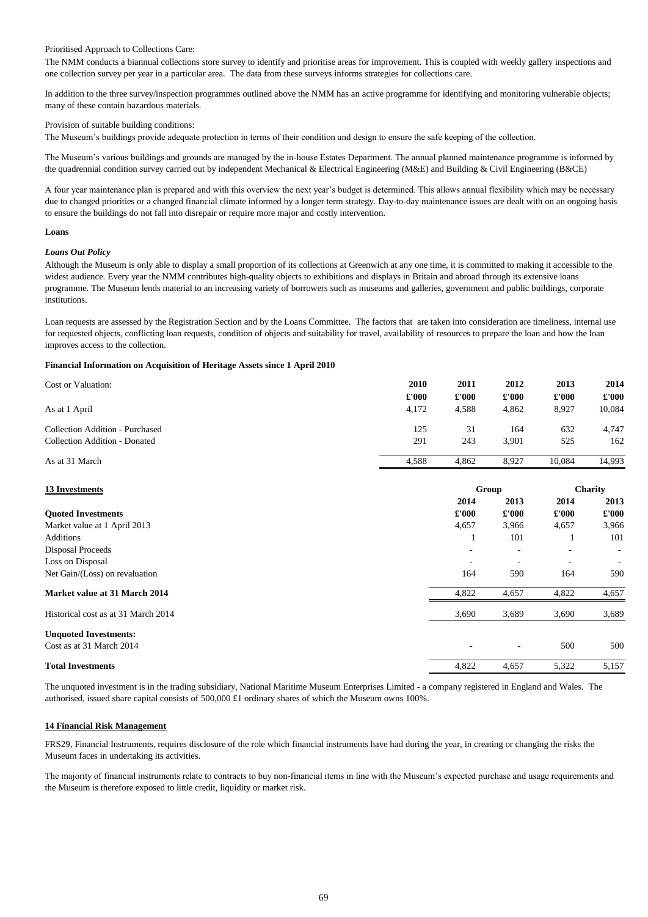Prioritised Approach to Collections Care:

The NMM conducts a biannual collections store survey to identify and prioritise areas for improvement. This is coupled with weekly gallery inspections and one collection survey per year in a particular area. The data from these surveys informs strategies for collections care.

In addition to the three survey/inspection programmes outlined above the NMM has an active programme for identifying and monitoring vulnerable objects; many of these contain hazardous materials.

Provision of suitable building conditions:

The Museum's buildings provide adequate protection in terms of their condition and design to ensure the safe keeping of the collection.

The Museum's various buildings and grounds are managed by the in-house Estates Department. The annual planned maintenance programme is informed by the quadrennial condition survey carried out by independent Mechanical & Electrical Engineering (M&E) and Building & Civil Engineering (B&CE)

A four year maintenance plan is prepared and with this overview the next year's budget is determined. This allows annual flexibility which may be necessary due to changed priorities or a changed financial climate informed by a longer term strategy. Day-to-day maintenance issues are dealt with on an ongoing basis to ensure the buildings do not fall into disrepair or require more major and costly intervention.

**Loans**

***Loans Out Policy***

Although the Museum is only able to display a small proportion of its collections at Greenwich at any one time, it is committed to making it accessible to the widest audience. Every year the NMM contributes high-quality objects to exhibitions and displays in Britain and abroad through its extensive loans programme. The Museum lends material to an increasing variety of borrowers such as museums and galleries, government and public buildings, corporate institutions.

Loan requests are assessed by the Registration Section and by the Loans Committee. The factors that are taken into consideration are timeliness, internal use for requested objects, conflicting loan requests, condition of objects and suitability for travel, availability of resources to prepare the loan and how the loan improves access to the collection.

**Financial Information on Acquisition of Heritage Assets since 1 April 2010**

| Cost or Valuation: | 2010 | 2011 | 2012 | 2013 | 2014 |
|---|---|---|---|---|---|
| | £'000 | £'000 | £'000 | £'000 | £'000 |
| As at 1 April | 4,172 | 4,588 | 4,862 | 8,927 | 10,084 |
| Collection Addition - Purchased | 125 | 31 | 164 | 632 | 4,747 |
| Collection Addition - Donated | 291 | 243 | 3,901 | 525 | 162 |
| As at 31 March | 4,588 | 4,862 | 8,927 | 10,084 | 14,993 |

**13 Investments**

| | Group | | Charity | |
|---|---|---|---|---|
| | 2014 | 2013 | 2014 | 2013 |
| **Quoted Investments** | £'000 | £'000 | £'000 | £'000 |
| Market value at 1 April 2013 | 4,657 | 3,966 | 4,657 | 3,966 |
| Additions | 1 | 101 | 1 | 101 |
| Disposal Proceeds | - | - | - | - |
| Loss on Disposal | - | - | - | - |
| Net Gain/(Loss) on revaluation | 164 | 590 | 164 | 590 |
| **Market value at 31 March 2014** | 4,822 | 4,657 | 4,822 | 4,657 |
| Historical cost as at 31 March 2014 | 3,690 | 3,689 | 3,690 | 3,689 |
| **Unquoted Investments:** | | | | |
| Cost as at 31 March 2014 | - | - | 500 | 500 |
| **Total Investments** | 4,822 | 4,657 | 5,322 | 5,157 |

The unquoted investment is in the trading subsidiary, National Maritime Museum Enterprises Limited - a company registered in England and Wales. The authorised, issued share capital consists of 500,000 £1 ordinary shares of which the Museum owns 100%.

**14 Financial Risk Management**

FRS29, Financial Instruments, requires disclosure of the role which financial instruments have had during the year, in creating or changing the risks the Museum faces in undertaking its activities.

The majority of financial instruments relate to contracts to buy non-financial items in line with the Museum's expected purchase and usage requirements and the Museum is therefore exposed to little credit, liquidity or market risk.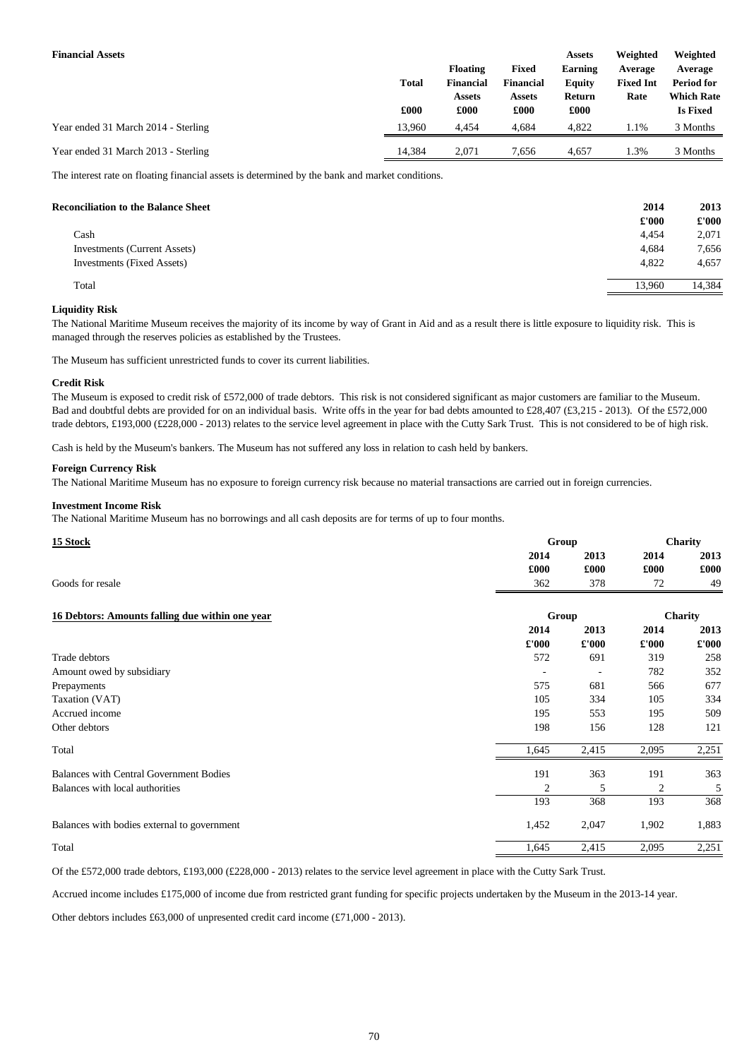**Financial Assets**

| | Total | Floating Financial Assets | Fixed Financial Assets | Assets Earning Equity Return | Weighted Average Fixed Int Rate | Weighted Average Period for Which Rate Is Fixed |
|---|---|---|---|---|---|---|
| | £000 | £000 | £000 | £000 | | |
| Year ended 31 March 2014 - Sterling | 13,960 | 4,454 | 4,684 | 4,822 | 1.1% | 3 Months |
| Year ended 31 March 2013 - Sterling | 14,384 | 2,071 | 7,656 | 4,657 | 1.3% | 3 Months |

The interest rate on floating financial assets is determined by the bank and market conditions.

| **Reconciliation to the Balance Sheet** | 2014 | 2013 |
|---|---|---|
| | £'000 | £'000 |
| Cash | 4,454 | 2,071 |
| Investments (Current Assets) | 4,684 | 7,656 |
| Investments (Fixed Assets) | 4,822 | 4,657 |
| Total | 13,960 | 14,384 |

**Liquidity Risk**

The National Maritime Museum receives the majority of its income by way of Grant in Aid and as a result there is little exposure to liquidity risk. This is managed through the reserves policies as established by the Trustees.

The Museum has sufficient unrestricted funds to cover its current liabilities.

**Credit Risk**

The Museum is exposed to credit risk of £572,000 of trade debtors. This risk is not considered significant as major customers are familiar to the Museum. Bad and doubtful debts are provided for on an individual basis. Write offs in the year for bad debts amounted to £28,407 (£3,215 - 2013). Of the £572,000 trade debtors, £193,000 (£228,000 - 2013) relates to the service level agreement in place with the Cutty Sark Trust. This is not considered to be of high risk.

Cash is held by the Museum's bankers. The Museum has not suffered any loss in relation to cash held by bankers.

**Foreign Currency Risk**

The National Maritime Museum has no exposure to foreign currency risk because no material transactions are carried out in foreign currencies.

**Investment Income Risk**

The National Maritime Museum has no borrowings and all cash deposits are for terms of up to four months.

## 15 Stock

| | Group | | Charity | |
|---|---|---|---|---|
| | 2014 | 2013 | 2014 | 2013 |
| | £000 | £000 | £000 | £000 |
| Goods for resale | 362 | 378 | 72 | 49 |

## 16 Debtors: Amounts falling due within one year

| | Group | | Charity | |
|---|---|---|---|---|
| | 2014 | 2013 | 2014 | 2013 |
| | £'000 | £'000 | £'000 | £'000 |
| Trade debtors | 572 | 691 | 319 | 258 |
| Amount owed by subsidiary | - | - | 782 | 352 |
| Prepayments | 575 | 681 | 566 | 677 |
| Taxation (VAT) | 105 | 334 | 105 | 334 |
| Accrued income | 195 | 553 | 195 | 509 |
| Other debtors | 198 | 156 | 128 | 121 |
| Total | 1,645 | 2,415 | 2,095 | 2,251 |
| Balances with Central Government Bodies | 191 | 363 | 191 | 363 |
| Balances with local authorities | 2 | 5 | 2 | 5 |
| | 193 | 368 | 193 | 368 |
| Balances with bodies external to government | 1,452 | 2,047 | 1,902 | 1,883 |
| Total | 1,645 | 2,415 | 2,095 | 2,251 |

Of the £572,000 trade debtors, £193,000 (£228,000 - 2013) relates to the service level agreement in place with the Cutty Sark Trust.

Accrued income includes £175,000 of income due from restricted grant funding for specific projects undertaken by the Museum in the 2013-14 year.

Other debtors includes £63,000 of unpresented credit card income (£71,000 - 2013).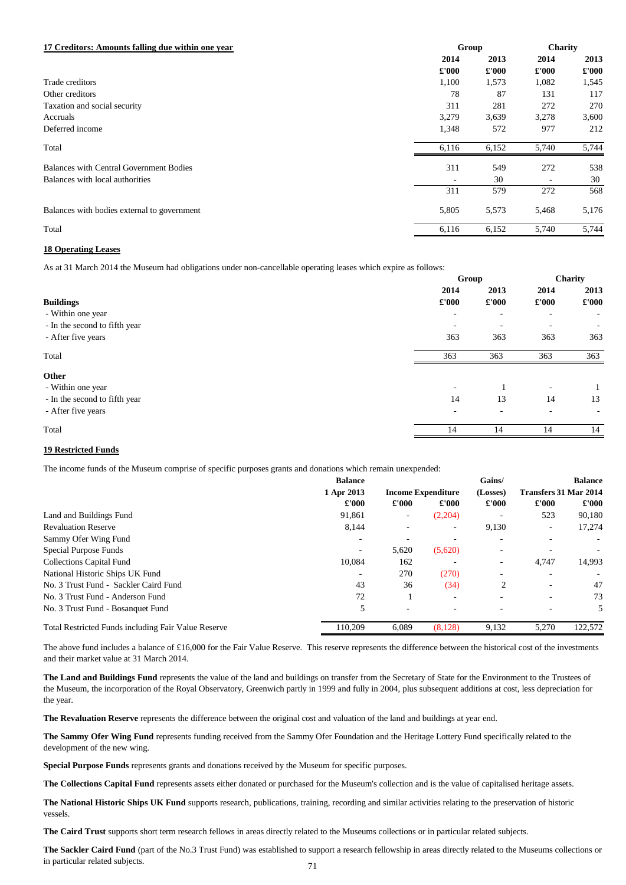## 17 Creditors: Amounts falling due within one year

| | Group | | Charity | |
|---|---|---|---|---|
| | 2014 | 2013 | 2014 | 2013 |
| | £'000 | £'000 | £'000 | £'000 |
| Trade creditors | 1,100 | 1,573 | 1,082 | 1,545 |
| Other creditors | 78 | 87 | 131 | 117 |
| Taxation and social security | 311 | 281 | 272 | 270 |
| Accruals | 3,279 | 3,639 | 3,278 | 3,600 |
| Deferred income | 1,348 | 572 | 977 | 212 |
| Total | 6,116 | 6,152 | 5,740 | 5,744 |
| Balances with Central Government Bodies | 311 | 549 | 272 | 538 |
| Balances with local authorities | - | 30 | - | 30 |
| | 311 | 579 | 272 | 568 |
| Balances with bodies external to government | 5,805 | 5,573 | 5,468 | 5,176 |
| Total | 6,116 | 6,152 | 5,740 | 5,744 |

## 18 Operating Leases

As at 31 March 2014 the Museum had obligations under non-cancellable operating leases which expire as follows:

| | Group | | Charity | |
|---|---|---|---|---|
| | 2014 | 2013 | 2014 | 2013 |
| **Buildings** | £'000 | £'000 | £'000 | £'000 |
| - Within one year | - | - | - | - |
| - In the second to fifth year | - | - | - | - |
| - After five years | 363 | 363 | 363 | 363 |
| Total | 363 | 363 | 363 | 363 |
| **Other** | | | | |
| - Within one year | - | 1 | - | 1 |
| - In the second to fifth year | 14 | 13 | 14 | 13 |
| - After five years | - | - | - | - |
| Total | 14 | 14 | 14 | 14 |

## 19 Restricted Funds

The income funds of the Museum comprise of specific purposes grants and donations which remain unexpended:

| | Balance 1 Apr 2013 | Income | Expenditure | Gains/ (Losses) | Transfers | Balance 31 Mar 2014 |
|---|---|---|---|---|---|---|
| | £'000 | £'000 | £'000 | £'000 | £'000 | £'000 |
| Land and Buildings Fund | 91,861 | - | (2,204) | - | 523 | 90,180 |
| Revaluation Reserve | 8,144 | - | - | 9,130 | - | 17,274 |
| Sammy Ofer Wing Fund | - | - | - | - | - | - |
| Special Purpose Funds | - | 5,620 | (5,620) | - | - | - |
| Collections Capital Fund | 10,084 | 162 | - | - | 4,747 | 14,993 |
| National Historic Ships UK Fund | - | 270 | (270) | - | - | - |
| No. 3 Trust Fund - Sackler Caird Fund | 43 | 36 | (34) | 2 | - | 47 |
| No. 3 Trust Fund - Anderson Fund | 72 | 1 | - | - | - | 73 |
| No. 3 Trust Fund - Bosanquet Fund | 5 | - | - | - | - | 5 |
| Total Restricted Funds including Fair Value Reserve | 110,209 | 6,089 | (8,128) | 9,132 | 5,270 | 122,572 |

The above fund includes a balance of £16,000 for the Fair Value Reserve. This reserve represents the difference between the historical cost of the investments and their market value at 31 March 2014.

**The Land and Buildings Fund** represents the value of the land and buildings on transfer from the Secretary of State for the Environment to the Trustees of the Museum, the incorporation of the Royal Observatory, Greenwich partly in 1999 and fully in 2004, plus subsequent additions at cost, less depreciation for the year.

**The Revaluation Reserve** represents the difference between the original cost and valuation of the land and buildings at year end.

**The Sammy Ofer Wing Fund** represents funding received from the Sammy Ofer Foundation and the Heritage Lottery Fund specifically related to the development of the new wing.

**Special Purpose Funds** represents grants and donations received by the Museum for specific purposes.

**The Collections Capital Fund** represents assets either donated or purchased for the Museum's collection and is the value of capitalised heritage assets.

**The National Historic Ships UK Fund** supports research, publications, training, recording and similar activities relating to the preservation of historic vessels.

**The Caird Trust** supports short term research fellows in areas directly related to the Museums collections or in particular related subjects.

**The Sackler Caird Fund** (part of the No.3 Trust Fund) was established to support a research fellowship in areas directly related to the Museums collections or in particular related subjects.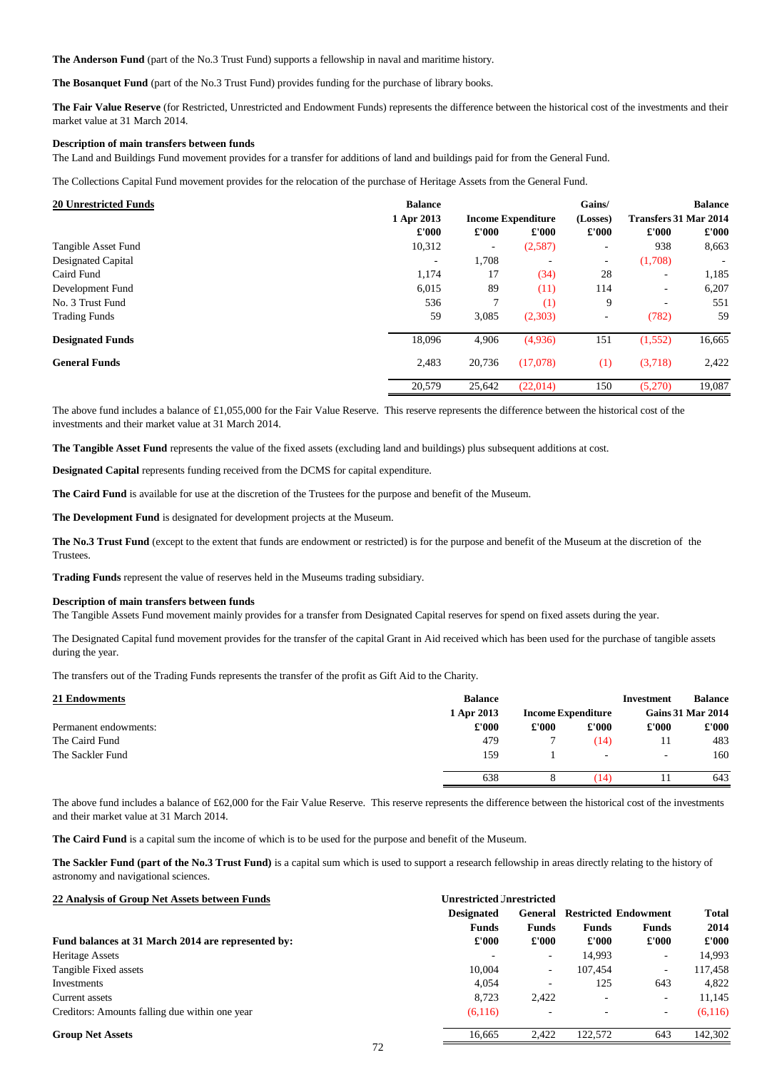**The Anderson Fund** (part of the No.3 Trust Fund) supports a fellowship in naval and maritime history.

**The Bosanquet Fund** (part of the No.3 Trust Fund) provides funding for the purchase of library books.

**The Fair Value Reserve** (for Restricted, Unrestricted and Endowment Funds) represents the difference between the historical cost of the investments and their market value at 31 March 2014.

**Description of main transfers between funds**
The Land and Buildings Fund movement provides for a transfer for additions of land and buildings paid for from the General Fund.

The Collections Capital Fund movement provides for the relocation of the purchase of Heritage Assets from the General Fund.

| **20 Unrestricted Funds** | Balance 1 Apr 2013 £'000 | Income £'000 | Expenditure £'000 | Gains/ (Losses) £'000 | Transfers £'000 | Balance 31 Mar 2014 £'000 |
|---|---|---|---|---|---|---|
| Tangible Asset Fund | 10,312 | - | (2,587) | - | 938 | 8,663 |
| Designated Capital | - | 1,708 | - | - | (1,708) | - |
| Caird Fund | 1,174 | 17 | (34) | 28 | - | 1,185 |
| Development Fund | 6,015 | 89 | (11) | 114 | - | 6,207 |
| No. 3 Trust Fund | 536 | 7 | (1) | 9 | - | 551 |
| Trading Funds | 59 | 3,085 | (2,303) | - | (782) | 59 |
| **Designated Funds** | 18,096 | 4,906 | (4,936) | 151 | (1,552) | 16,665 |
| **General Funds** | 2,483 | 20,736 | (17,078) | (1) | (3,718) | 2,422 |
| | 20,579 | 25,642 | (22,014) | 150 | (5,270) | 19,087 |

The above fund includes a balance of £1,055,000 for the Fair Value Reserve. This reserve represents the difference between the historical cost of the investments and their market value at 31 March 2014.

**The Tangible Asset Fund** represents the value of the fixed assets (excluding land and buildings) plus subsequent additions at cost.

**Designated Capital** represents funding received from the DCMS for capital expenditure.

**The Caird Fund** is available for use at the discretion of the Trustees for the purpose and benefit of the Museum.

**The Development Fund** is designated for development projects at the Museum.

**The No.3 Trust Fund** (except to the extent that funds are endowment or restricted) is for the purpose and benefit of the Museum at the discretion of the Trustees.

**Trading Funds** represent the value of reserves held in the Museums trading subsidiary.

**Description of main transfers between funds**
The Tangible Assets Fund movement mainly provides for a transfer from Designated Capital reserves for spend on fixed assets during the year.

The Designated Capital fund movement provides for the transfer of the capital Grant in Aid received which has been used for the purchase of tangible assets during the year.

The transfers out of the Trading Funds represents the transfer of the profit as Gift Aid to the Charity.

| **21 Endowments** | Balance 1 Apr 2013 £'000 | Income £'000 | Expenditure £'000 | Investment Gains £'000 | Balance 31 Mar 2014 £'000 |
|---|---|---|---|---|---|
| Permanent endowments: | | | | | |
| The Caird Fund | 479 | 7 | (14) | 11 | 483 |
| The Sackler Fund | 159 | 1 | - | - | 160 |
| | 638 | 8 | (14) | 11 | 643 |

The above fund includes a balance of £62,000 for the Fair Value Reserve. This reserve represents the difference between the historical cost of the investments and their market value at 31 March 2014.

**The Caird Fund** is a capital sum the income of which is to be used for the purpose and benefit of the Museum.

**The Sackler Fund (part of the No.3 Trust Fund)** is a capital sum which is used to support a research fellowship in areas directly relating to the history of astronomy and navigational sciences.

| **22 Analysis of Group Net Assets between Funds** | Unrestricted Designated Funds £'000 | Unrestricted General Funds £'000 | Restricted Funds £'000 | Endowment Funds £'000 | Total 2014 £'000 |
|---|---|---|---|---|---|
| **Fund balances at 31 March 2014 are represented by:** | | | | | |
| Heritage Assets | - | - | 14,993 | - | 14,993 |
| Tangible Fixed assets | 10,004 | - | 107,454 | - | 117,458 |
| Investments | 4,054 | - | 125 | 643 | 4,822 |
| Current assets | 8,723 | 2,422 | - | - | 11,145 |
| Creditors: Amounts falling due within one year | (6,116) | - | - | - | (6,116) |
| **Group Net Assets** | 16,665 | 2,422 | 122,572 | 643 | 142,302 |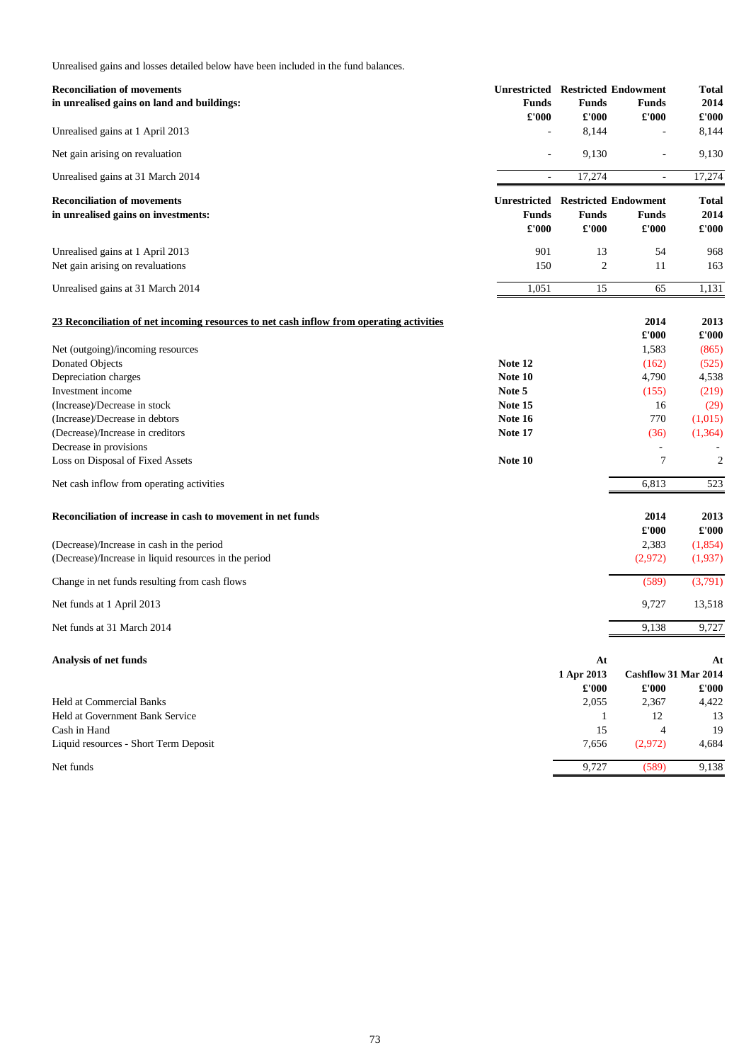Unrealised gains and losses detailed below have been included in the fund balances.

| **Reconciliation of movements in unrealised gains on land and buildings:** | **Unrestricted Funds £'000** | **Restricted Funds £'000** | **Endowment Funds £'000** | **Total 2014 £'000** |
|---|---|---|---|---|
| Unrealised gains at 1 April 2013 | - | 8,144 | - | 8,144 |
| Net gain arising on revaluation | - | 9,130 | - | 9,130 |
| Unrealised gains at 31 March 2014 | - | 17,274 | - | 17,274 |

| **Reconciliation of movements in unrealised gains on investments:** | **Unrestricted Funds £'000** | **Restricted Funds £'000** | **Endowment Funds £'000** | **Total 2014 £'000** |
|---|---|---|---|---|
| Unrealised gains at 1 April 2013 | 901 | 13 | 54 | 968 |
| Net gain arising on revaluations | 150 | 2 | 11 | 163 |
| Unrealised gains at 31 March 2014 | 1,051 | 15 | 65 | 1,131 |

## 23 Reconciliation of net incoming resources to net cash inflow from operating activities

| | | **2014 £'000** | **2013 £'000** |
|---|---|---|---|
| Net (outgoing)/incoming resources | | 1,583 | (865) |
| Donated Objects | **Note 12** | (162) | (525) |
| Depreciation charges | **Note 10** | 4,790 | 4,538 |
| Investment income | **Note 5** | (155) | (219) |
| (Increase)/Decrease in stock | **Note 15** | 16 | (29) |
| (Increase)/Decrease in debtors | **Note 16** | 770 | (1,015) |
| (Decrease)/Increase in creditors | **Note 17** | (36) | (1,364) |
| Decrease in provisions | | - | - |
| Loss on Disposal of Fixed Assets | **Note 10** | 7 | 2 |
| Net cash inflow from operating activities | | 6,813 | 523 |

| **Reconciliation of increase in cash to movement in net funds** | **2014 £'000** | **2013 £'000** |
|---|---|---|
| (Decrease)/Increase in cash in the period | 2,383 | (1,854) |
| (Decrease)/Increase in liquid resources in the period | (2,972) | (1,937) |
| Change in net funds resulting from cash flows | (589) | (3,791) |
| Net funds at 1 April 2013 | 9,727 | 13,518 |
| Net funds at 31 March 2014 | 9,138 | 9,727 |

| **Analysis of net funds** | **At 1 Apr 2013 £'000** | **Cashflow £'000** | **At 31 Mar 2014 £'000** |
|---|---|---|---|
| Held at Commercial Banks | 2,055 | 2,367 | 4,422 |
| Held at Government Bank Service | 1 | 12 | 13 |
| Cash in Hand | 15 | 4 | 19 |
| Liquid resources - Short Term Deposit | 7,656 | (2,972) | 4,684 |
| Net funds | 9,727 | (589) | 9,138 |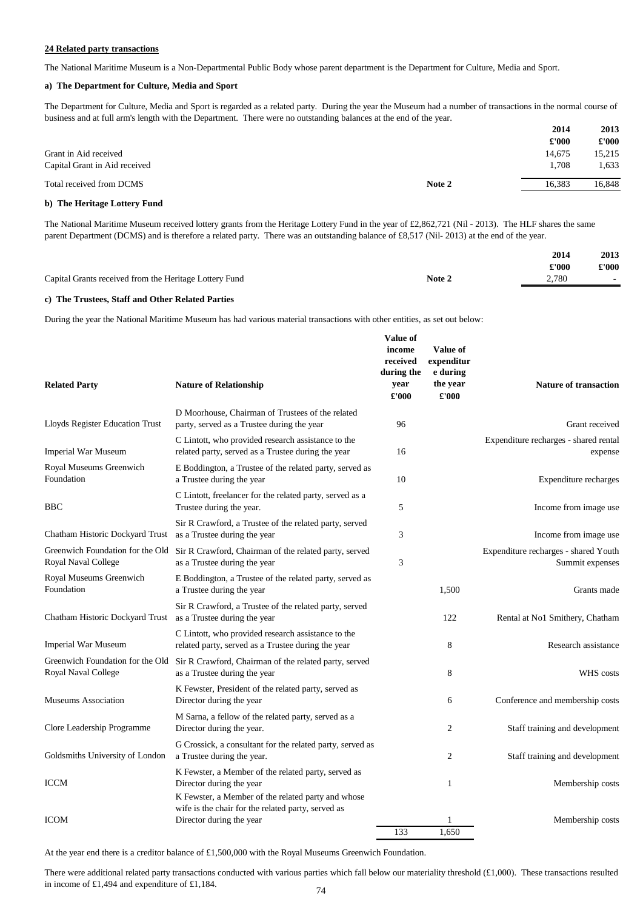## 24 Related party transactions

The National Maritime Museum is a Non-Departmental Public Body whose parent department is the Department for Culture, Media and Sport.

### a) The Department for Culture, Media and Sport

The Department for Culture, Media and Sport is regarded as a related party. During the year the Museum had a number of transactions in the normal course of business and at full arm's length with the Department. There were no outstanding balances at the end of the year.

| | | 2014 | 2013 |
|---|---|---|---|
| | | £'000 | £'000 |
| Grant in Aid received | | 14,675 | 15,215 |
| Capital Grant in Aid received | | 1,708 | 1,633 |
| Total received from DCMS | Note 2 | 16,383 | 16,848 |

### b) The Heritage Lottery Fund

The National Maritime Museum received lottery grants from the Heritage Lottery Fund in the year of £2,862,721 (Nil - 2013). The HLF shares the same parent Department (DCMS) and is therefore a related party. There was an outstanding balance of £8,517 (Nil- 2013) at the end of the year.

| | | 2014 | 2013 |
|---|---|---|---|
| | | £'000 | £'000 |
| Capital Grants received from the Heritage Lottery Fund | Note 2 | 2,780 | - |

### c) The Trustees, Staff and Other Related Parties

During the year the National Maritime Museum has had various material transactions with other entities, as set out below:

| Related Party | Nature of Relationship | Value of income received during the year £'000 | Value of expenditure during the year £'000 | Nature of transaction |
|---|---|---|---|---|
| Lloyds Register Education Trust | D Moorhouse, Chairman of Trustees of the related party, served as a Trustee during the year | 96 | | Grant received |
| Imperial War Museum | C Lintott, who provided research assistance to the related party, served as a Trustee during the year | 16 | | Expenditure recharges - shared rental expense |
| Royal Museums Greenwich Foundation | E Boddington, a Trustee of the related party, served as a Trustee during the year | 10 | | Expenditure recharges |
| BBC | C Lintott, freelancer for the related party, served as a Trustee during the year. | 5 | | Income from image use |
| Chatham Historic Dockyard Trust | Sir R Crawford, a Trustee of the related party, served as a Trustee during the year | 3 | | Income from image use |
| Greenwich Foundation for the Old Royal Naval College | Sir R Crawford, Chairman of the related party, served as a Trustee during the year | 3 | | Expenditure recharges - shared Youth Summit expenses |
| Royal Museums Greenwich Foundation | E Boddington, a Trustee of the related party, served as a Trustee during the year | | 1,500 | Grants made |
| Chatham Historic Dockyard Trust | Sir R Crawford, a Trustee of the related party, served as a Trustee during the year | | 122 | Rental at No1 Smithery, Chatham |
| Imperial War Museum | C Lintott, who provided research assistance to the related party, served as a Trustee during the year | | 8 | Research assistance |
| Greenwich Foundation for the Old Royal Naval College | Sir R Crawford, Chairman of the related party, served as a Trustee during the year | | 8 | WHS costs |
| Museums Association | K Fewster, President of the related party, served as Director during the year | | 6 | Conference and membership costs |
| Clore Leadership Programme | M Sarna, a fellow of the related party, served as a Director during the year. | | 2 | Staff training and development |
| Goldsmiths University of London | G Crossick, a consultant for the related party, served as a Trustee during the year. | | 2 | Staff training and development |
| ICCM | K Fewster, a Member of the related party, served as Director during the year | | 1 | Membership costs |
| ICOM | K Fewster, a Member of the related party and whose wife is the chair for the related party, served as Director during the year | | 1 | Membership costs |
| | | 133 | 1,650 | |

At the year end there is a creditor balance of £1,500,000 with the Royal Museums Greenwich Foundation.

There were additional related party transactions conducted with various parties which fall below our materiality threshold (£1,000). These transactions resulted in income of £1,494 and expenditure of £1,184.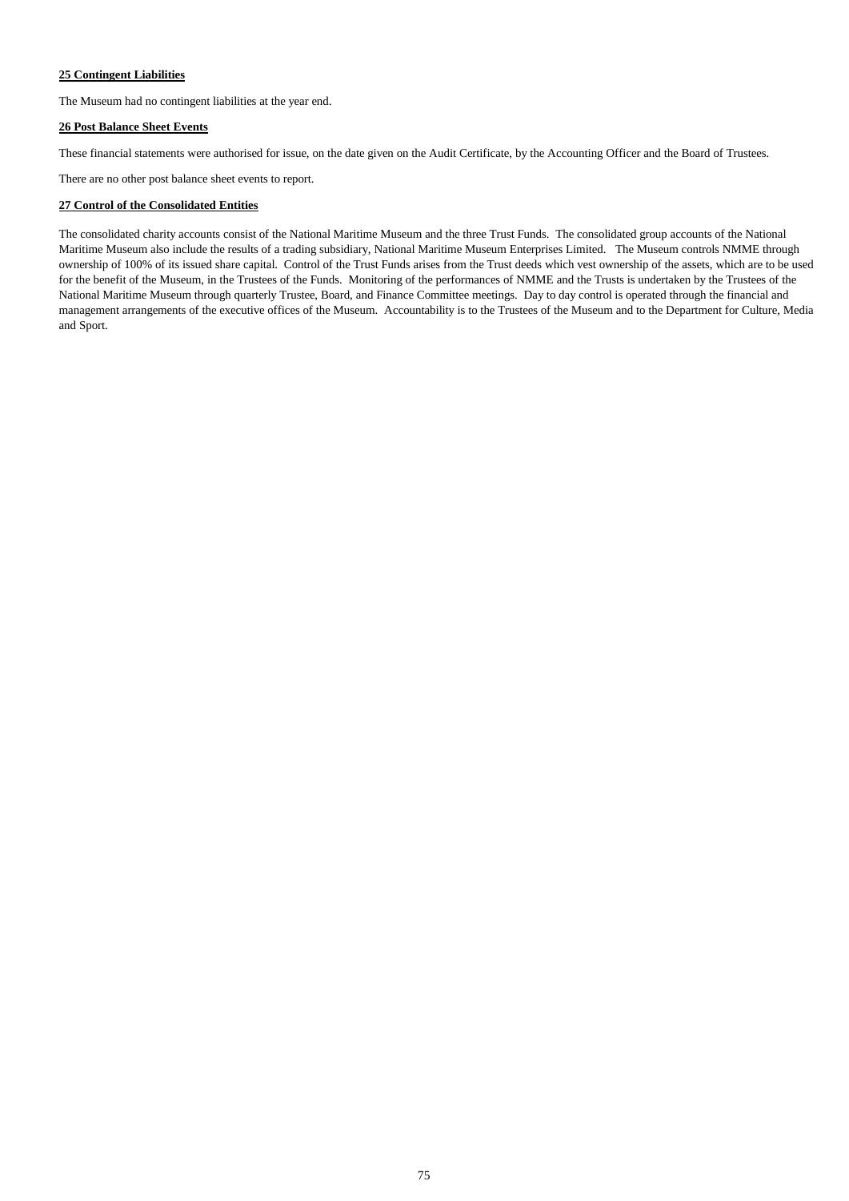**25 Contingent Liabilities**

The Museum had no contingent liabilities at the year end.

**26 Post Balance Sheet Events**

These financial statements were authorised for issue, on the date given on the Audit Certificate, by the Accounting Officer and the Board of Trustees.

There are no other post balance sheet events to report.

**27 Control of the Consolidated Entities**

The consolidated charity accounts consist of the National Maritime Museum and the three Trust Funds. The consolidated group accounts of the National Maritime Museum also include the results of a trading subsidiary, National Maritime Museum Enterprises Limited. The Museum controls NMME through ownership of 100% of its issued share capital. Control of the Trust Funds arises from the Trust deeds which vest ownership of the assets, which are to be used for the benefit of the Museum, in the Trustees of the Funds. Monitoring of the performances of NMME and the Trusts is undertaken by the Trustees of the National Maritime Museum through quarterly Trustee, Board, and Finance Committee meetings. Day to day control is operated through the financial and management arrangements of the executive offices of the Museum. Accountability is to the Trustees of the Museum and to the Department for Culture, Media and Sport.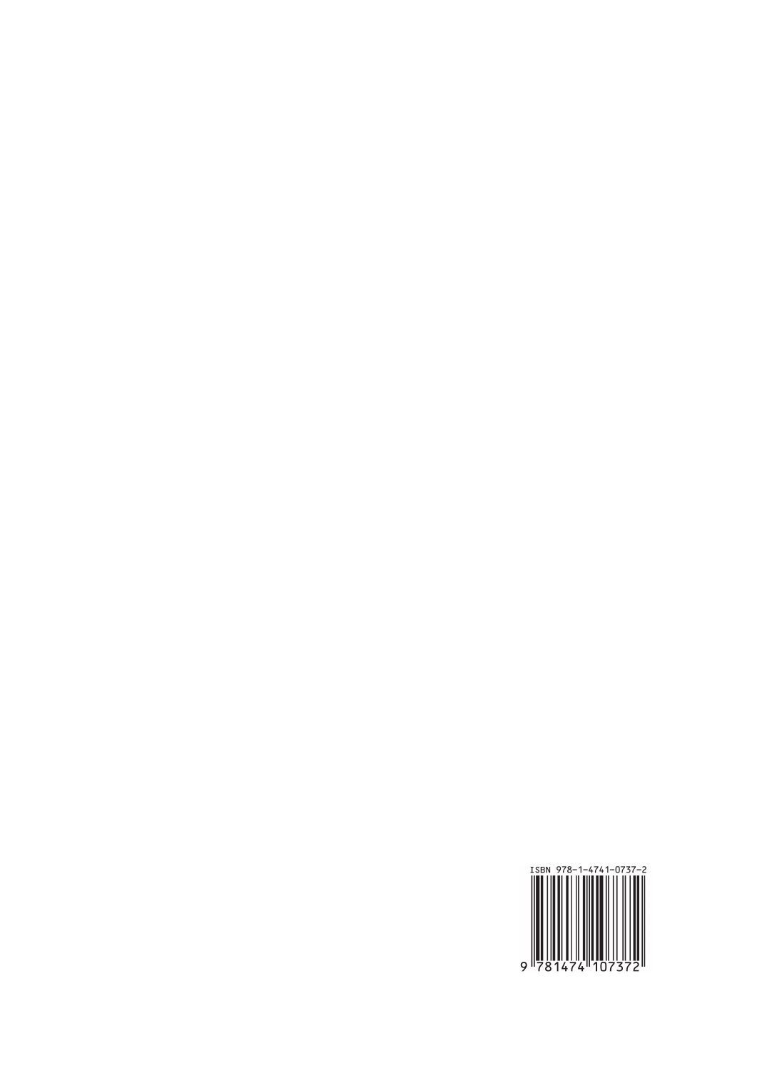ISBN 978-1-4741-0737-2

9 781474 107372